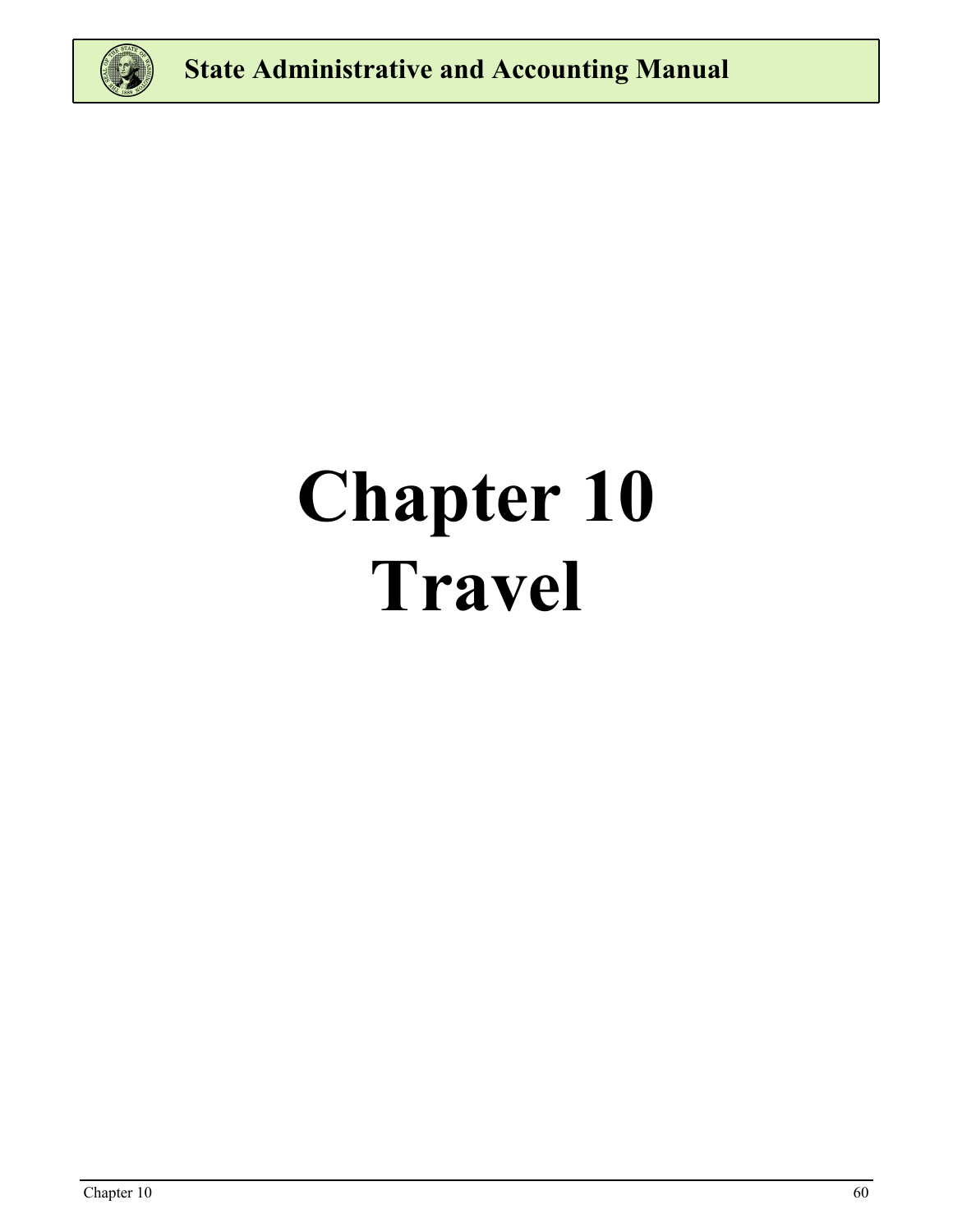# Chapter 10
# Travel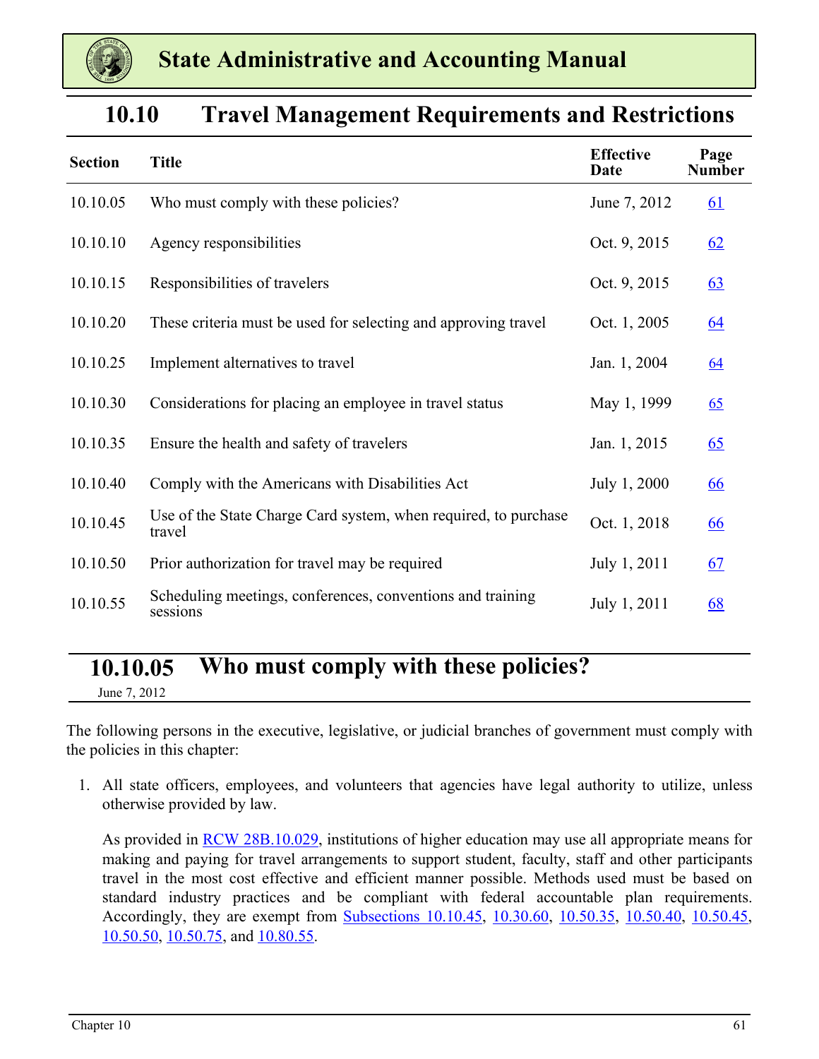# State Administrative and Accounting Manual

## 10.10 Travel Management Requirements and Restrictions

| Section | Title | Effective Date | Page Number |
|---|---|---|---|
| 10.10.05 | Who must comply with these policies? | June 7, 2012 | 61 |
| 10.10.10 | Agency responsibilities | Oct. 9, 2015 | 62 |
| 10.10.15 | Responsibilities of travelers | Oct. 9, 2015 | 63 |
| 10.10.20 | These criteria must be used for selecting and approving travel | Oct. 1, 2005 | 64 |
| 10.10.25 | Implement alternatives to travel | Jan. 1, 2004 | 64 |
| 10.10.30 | Considerations for placing an employee in travel status | May 1, 1999 | 65 |
| 10.10.35 | Ensure the health and safety of travelers | Jan. 1, 2015 | 65 |
| 10.10.40 | Comply with the Americans with Disabilities Act | July 1, 2000 | 66 |
| 10.10.45 | Use of the State Charge Card system, when required, to purchase travel | Oct. 1, 2018 | 66 |
| 10.10.50 | Prior authorization for travel may be required | July 1, 2011 | 67 |
| 10.10.55 | Scheduling meetings, conferences, conventions and training sessions | July 1, 2011 | 68 |

### 10.10.05 Who must comply with these policies?

June 7, 2012

The following persons in the executive, legislative, or judicial branches of government must comply with the policies in this chapter:

1. All state officers, employees, and volunteers that agencies have legal authority to utilize, unless otherwise provided by law.

   As provided in RCW 28B.10.029, institutions of higher education may use all appropriate means for making and paying for travel arrangements to support student, faculty, staff and other participants travel in the most cost effective and efficient manner possible. Methods used must be based on standard industry practices and be compliant with federal accountable plan requirements. Accordingly, they are exempt from Subsections 10.10.45, 10.30.60, 10.50.35, 10.50.40, 10.50.45, 10.50.50, 10.50.75, and 10.80.55.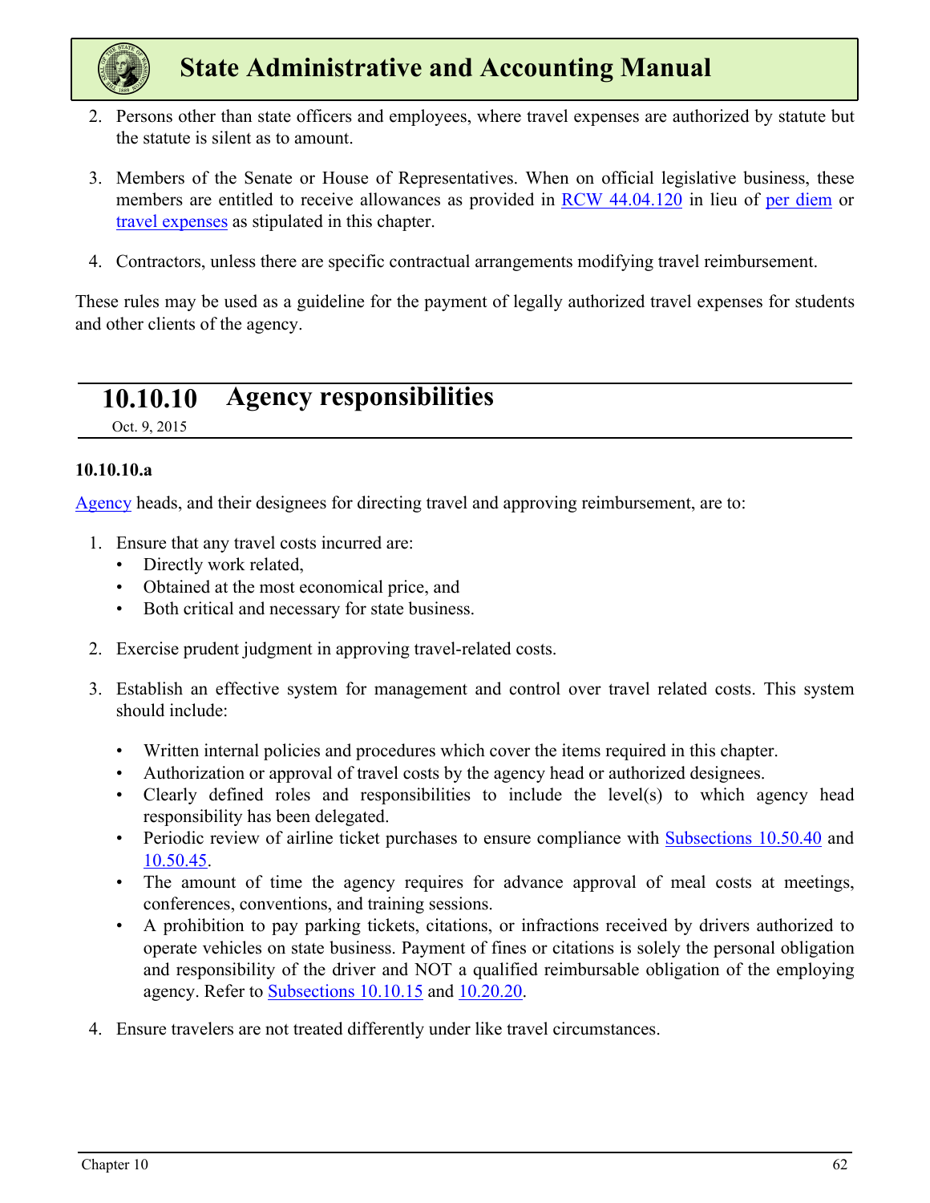2. Persons other than state officers and employees, where travel expenses are authorized by statute but the statute is silent as to amount.

3. Members of the Senate or House of Representatives. When on official legislative business, these members are entitled to receive allowances as provided in RCW 44.04.120 in lieu of per diem or travel expenses as stipulated in this chapter.

4. Contractors, unless there are specific contractual arrangements modifying travel reimbursement.

These rules may be used as a guideline for the payment of legally authorized travel expenses for students and other clients of the agency.

## 10.10.10 Agency responsibilities

Oct. 9, 2015

**10.10.10.a**

Agency heads, and their designees for directing travel and approving reimbursement, are to:

1. Ensure that any travel costs incurred are:
   - Directly work related,
   - Obtained at the most economical price, and
   - Both critical and necessary for state business.

2. Exercise prudent judgment in approving travel-related costs.

3. Establish an effective system for management and control over travel related costs. This system should include:

   - Written internal policies and procedures which cover the items required in this chapter.
   - Authorization or approval of travel costs by the agency head or authorized designees.
   - Clearly defined roles and responsibilities to include the level(s) to which agency head responsibility has been delegated.
   - Periodic review of airline ticket purchases to ensure compliance with Subsections 10.50.40 and 10.50.45.
   - The amount of time the agency requires for advance approval of meal costs at meetings, conferences, conventions, and training sessions.
   - A prohibition to pay parking tickets, citations, or infractions received by drivers authorized to operate vehicles on state business. Payment of fines or citations is solely the personal obligation and responsibility of the driver and NOT a qualified reimbursable obligation of the employing agency. Refer to Subsections 10.10.15 and 10.20.20.

4. Ensure travelers are not treated differently under like travel circumstances.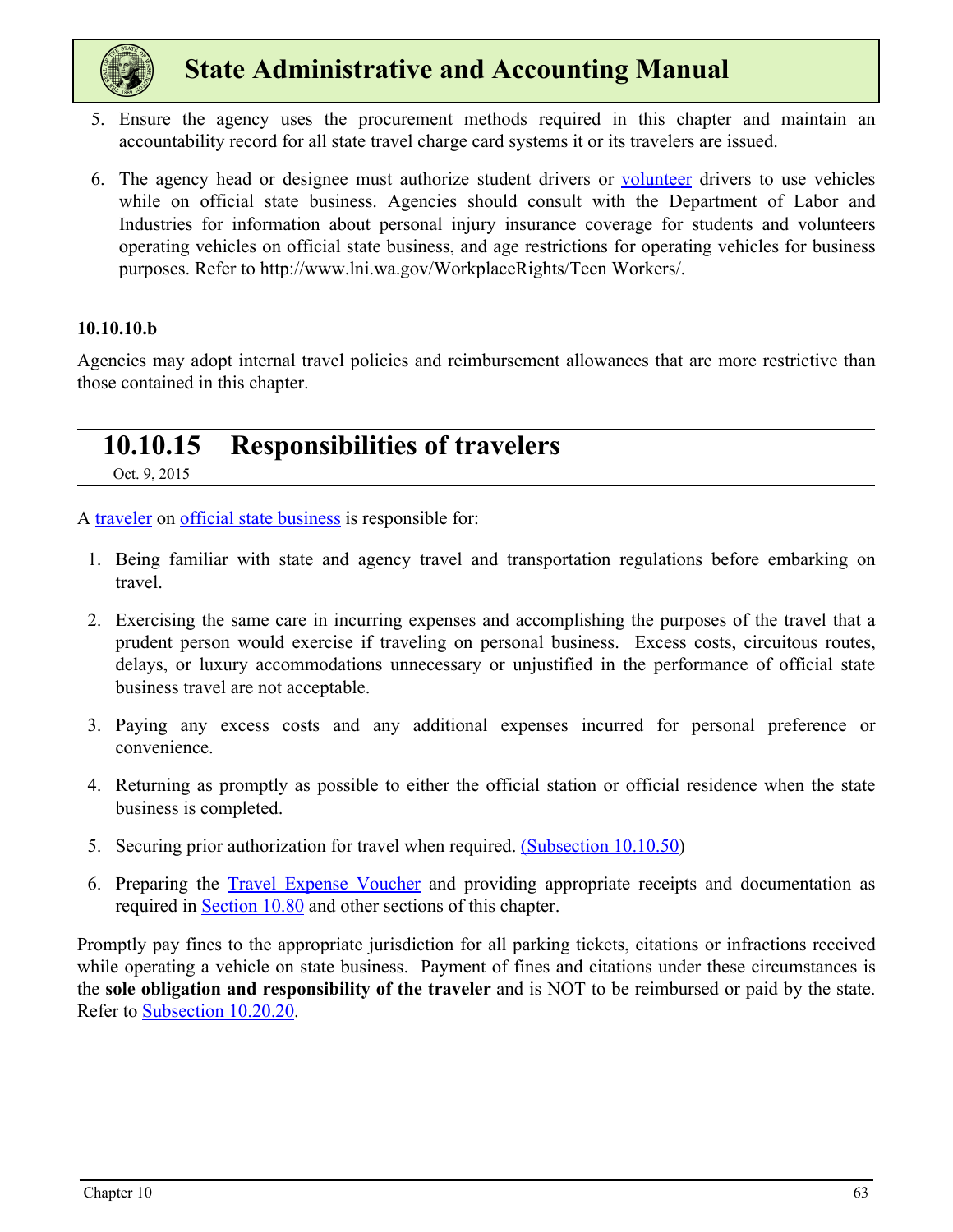5. Ensure the agency uses the procurement methods required in this chapter and maintain an accountability record for all state travel charge card systems it or its travelers are issued.

6. The agency head or designee must authorize student drivers or volunteer drivers to use vehicles while on official state business. Agencies should consult with the Department of Labor and Industries for information about personal injury insurance coverage for students and volunteers operating vehicles on official state business, and age restrictions for operating vehicles for business purposes. Refer to http://www.lni.wa.gov/WorkplaceRights/Teen Workers/.

**10.10.10.b**

Agencies may adopt internal travel policies and reimbursement allowances that are more restrictive than those contained in this chapter.

## 10.10.15 Responsibilities of travelers

Oct. 9, 2015

A traveler on official state business is responsible for:

1. Being familiar with state and agency travel and transportation regulations before embarking on travel.

2. Exercising the same care in incurring expenses and accomplishing the purposes of the travel that a prudent person would exercise if traveling on personal business. Excess costs, circuitous routes, delays, or luxury accommodations unnecessary or unjustified in the performance of official state business travel are not acceptable.

3. Paying any excess costs and any additional expenses incurred for personal preference or convenience.

4. Returning as promptly as possible to either the official station or official residence when the state business is completed.

5. Securing prior authorization for travel when required. (Subsection 10.10.50)

6. Preparing the Travel Expense Voucher and providing appropriate receipts and documentation as required in Section 10.80 and other sections of this chapter.

Promptly pay fines to the appropriate jurisdiction for all parking tickets, citations or infractions received while operating a vehicle on state business. Payment of fines and citations under these circumstances is the **sole obligation and responsibility of the traveler** and is NOT to be reimbursed or paid by the state. Refer to Subsection 10.20.20.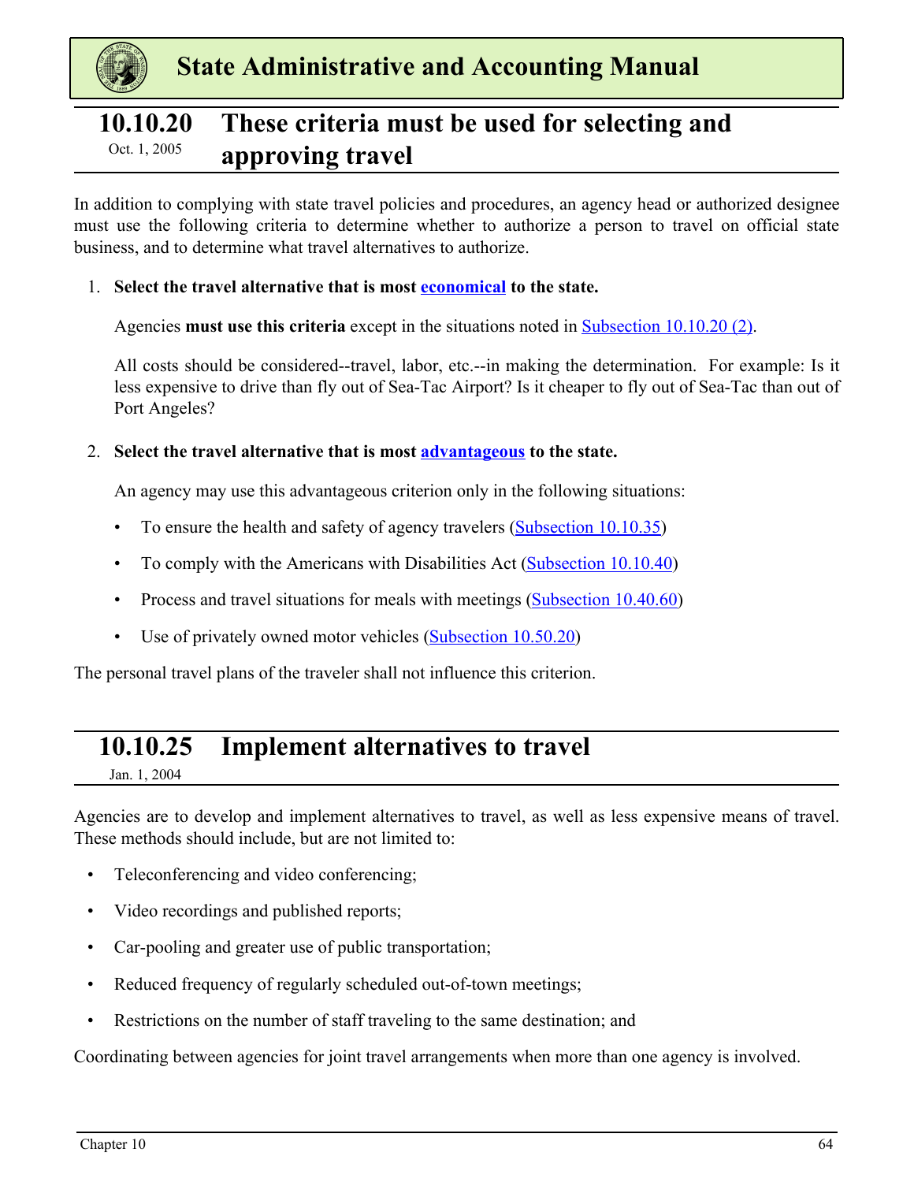## 10.10.20 These criteria must be used for selecting and approving travel

Oct. 1, 2005

In addition to complying with state travel policies and procedures, an agency head or authorized designee must use the following criteria to determine whether to authorize a person to travel on official state business, and to determine what travel alternatives to authorize.

1. **Select the travel alternative that is most economical to the state.**

   Agencies **must use this criteria** except in the situations noted in Subsection 10.10.20 (2).

   All costs should be considered--travel, labor, etc.--in making the determination. For example: Is it less expensive to drive than fly out of Sea-Tac Airport? Is it cheaper to fly out of Sea-Tac than out of Port Angeles?

2. **Select the travel alternative that is most advantageous to the state.**

   An agency may use this advantageous criterion only in the following situations:

   - To ensure the health and safety of agency travelers (Subsection 10.10.35)
   - To comply with the Americans with Disabilities Act (Subsection 10.10.40)
   - Process and travel situations for meals with meetings (Subsection 10.40.60)
   - Use of privately owned motor vehicles (Subsection 10.50.20)

The personal travel plans of the traveler shall not influence this criterion.

## 10.10.25 Implement alternatives to travel

Jan. 1, 2004

Agencies are to develop and implement alternatives to travel, as well as less expensive means of travel. These methods should include, but are not limited to:

- Teleconferencing and video conferencing;
- Video recordings and published reports;
- Car-pooling and greater use of public transportation;
- Reduced frequency of regularly scheduled out-of-town meetings;
- Restrictions on the number of staff traveling to the same destination; and

Coordinating between agencies for joint travel arrangements when more than one agency is involved.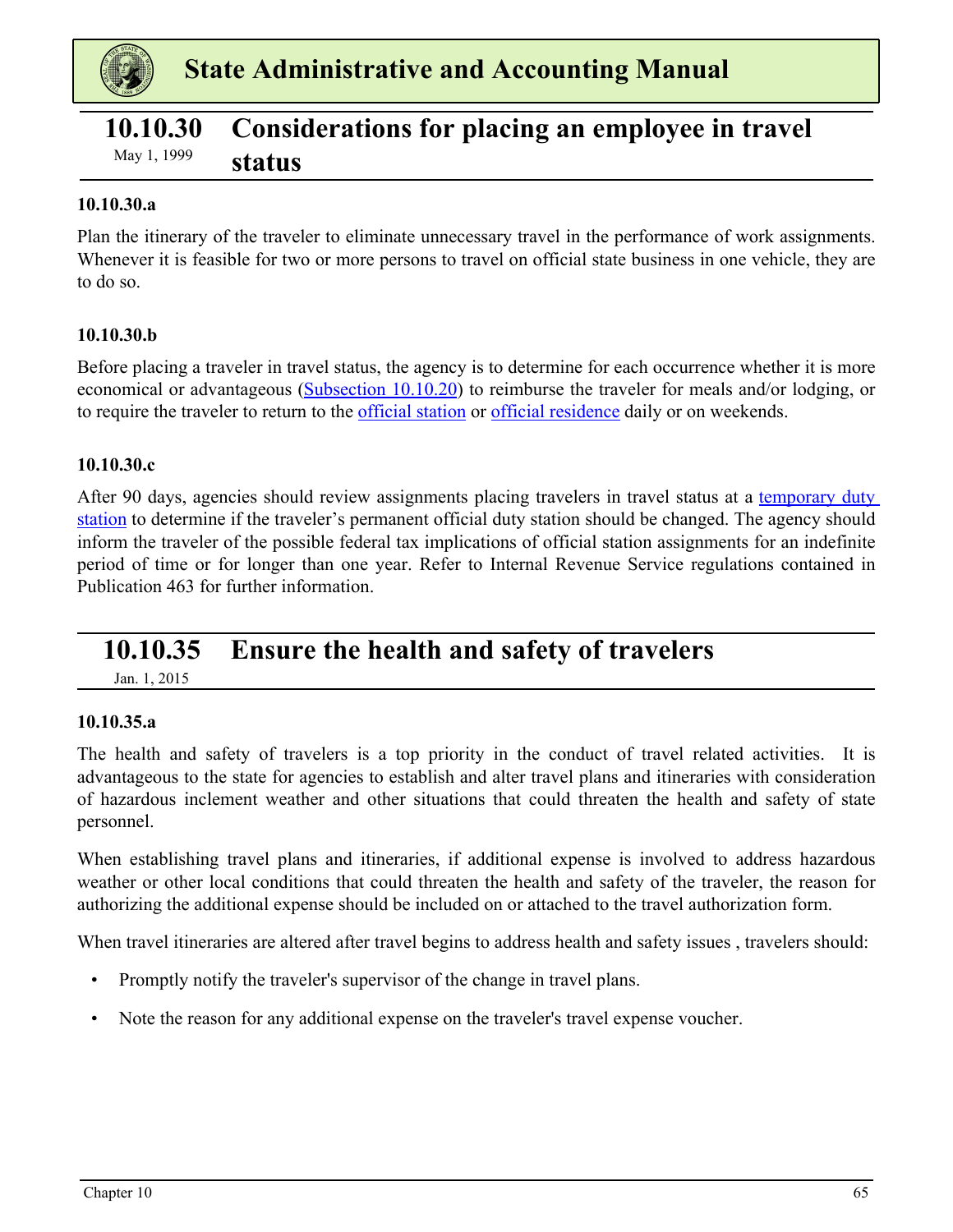## 10.10.30 Considerations for placing an employee in travel status

May 1, 1999

### 10.10.30.a

Plan the itinerary of the traveler to eliminate unnecessary travel in the performance of work assignments. Whenever it is feasible for two or more persons to travel on official state business in one vehicle, they are to do so.

### 10.10.30.b

Before placing a traveler in travel status, the agency is to determine for each occurrence whether it is more economical or advantageous (Subsection 10.10.20) to reimburse the traveler for meals and/or lodging, or to require the traveler to return to the official station or official residence daily or on weekends.

### 10.10.30.c

After 90 days, agencies should review assignments placing travelers in travel status at a temporary duty station to determine if the traveler's permanent official duty station should be changed. The agency should inform the traveler of the possible federal tax implications of official station assignments for an indefinite period of time or for longer than one year. Refer to Internal Revenue Service regulations contained in Publication 463 for further information.

## 10.10.35 Ensure the health and safety of travelers

Jan. 1, 2015

### 10.10.35.a

The health and safety of travelers is a top priority in the conduct of travel related activities. It is advantageous to the state for agencies to establish and alter travel plans and itineraries with consideration of hazardous inclement weather and other situations that could threaten the health and safety of state personnel.

When establishing travel plans and itineraries, if additional expense is involved to address hazardous weather or other local conditions that could threaten the health and safety of the traveler, the reason for authorizing the additional expense should be included on or attached to the travel authorization form.

When travel itineraries are altered after travel begins to address health and safety issues , travelers should:

- Promptly notify the traveler's supervisor of the change in travel plans.
- Note the reason for any additional expense on the traveler's travel expense voucher.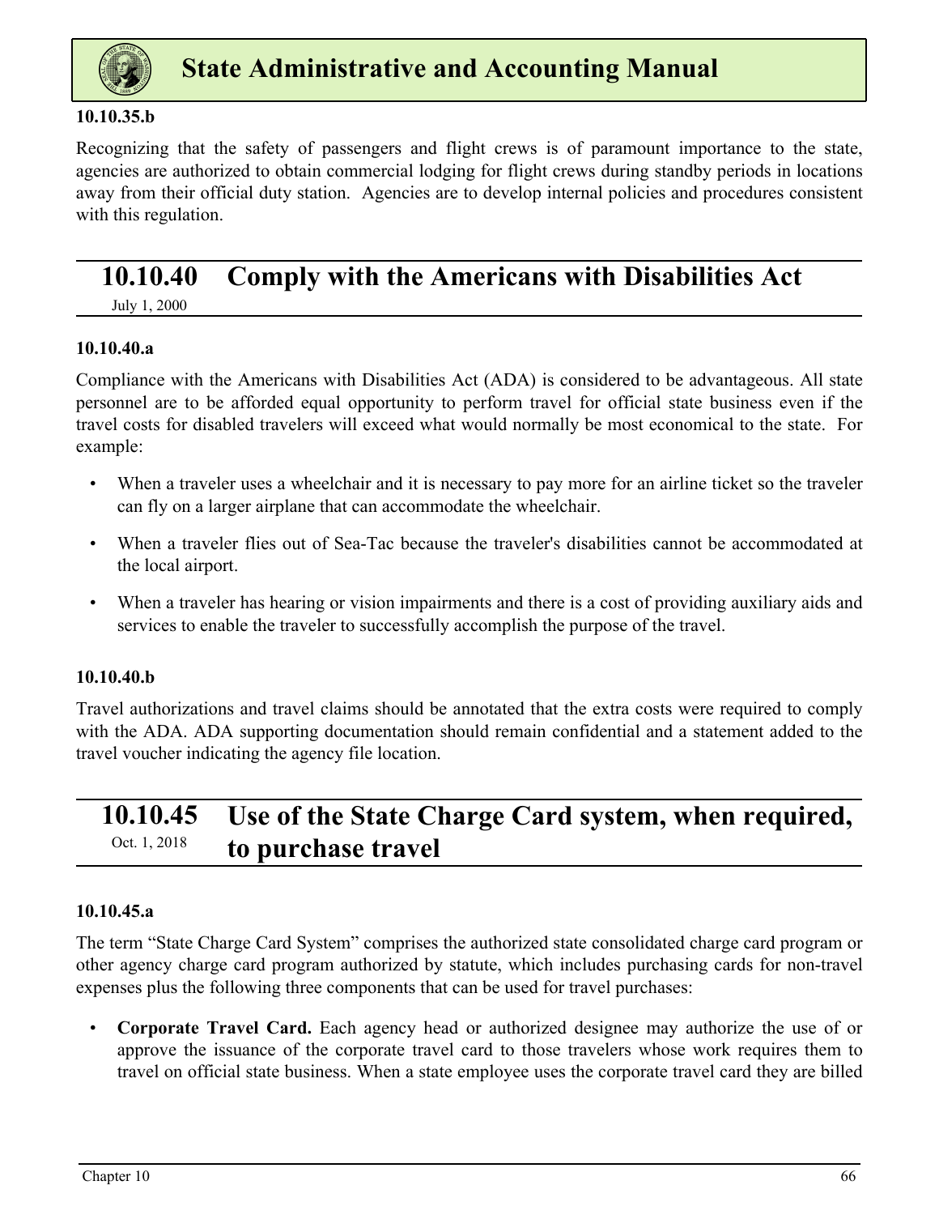#### 10.10.35.b

Recognizing that the safety of passengers and flight crews is of paramount importance to the state, agencies are authorized to obtain commercial lodging for flight crews during standby periods in locations away from their official duty station. Agencies are to develop internal policies and procedures consistent with this regulation.

## 10.10.40 Comply with the Americans with Disabilities Act

July 1, 2000

#### 10.10.40.a

Compliance with the Americans with Disabilities Act (ADA) is considered to be advantageous. All state personnel are to be afforded equal opportunity to perform travel for official state business even if the travel costs for disabled travelers will exceed what would normally be most economical to the state. For example:

- When a traveler uses a wheelchair and it is necessary to pay more for an airline ticket so the traveler can fly on a larger airplane that can accommodate the wheelchair.
- When a traveler flies out of Sea-Tac because the traveler's disabilities cannot be accommodated at the local airport.
- When a traveler has hearing or vision impairments and there is a cost of providing auxiliary aids and services to enable the traveler to successfully accomplish the purpose of the travel.

#### 10.10.40.b

Travel authorizations and travel claims should be annotated that the extra costs were required to comply with the ADA. ADA supporting documentation should remain confidential and a statement added to the travel voucher indicating the agency file location.

## 10.10.45 Use of the State Charge Card system, when required, to purchase travel

Oct. 1, 2018

#### 10.10.45.a

The term "State Charge Card System" comprises the authorized state consolidated charge card program or other agency charge card program authorized by statute, which includes purchasing cards for non-travel expenses plus the following three components that can be used for travel purchases:

- **Corporate Travel Card.** Each agency head or authorized designee may authorize the use of or approve the issuance of the corporate travel card to those travelers whose work requires them to travel on official state business. When a state employee uses the corporate travel card they are billed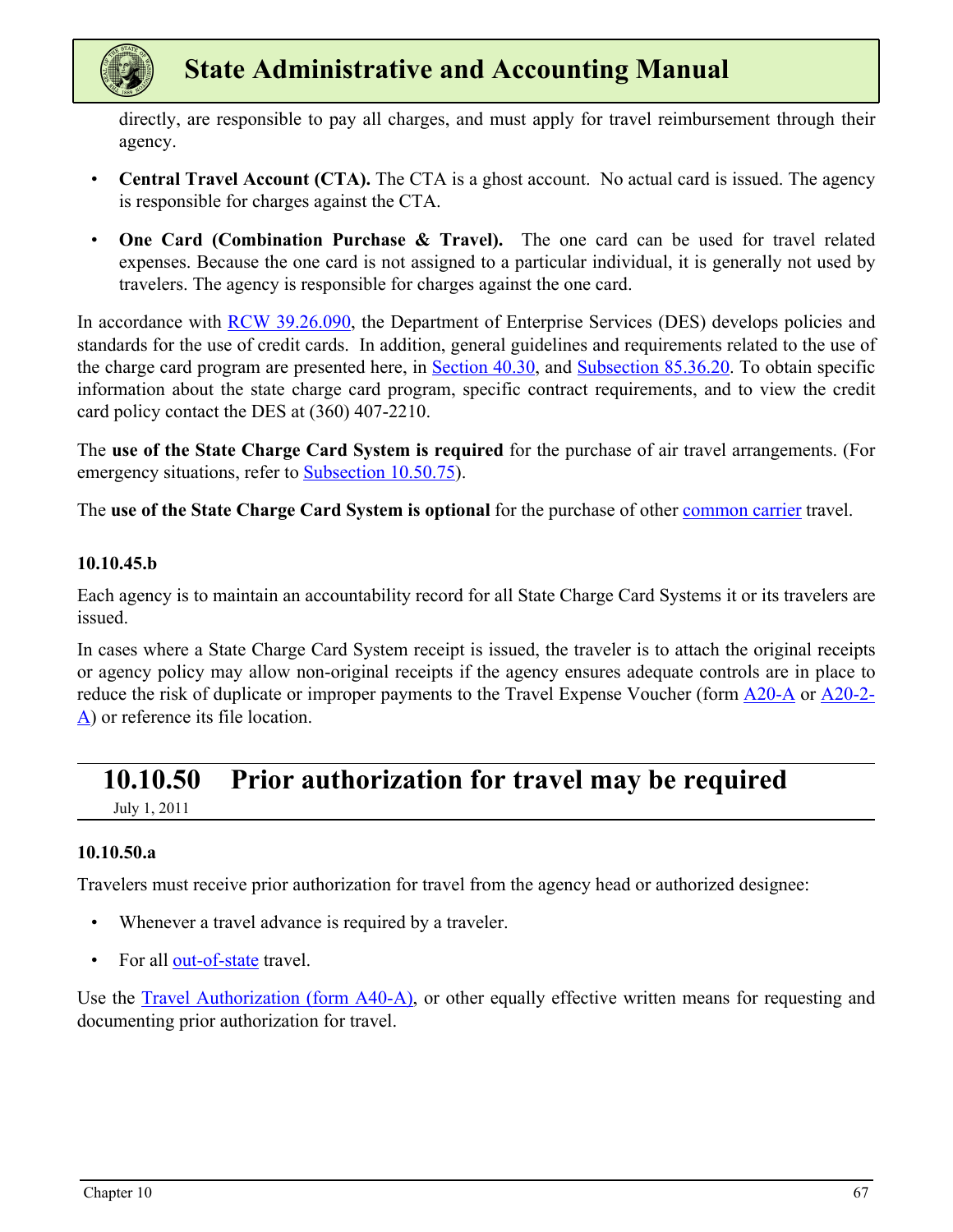directly, are responsible to pay all charges, and must apply for travel reimbursement through their agency.

- **Central Travel Account (CTA).** The CTA is a ghost account. No actual card is issued. The agency is responsible for charges against the CTA.
- **One Card (Combination Purchase & Travel).** The one card can be used for travel related expenses. Because the one card is not assigned to a particular individual, it is generally not used by travelers. The agency is responsible for charges against the one card.

In accordance with RCW 39.26.090, the Department of Enterprise Services (DES) develops policies and standards for the use of credit cards. In addition, general guidelines and requirements related to the use of the charge card program are presented here, in Section 40.30, and Subsection 85.36.20. To obtain specific information about the state charge card program, specific contract requirements, and to view the credit card policy contact the DES at (360) 407-2210.

The **use of the State Charge Card System is required** for the purchase of air travel arrangements. (For emergency situations, refer to Subsection 10.50.75).

The **use of the State Charge Card System is optional** for the purchase of other common carrier travel.

#### 10.10.45.b

Each agency is to maintain an accountability record for all State Charge Card Systems it or its travelers are issued.

In cases where a State Charge Card System receipt is issued, the traveler is to attach the original receipts or agency policy may allow non-original receipts if the agency ensures adequate controls are in place to reduce the risk of duplicate or improper payments to the Travel Expense Voucher (form A20-A or A20-2-A) or reference its file location.

## 10.10.50 Prior authorization for travel may be required

July 1, 2011

#### 10.10.50.a

Travelers must receive prior authorization for travel from the agency head or authorized designee:

- Whenever a travel advance is required by a traveler.
- For all out-of-state travel.

Use the Travel Authorization (form A40-A), or other equally effective written means for requesting and documenting prior authorization for travel.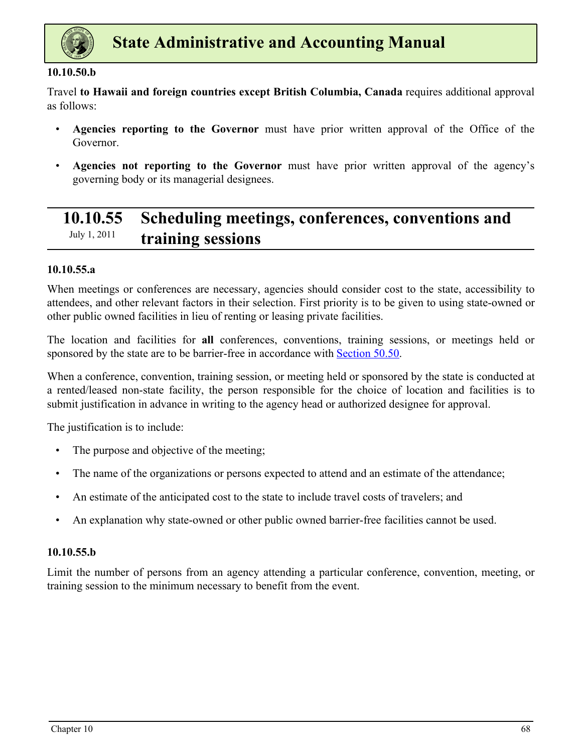**10.10.50.b**

Travel **to Hawaii and foreign countries except British Columbia, Canada** requires additional approval as follows:

- **Agencies reporting to the Governor** must have prior written approval of the Office of the Governor.
- **Agencies not reporting to the Governor** must have prior written approval of the agency's governing body or its managerial designees.

## 10.10.55 Scheduling meetings, conferences, conventions and training sessions

July 1, 2011

**10.10.55.a**

When meetings or conferences are necessary, agencies should consider cost to the state, accessibility to attendees, and other relevant factors in their selection. First priority is to be given to using state-owned or other public owned facilities in lieu of renting or leasing private facilities.

The location and facilities for **all** conferences, conventions, training sessions, or meetings held or sponsored by the state are to be barrier-free in accordance with Section 50.50.

When a conference, convention, training session, or meeting held or sponsored by the state is conducted at a rented/leased non-state facility, the person responsible for the choice of location and facilities is to submit justification in advance in writing to the agency head or authorized designee for approval.

The justification is to include:

- The purpose and objective of the meeting;
- The name of the organizations or persons expected to attend and an estimate of the attendance;
- An estimate of the anticipated cost to the state to include travel costs of travelers; and
- An explanation why state-owned or other public owned barrier-free facilities cannot be used.

**10.10.55.b**

Limit the number of persons from an agency attending a particular conference, convention, meeting, or training session to the minimum necessary to benefit from the event.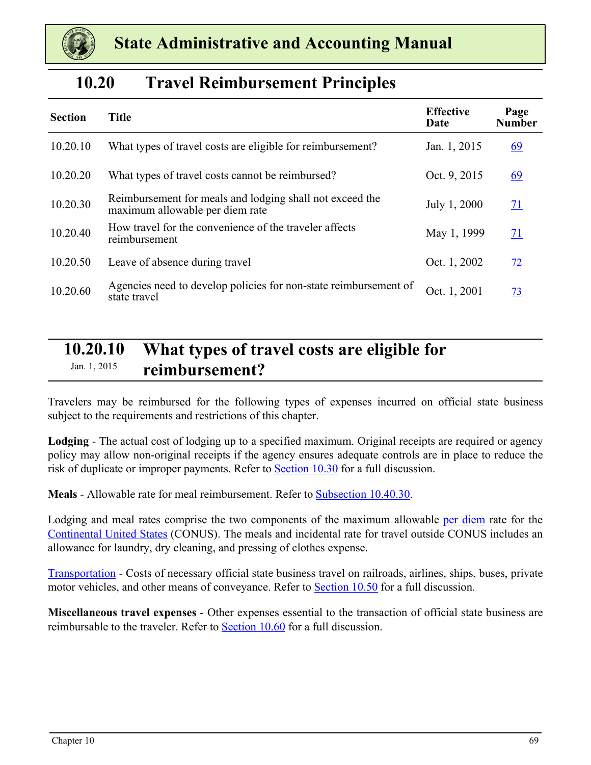# State Administrative and Accounting Manual

## 10.20 Travel Reimbursement Principles

| Section | Title | Effective Date | Page Number |
|---|---|---|---|
| 10.20.10 | What types of travel costs are eligible for reimbursement? | Jan. 1, 2015 | 69 |
| 10.20.20 | What types of travel costs cannot be reimbursed? | Oct. 9, 2015 | 69 |
| 10.20.30 | Reimbursement for meals and lodging shall not exceed the maximum allowable per diem rate | July 1, 2000 | 71 |
| 10.20.40 | How travel for the convenience of the traveler affects reimbursement | May 1, 1999 | 71 |
| 10.20.50 | Leave of absence during travel | Oct. 1, 2002 | 72 |
| 10.20.60 | Agencies need to develop policies for non-state reimbursement of state travel | Oct. 1, 2001 | 73 |

### 10.20.10 What types of travel costs are eligible for reimbursement?

Jan. 1, 2015

Travelers may be reimbursed for the following types of expenses incurred on official state business subject to the requirements and restrictions of this chapter.

**Lodging** - The actual cost of lodging up to a specified maximum. Original receipts are required or agency policy may allow non-original receipts if the agency ensures adequate controls are in place to reduce the risk of duplicate or improper payments. Refer to Section 10.30 for a full discussion.

**Meals** - Allowable rate for meal reimbursement. Refer to Subsection 10.40.30.

Lodging and meal rates comprise the two components of the maximum allowable per diem rate for the Continental United States (CONUS). The meals and incidental rate for travel outside CONUS includes an allowance for laundry, dry cleaning, and pressing of clothes expense.

Transportation - Costs of necessary official state business travel on railroads, airlines, ships, buses, private motor vehicles, and other means of conveyance. Refer to Section 10.50 for a full discussion.

**Miscellaneous travel expenses** - Other expenses essential to the transaction of official state business are reimbursable to the traveler. Refer to Section 10.60 for a full discussion.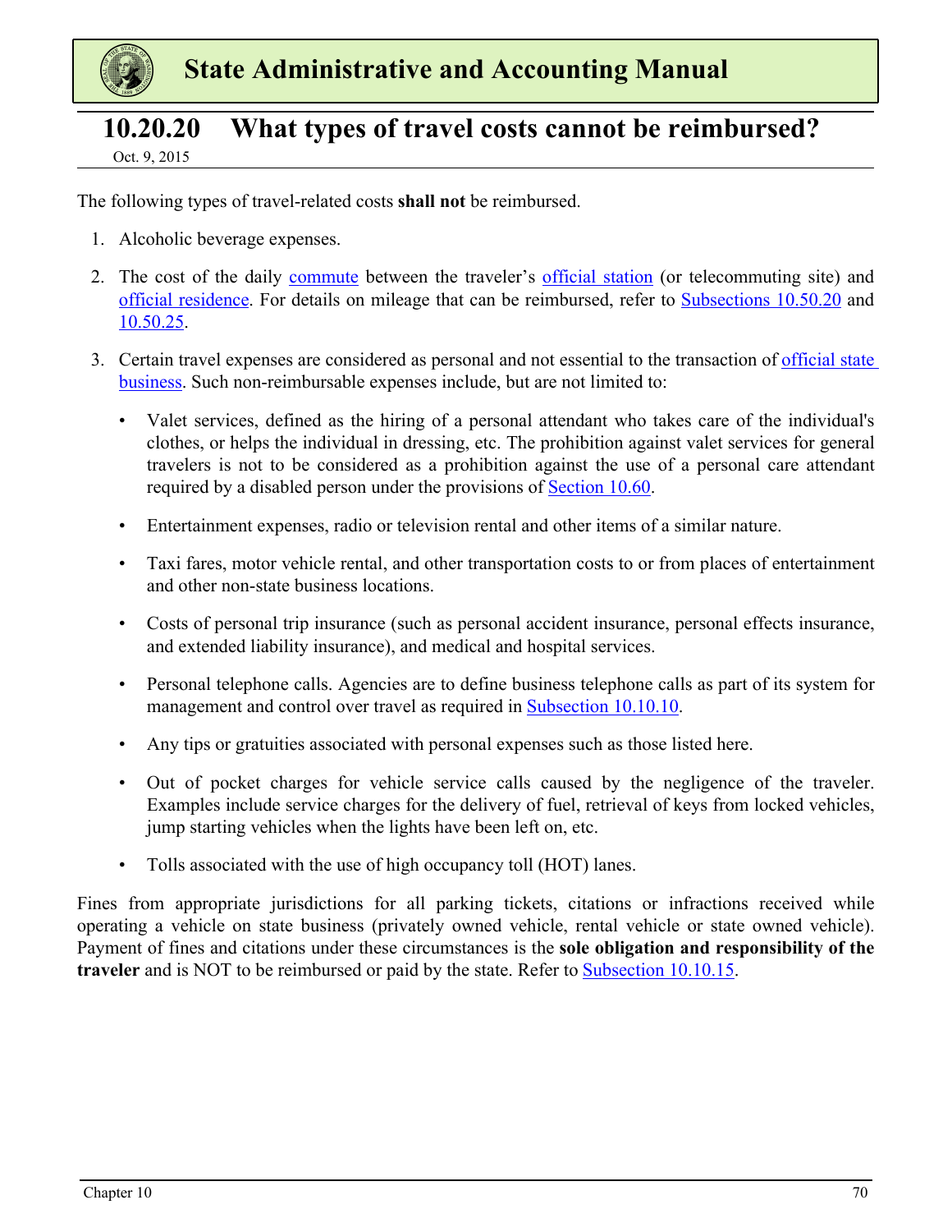# 10.20.20 What types of travel costs cannot be reimbursed?

Oct. 9, 2015

The following types of travel-related costs **shall not** be reimbursed.

1. Alcoholic beverage expenses.

2. The cost of the daily commute between the traveler's official station (or telecommuting site) and official residence. For details on mileage that can be reimbursed, refer to Subsections 10.50.20 and 10.50.25.

3. Certain travel expenses are considered as personal and not essential to the transaction of official state business. Such non-reimbursable expenses include, but are not limited to:

   - Valet services, defined as the hiring of a personal attendant who takes care of the individual's clothes, or helps the individual in dressing, etc. The prohibition against valet services for general travelers is not to be considered as a prohibition against the use of a personal care attendant required by a disabled person under the provisions of Section 10.60.

   - Entertainment expenses, radio or television rental and other items of a similar nature.

   - Taxi fares, motor vehicle rental, and other transportation costs to or from places of entertainment and other non-state business locations.

   - Costs of personal trip insurance (such as personal accident insurance, personal effects insurance, and extended liability insurance), and medical and hospital services.

   - Personal telephone calls. Agencies are to define business telephone calls as part of its system for management and control over travel as required in Subsection 10.10.10.

   - Any tips or gratuities associated with personal expenses such as those listed here.

   - Out of pocket charges for vehicle service calls caused by the negligence of the traveler. Examples include service charges for the delivery of fuel, retrieval of keys from locked vehicles, jump starting vehicles when the lights have been left on, etc.

   - Tolls associated with the use of high occupancy toll (HOT) lanes.

Fines from appropriate jurisdictions for all parking tickets, citations or infractions received while operating a vehicle on state business (privately owned vehicle, rental vehicle or state owned vehicle). Payment of fines and citations under these circumstances is the **sole obligation and responsibility of the traveler** and is NOT to be reimbursed or paid by the state. Refer to Subsection 10.10.15.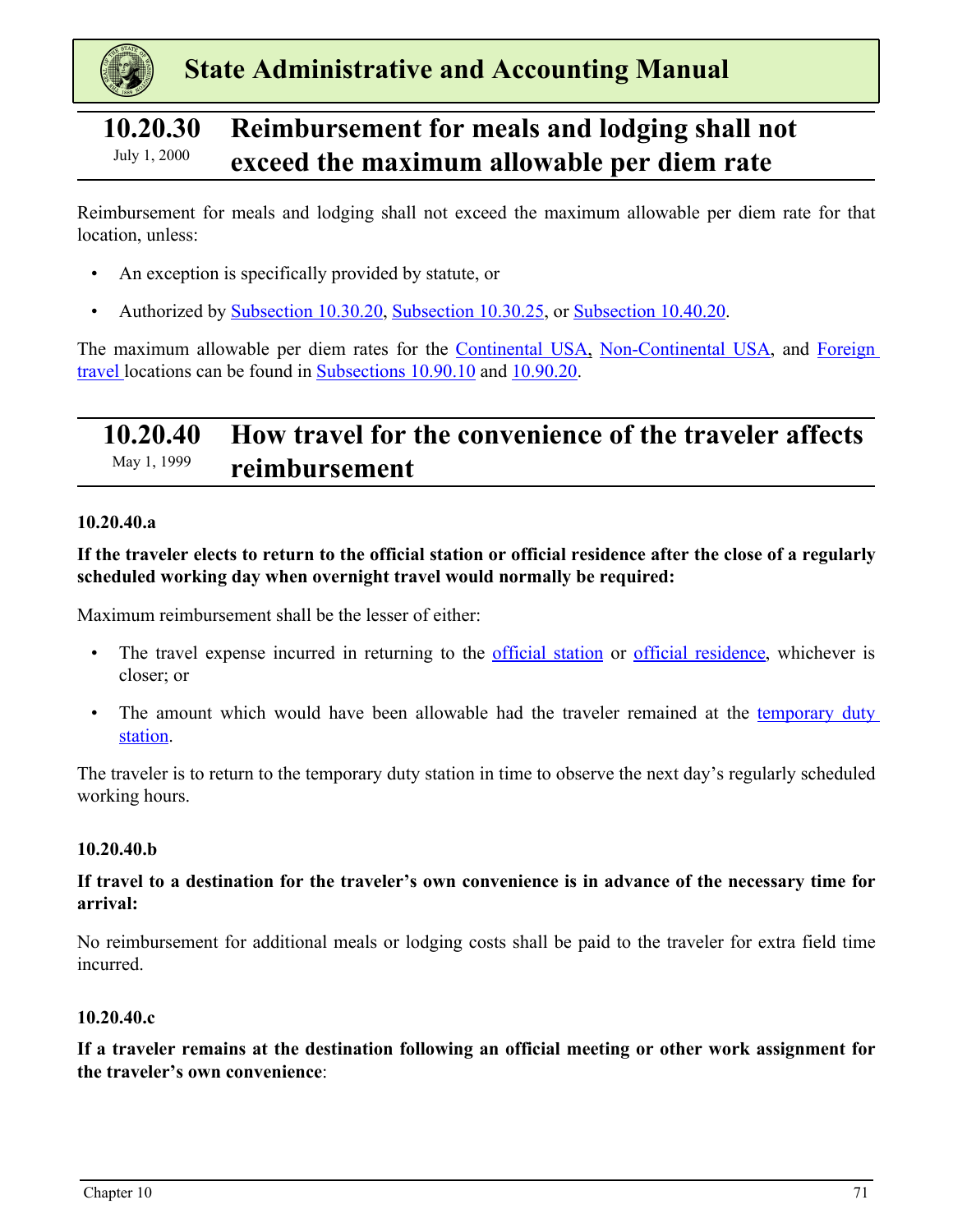## 10.20.30 Reimbursement for meals and lodging shall not exceed the maximum allowable per diem rate

July 1, 2000

Reimbursement for meals and lodging shall not exceed the maximum allowable per diem rate for that location, unless:

- An exception is specifically provided by statute, or
- Authorized by Subsection 10.30.20, Subsection 10.30.25, or Subsection 10.40.20.

The maximum allowable per diem rates for the Continental USA, Non-Continental USA, and Foreign travel locations can be found in Subsections 10.90.10 and 10.90.20.

## 10.20.40 How travel for the convenience of the traveler affects reimbursement

May 1, 1999

### 10.20.40.a

**If the traveler elects to return to the official station or official residence after the close of a regularly scheduled working day when overnight travel would normally be required:**

Maximum reimbursement shall be the lesser of either:

- The travel expense incurred in returning to the official station or official residence, whichever is closer; or
- The amount which would have been allowable had the traveler remained at the temporary duty station.

The traveler is to return to the temporary duty station in time to observe the next day's regularly scheduled working hours.

### 10.20.40.b

**If travel to a destination for the traveler's own convenience is in advance of the necessary time for arrival:**

No reimbursement for additional meals or lodging costs shall be paid to the traveler for extra field time incurred.

### 10.20.40.c

**If a traveler remains at the destination following an official meeting or other work assignment for the traveler's own convenience**: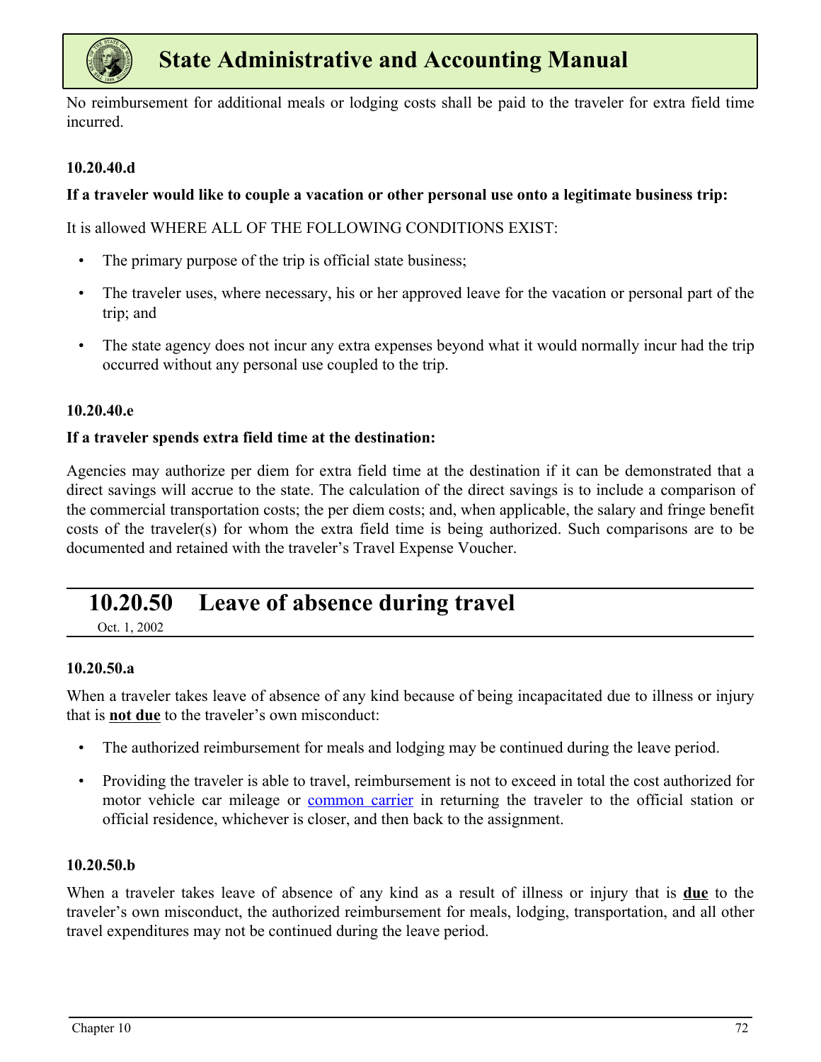No reimbursement for additional meals or lodging costs shall be paid to the traveler for extra field time incurred.

#### 10.20.40.d

**If a traveler would like to couple a vacation or other personal use onto a legitimate business trip:**

It is allowed WHERE ALL OF THE FOLLOWING CONDITIONS EXIST:

- The primary purpose of the trip is official state business;
- The traveler uses, where necessary, his or her approved leave for the vacation or personal part of the trip; and
- The state agency does not incur any extra expenses beyond what it would normally incur had the trip occurred without any personal use coupled to the trip.

#### 10.20.40.e

**If a traveler spends extra field time at the destination:**

Agencies may authorize per diem for extra field time at the destination if it can be demonstrated that a direct savings will accrue to the state. The calculation of the direct savings is to include a comparison of the commercial transportation costs; the per diem costs; and, when applicable, the salary and fringe benefit costs of the traveler(s) for whom the extra field time is being authorized. Such comparisons are to be documented and retained with the traveler's Travel Expense Voucher.

## 10.20.50 Leave of absence during travel

Oct. 1, 2002

#### 10.20.50.a

When a traveler takes leave of absence of any kind because of being incapacitated due to illness or injury that is **not due** to the traveler's own misconduct:

- The authorized reimbursement for meals and lodging may be continued during the leave period.
- Providing the traveler is able to travel, reimbursement is not to exceed in total the cost authorized for motor vehicle car mileage or common carrier in returning the traveler to the official station or official residence, whichever is closer, and then back to the assignment.

#### 10.20.50.b

When a traveler takes leave of absence of any kind as a result of illness or injury that is **due** to the traveler's own misconduct, the authorized reimbursement for meals, lodging, transportation, and all other travel expenditures may not be continued during the leave period.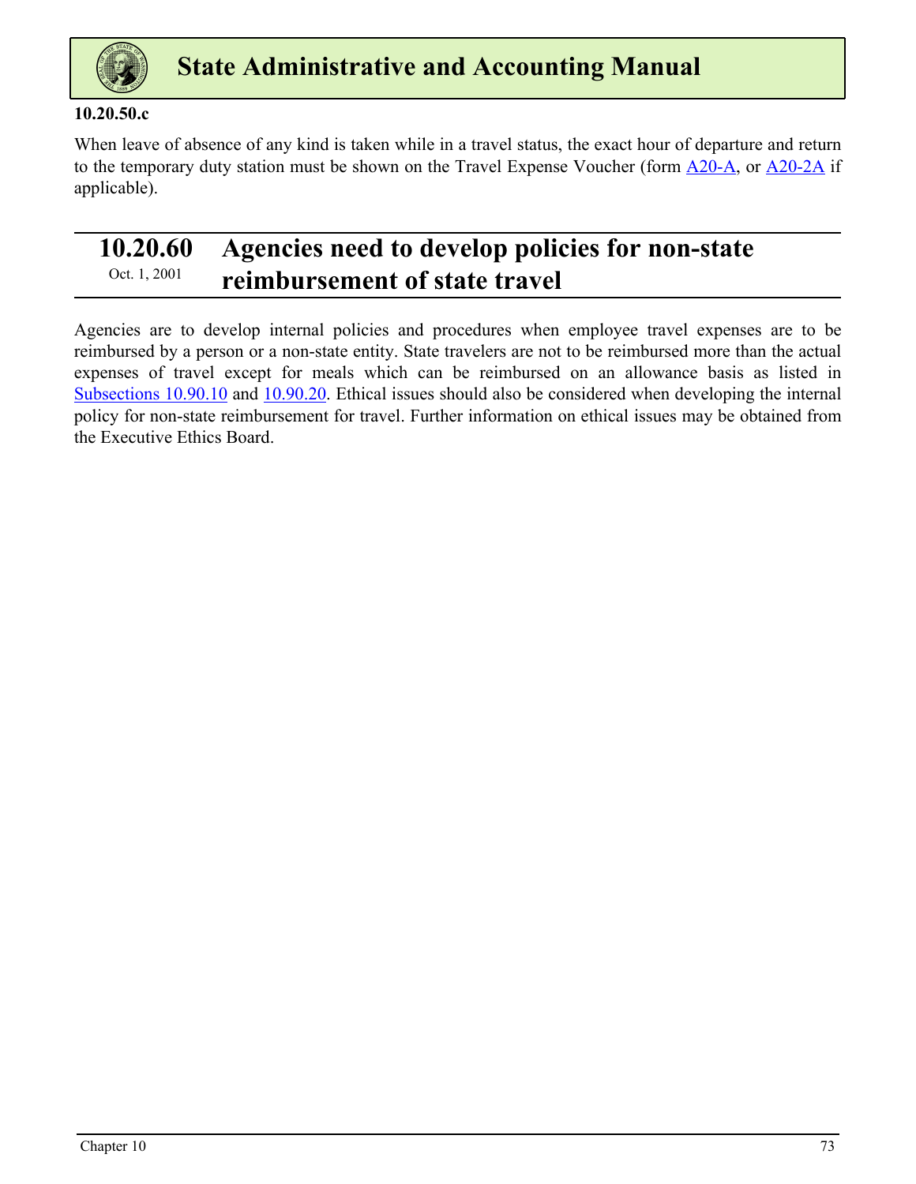**10.20.50.c**

When leave of absence of any kind is taken while in a travel status, the exact hour of departure and return to the temporary duty station must be shown on the Travel Expense Voucher (form A20-A, or A20-2A if applicable).

## 10.20.60 Agencies need to develop policies for non-state reimbursement of state travel

Oct. 1, 2001

Agencies are to develop internal policies and procedures when employee travel expenses are to be reimbursed by a person or a non-state entity. State travelers are not to be reimbursed more than the actual expenses of travel except for meals which can be reimbursed on an allowance basis as listed in Subsections 10.90.10 and 10.90.20. Ethical issues should also be considered when developing the internal policy for non-state reimbursement for travel. Further information on ethical issues may be obtained from the Executive Ethics Board.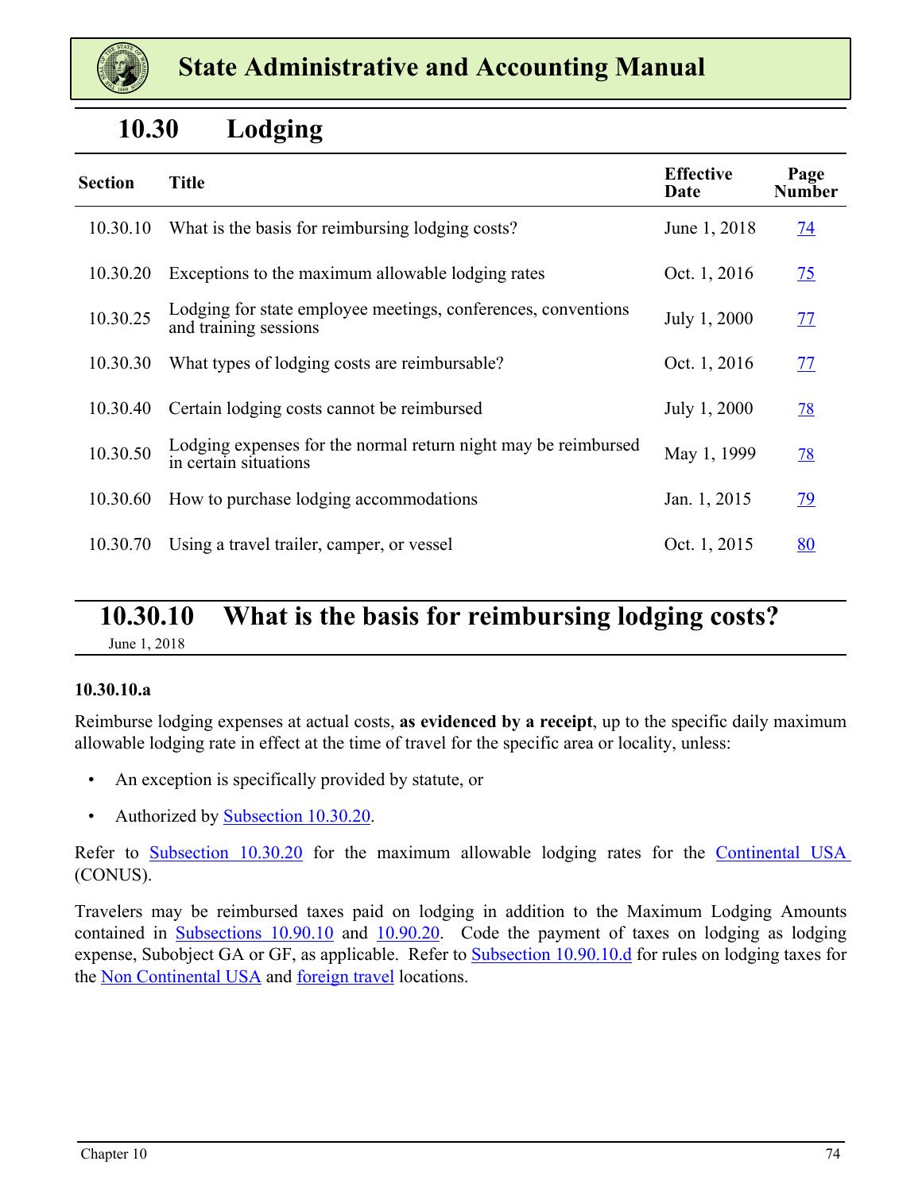# State Administrative and Accounting Manual

## 10.30 Lodging

| Section | Title | Effective Date | Page Number |
|---|---|---|---|
| 10.30.10 | What is the basis for reimbursing lodging costs? | June 1, 2018 | 74 |
| 10.30.20 | Exceptions to the maximum allowable lodging rates | Oct. 1, 2016 | 75 |
| 10.30.25 | Lodging for state employee meetings, conferences, conventions and training sessions | July 1, 2000 | 77 |
| 10.30.30 | What types of lodging costs are reimbursable? | Oct. 1, 2016 | 77 |
| 10.30.40 | Certain lodging costs cannot be reimbursed | July 1, 2000 | 78 |
| 10.30.50 | Lodging expenses for the normal return night may be reimbursed in certain situations | May 1, 1999 | 78 |
| 10.30.60 | How to purchase lodging accommodations | Jan. 1, 2015 | 79 |
| 10.30.70 | Using a travel trailer, camper, or vessel | Oct. 1, 2015 | 80 |

## 10.30.10 What is the basis for reimbursing lodging costs?

June 1, 2018

**10.30.10.a**

Reimburse lodging expenses at actual costs, **as evidenced by a receipt**, up to the specific daily maximum allowable lodging rate in effect at the time of travel for the specific area or locality, unless:

- An exception is specifically provided by statute, or
- Authorized by Subsection 10.30.20.

Refer to Subsection 10.30.20 for the maximum allowable lodging rates for the Continental USA (CONUS).

Travelers may be reimbursed taxes paid on lodging in addition to the Maximum Lodging Amounts contained in Subsections 10.90.10 and 10.90.20. Code the payment of taxes on lodging as lodging expense, Subobject GA or GF, as applicable. Refer to Subsection 10.90.10.d for rules on lodging taxes for the Non Continental USA and foreign travel locations.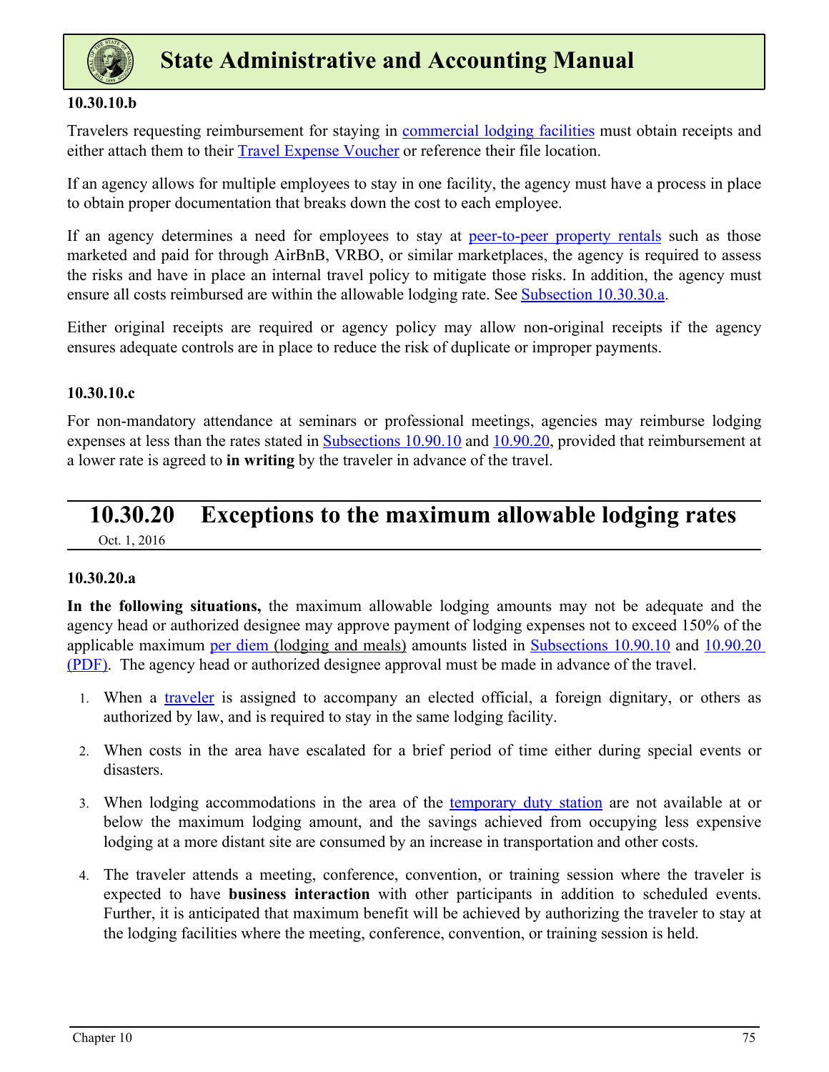#### 10.30.10.b

Travelers requesting reimbursement for staying in commercial lodging facilities must obtain receipts and either attach them to their Travel Expense Voucher or reference their file location.

If an agency allows for multiple employees to stay in one facility, the agency must have a process in place to obtain proper documentation that breaks down the cost to each employee.

If an agency determines a need for employees to stay at peer-to-peer property rentals such as those marketed and paid for through AirBnB, VRBO, or similar marketplaces, the agency is required to assess the risks and have in place an internal travel policy to mitigate those risks. In addition, the agency must ensure all costs reimbursed are within the allowable lodging rate. See Subsection 10.30.30.a.

Either original receipts are required or agency policy may allow non-original receipts if the agency ensures adequate controls are in place to reduce the risk of duplicate or improper payments.

#### 10.30.10.c

For non-mandatory attendance at seminars or professional meetings, agencies may reimburse lodging expenses at less than the rates stated in Subsections 10.90.10 and 10.90.20, provided that reimbursement at a lower rate is agreed to **in writing** by the traveler in advance of the travel.

## 10.30.20 Exceptions to the maximum allowable lodging rates

Oct. 1, 2016

#### 10.30.20.a

**In the following situations,** the maximum allowable lodging amounts may not be adequate and the agency head or authorized designee may approve payment of lodging expenses not to exceed 150% of the applicable maximum per diem (lodging and meals) amounts listed in Subsections 10.90.10 and 10.90.20 (PDF). The agency head or authorized designee approval must be made in advance of the travel.

1. When a traveler is assigned to accompany an elected official, a foreign dignitary, or others as authorized by law, and is required to stay in the same lodging facility.
2. When costs in the area have escalated for a brief period of time either during special events or disasters.
3. When lodging accommodations in the area of the temporary duty station are not available at or below the maximum lodging amount, and the savings achieved from occupying less expensive lodging at a more distant site are consumed by an increase in transportation and other costs.
4. The traveler attends a meeting, conference, convention, or training session where the traveler is expected to have **business interaction** with other participants in addition to scheduled events. Further, it is anticipated that maximum benefit will be achieved by authorizing the traveler to stay at the lodging facilities where the meeting, conference, convention, or training session is held.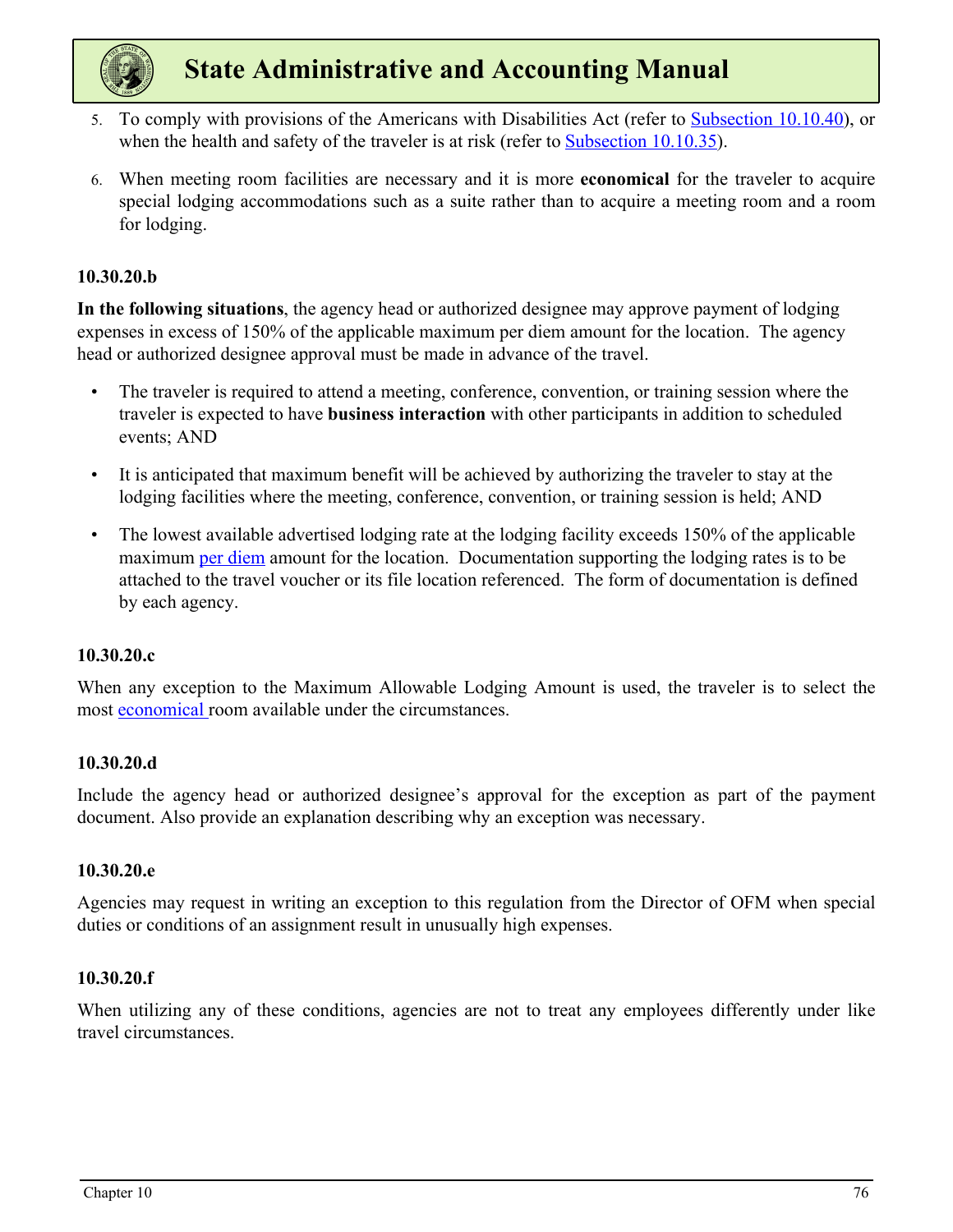5. To comply with provisions of the Americans with Disabilities Act (refer to Subsection 10.10.40), or when the health and safety of the traveler is at risk (refer to Subsection 10.10.35).

6. When meeting room facilities are necessary and it is more **economical** for the traveler to acquire special lodging accommodations such as a suite rather than to acquire a meeting room and a room for lodging.

### 10.30.20.b

**In the following situations**, the agency head or authorized designee may approve payment of lodging expenses in excess of 150% of the applicable maximum per diem amount for the location. The agency head or authorized designee approval must be made in advance of the travel.

- The traveler is required to attend a meeting, conference, convention, or training session where the traveler is expected to have **business interaction** with other participants in addition to scheduled events; AND
- It is anticipated that maximum benefit will be achieved by authorizing the traveler to stay at the lodging facilities where the meeting, conference, convention, or training session is held; AND
- The lowest available advertised lodging rate at the lodging facility exceeds 150% of the applicable maximum per diem amount for the location. Documentation supporting the lodging rates is to be attached to the travel voucher or its file location referenced. The form of documentation is defined by each agency.

### 10.30.20.c

When any exception to the Maximum Allowable Lodging Amount is used, the traveler is to select the most economical room available under the circumstances.

### 10.30.20.d

Include the agency head or authorized designee's approval for the exception as part of the payment document. Also provide an explanation describing why an exception was necessary.

### 10.30.20.e

Agencies may request in writing an exception to this regulation from the Director of OFM when special duties or conditions of an assignment result in unusually high expenses.

### 10.30.20.f

When utilizing any of these conditions, agencies are not to treat any employees differently under like travel circumstances.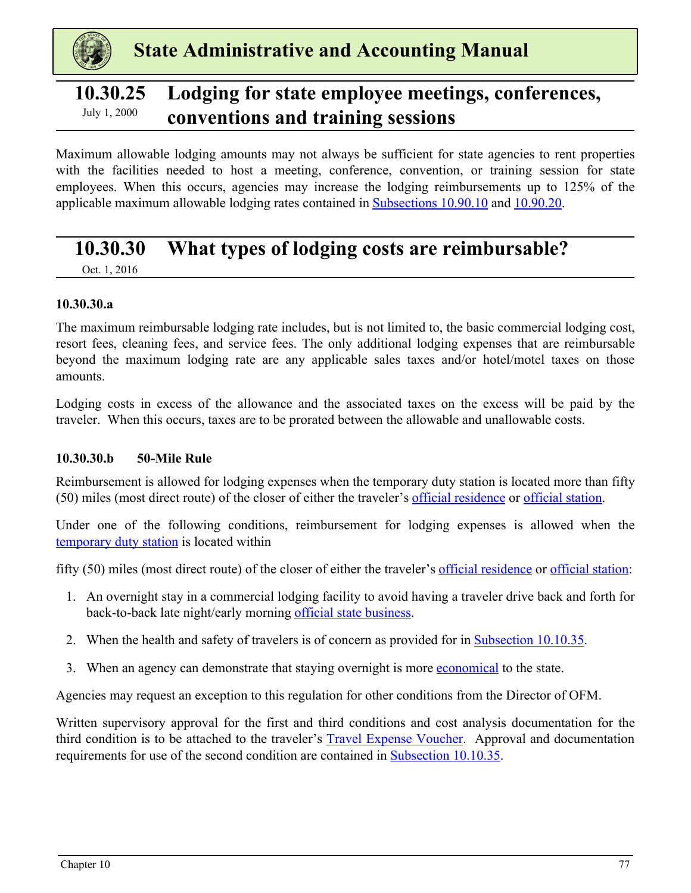## 10.30.25 Lodging for state employee meetings, conferences, conventions and training sessions

July 1, 2000

Maximum allowable lodging amounts may not always be sufficient for state agencies to rent properties with the facilities needed to host a meeting, conference, convention, or training session for state employees. When this occurs, agencies may increase the lodging reimbursements up to 125% of the applicable maximum allowable lodging rates contained in Subsections 10.90.10 and 10.90.20.

## 10.30.30 What types of lodging costs are reimbursable?

Oct. 1, 2016

### 10.30.30.a

The maximum reimbursable lodging rate includes, but is not limited to, the basic commercial lodging cost, resort fees, cleaning fees, and service fees. The only additional lodging expenses that are reimbursable beyond the maximum lodging rate are any applicable sales taxes and/or hotel/motel taxes on those amounts.

Lodging costs in excess of the allowance and the associated taxes on the excess will be paid by the traveler. When this occurs, taxes are to be prorated between the allowable and unallowable costs.

### 10.30.30.b 50-Mile Rule

Reimbursement is allowed for lodging expenses when the temporary duty station is located more than fifty (50) miles (most direct route) of the closer of either the traveler's official residence or official station.

Under one of the following conditions, reimbursement for lodging expenses is allowed when the temporary duty station is located within

fifty (50) miles (most direct route) of the closer of either the traveler's official residence or official station:

1. An overnight stay in a commercial lodging facility to avoid having a traveler drive back and forth for back-to-back late night/early morning official state business.
2. When the health and safety of travelers is of concern as provided for in Subsection 10.10.35.
3. When an agency can demonstrate that staying overnight is more economical to the state.

Agencies may request an exception to this regulation for other conditions from the Director of OFM.

Written supervisory approval for the first and third conditions and cost analysis documentation for the third condition is to be attached to the traveler's Travel Expense Voucher. Approval and documentation requirements for use of the second condition are contained in Subsection 10.10.35.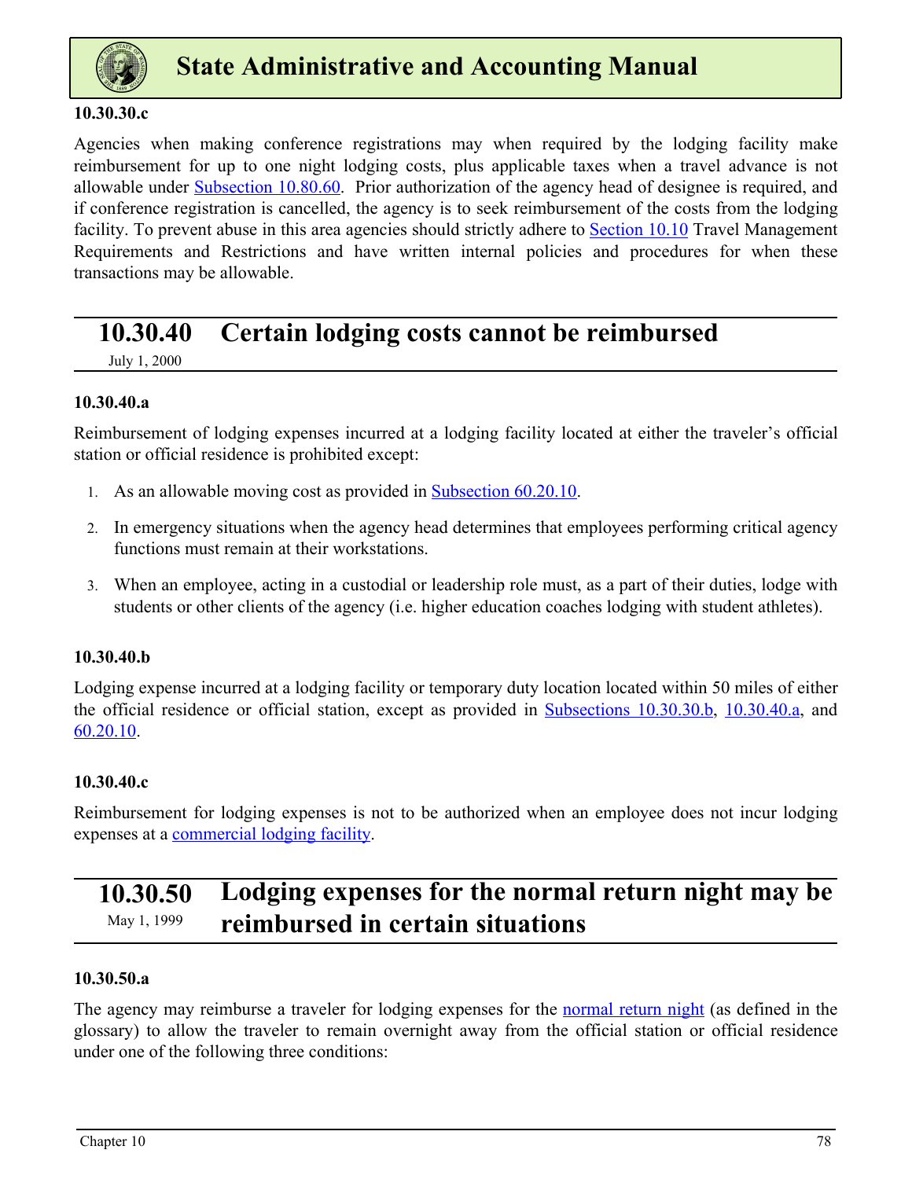**10.30.30.c**

Agencies when making conference registrations may when required by the lodging facility make reimbursement for up to one night lodging costs, plus applicable taxes when a travel advance is not allowable under Subsection 10.80.60. Prior authorization of the agency head of designee is required, and if conference registration is cancelled, the agency is to seek reimbursement of the costs from the lodging facility. To prevent abuse in this area agencies should strictly adhere to Section 10.10 Travel Management Requirements and Restrictions and have written internal policies and procedures for when these transactions may be allowable.

## 10.30.40 Certain lodging costs cannot be reimbursed

July 1, 2000

**10.30.40.a**

Reimbursement of lodging expenses incurred at a lodging facility located at either the traveler's official station or official residence is prohibited except:

1. As an allowable moving cost as provided in Subsection 60.20.10.
2. In emergency situations when the agency head determines that employees performing critical agency functions must remain at their workstations.
3. When an employee, acting in a custodial or leadership role must, as a part of their duties, lodge with students or other clients of the agency (i.e. higher education coaches lodging with student athletes).

**10.30.40.b**

Lodging expense incurred at a lodging facility or temporary duty location located within 50 miles of either the official residence or official station, except as provided in Subsections 10.30.30.b, 10.30.40.a, and 60.20.10.

**10.30.40.c**

Reimbursement for lodging expenses is not to be authorized when an employee does not incur lodging expenses at a commercial lodging facility.

## 10.30.50 Lodging expenses for the normal return night may be reimbursed in certain situations

May 1, 1999

**10.30.50.a**

The agency may reimburse a traveler for lodging expenses for the normal return night (as defined in the glossary) to allow the traveler to remain overnight away from the official station or official residence under one of the following three conditions: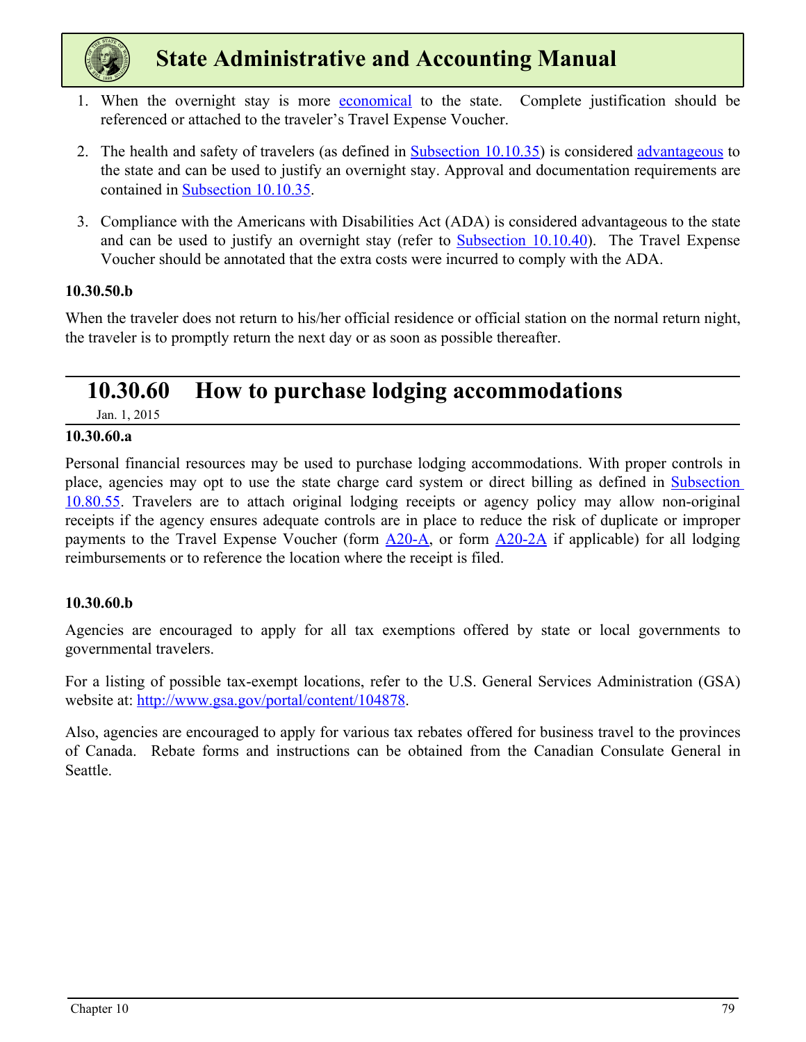1. When the overnight stay is more economical to the state. Complete justification should be referenced or attached to the traveler's Travel Expense Voucher.

2. The health and safety of travelers (as defined in Subsection 10.10.35) is considered advantageous to the state and can be used to justify an overnight stay. Approval and documentation requirements are contained in Subsection 10.10.35.

3. Compliance with the Americans with Disabilities Act (ADA) is considered advantageous to the state and can be used to justify an overnight stay (refer to Subsection 10.10.40). The Travel Expense Voucher should be annotated that the extra costs were incurred to comply with the ADA.

**10.30.50.b**

When the traveler does not return to his/her official residence or official station on the normal return night, the traveler is to promptly return the next day or as soon as possible thereafter.

## 10.30.60 How to purchase lodging accommodations

Jan. 1, 2015

**10.30.60.a**

Personal financial resources may be used to purchase lodging accommodations. With proper controls in place, agencies may opt to use the state charge card system or direct billing as defined in Subsection 10.80.55. Travelers are to attach original lodging receipts or agency policy may allow non-original receipts if the agency ensures adequate controls are in place to reduce the risk of duplicate or improper payments to the Travel Expense Voucher (form A20-A, or form A20-2A if applicable) for all lodging reimbursements or to reference the location where the receipt is filed.

**10.30.60.b**

Agencies are encouraged to apply for all tax exemptions offered by state or local governments to governmental travelers.

For a listing of possible tax-exempt locations, refer to the U.S. General Services Administration (GSA) website at: http://www.gsa.gov/portal/content/104878.

Also, agencies are encouraged to apply for various tax rebates offered for business travel to the provinces of Canada. Rebate forms and instructions can be obtained from the Canadian Consulate General in Seattle.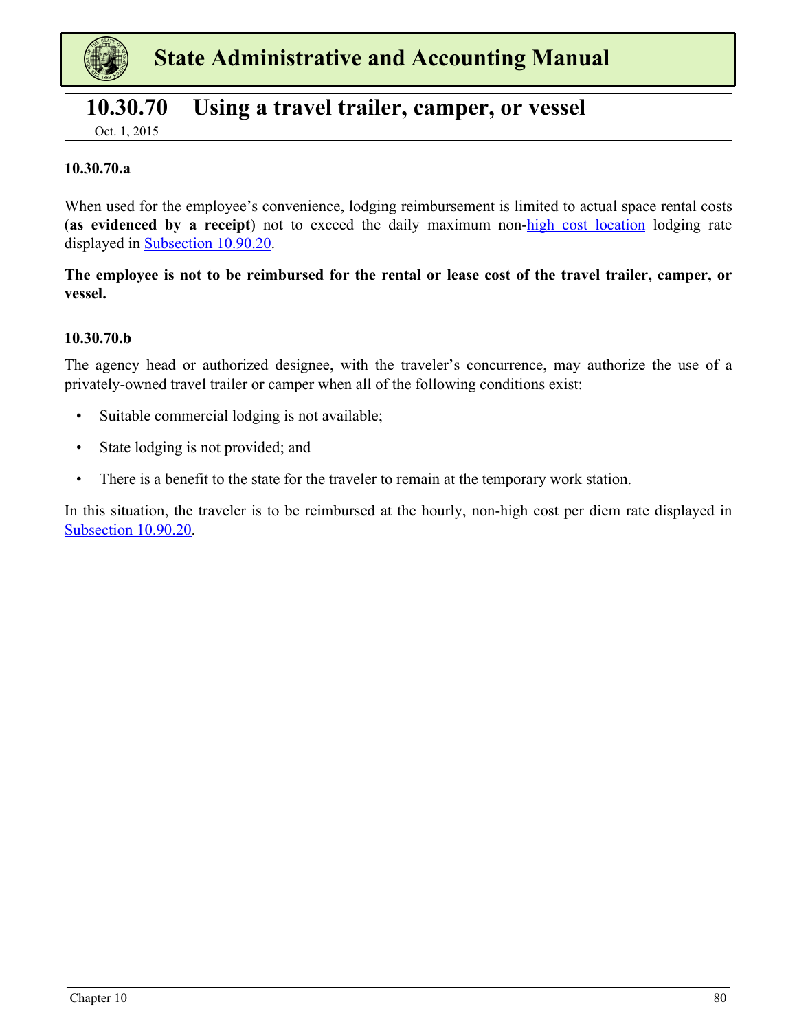# 10.30.70 Using a travel trailer, camper, or vessel

Oct. 1, 2015

### 10.30.70.a

When used for the employee's convenience, lodging reimbursement is limited to actual space rental costs (**as evidenced by a receipt**) not to exceed the daily maximum non-high cost location lodging rate displayed in Subsection 10.90.20.

**The employee is not to be reimbursed for the rental or lease cost of the travel trailer, camper, or vessel.**

### 10.30.70.b

The agency head or authorized designee, with the traveler's concurrence, may authorize the use of a privately-owned travel trailer or camper when all of the following conditions exist:

- Suitable commercial lodging is not available;
- State lodging is not provided; and
- There is a benefit to the state for the traveler to remain at the temporary work station.

In this situation, the traveler is to be reimbursed at the hourly, non-high cost per diem rate displayed in Subsection 10.90.20.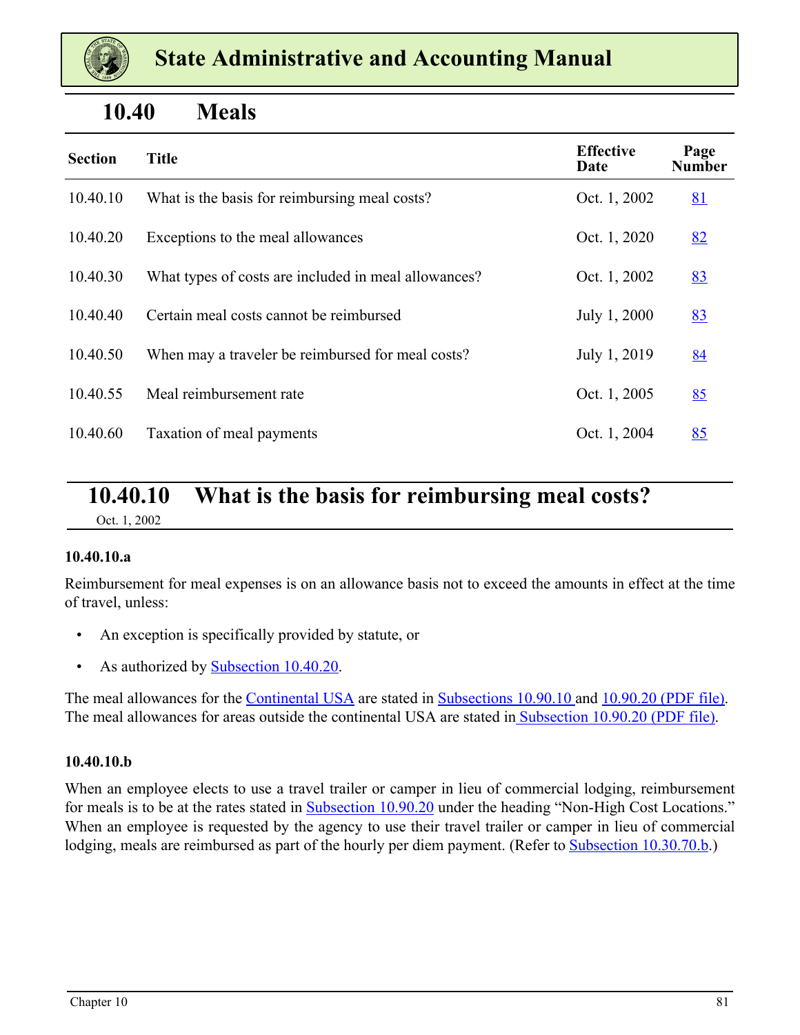# State Administrative and Accounting Manual

## 10.40 Meals

| Section | Title | Effective Date | Page Number |
|---|---|---|---|
| 10.40.10 | What is the basis for reimbursing meal costs? | Oct. 1, 2002 | 81 |
| 10.40.20 | Exceptions to the meal allowances | Oct. 1, 2020 | 82 |
| 10.40.30 | What types of costs are included in meal allowances? | Oct. 1, 2002 | 83 |
| 10.40.40 | Certain meal costs cannot be reimbursed | July 1, 2000 | 83 |
| 10.40.50 | When may a traveler be reimbursed for meal costs? | July 1, 2019 | 84 |
| 10.40.55 | Meal reimbursement rate | Oct. 1, 2005 | 85 |
| 10.40.60 | Taxation of meal payments | Oct. 1, 2004 | 85 |

## 10.40.10 What is the basis for reimbursing meal costs?

Oct. 1, 2002

**10.40.10.a**

Reimbursement for meal expenses is on an allowance basis not to exceed the amounts in effect at the time of travel, unless:

- An exception is specifically provided by statute, or
- As authorized by Subsection 10.40.20.

The meal allowances for the Continental USA are stated in Subsections 10.90.10 and 10.90.20 (PDF file). The meal allowances for areas outside the continental USA are stated in Subsection 10.90.20 (PDF file).

**10.40.10.b**

When an employee elects to use a travel trailer or camper in lieu of commercial lodging, reimbursement for meals is to be at the rates stated in Subsection 10.90.20 under the heading "Non-High Cost Locations." When an employee is requested by the agency to use their travel trailer or camper in lieu of commercial lodging, meals are reimbursed as part of the hourly per diem payment. (Refer to Subsection 10.30.70.b.)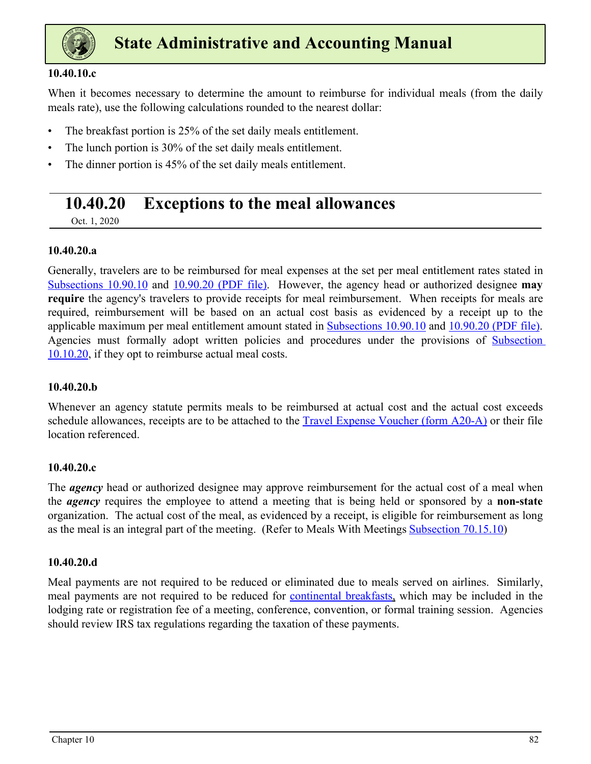#### 10.40.10.c

When it becomes necessary to determine the amount to reimburse for individual meals (from the daily meals rate), use the following calculations rounded to the nearest dollar:

- The breakfast portion is 25% of the set daily meals entitlement.
- The lunch portion is 30% of the set daily meals entitlement.
- The dinner portion is 45% of the set daily meals entitlement.

## 10.40.20 Exceptions to the meal allowances

Oct. 1, 2020

#### 10.40.20.a

Generally, travelers are to be reimbursed for meal expenses at the set per meal entitlement rates stated in Subsections 10.90.10 and 10.90.20 (PDF file). However, the agency head or authorized designee **may require** the agency's travelers to provide receipts for meal reimbursement. When receipts for meals are required, reimbursement will be based on an actual cost basis as evidenced by a receipt up to the applicable maximum per meal entitlement amount stated in Subsections 10.90.10 and 10.90.20 (PDF file). Agencies must formally adopt written policies and procedures under the provisions of Subsection 10.10.20, if they opt to reimburse actual meal costs.

#### 10.40.20.b

Whenever an agency statute permits meals to be reimbursed at actual cost and the actual cost exceeds schedule allowances, receipts are to be attached to the Travel Expense Voucher (form A20-A) or their file location referenced.

#### 10.40.20.c

The ***agency*** head or authorized designee may approve reimbursement for the actual cost of a meal when the ***agency*** requires the employee to attend a meeting that is being held or sponsored by a **non-state** organization. The actual cost of the meal, as evidenced by a receipt, is eligible for reimbursement as long as the meal is an integral part of the meeting. (Refer to Meals With Meetings Subsection 70.15.10)

#### 10.40.20.d

Meal payments are not required to be reduced or eliminated due to meals served on airlines. Similarly, meal payments are not required to be reduced for continental breakfasts, which may be included in the lodging rate or registration fee of a meeting, conference, convention, or formal training session. Agencies should review IRS tax regulations regarding the taxation of these payments.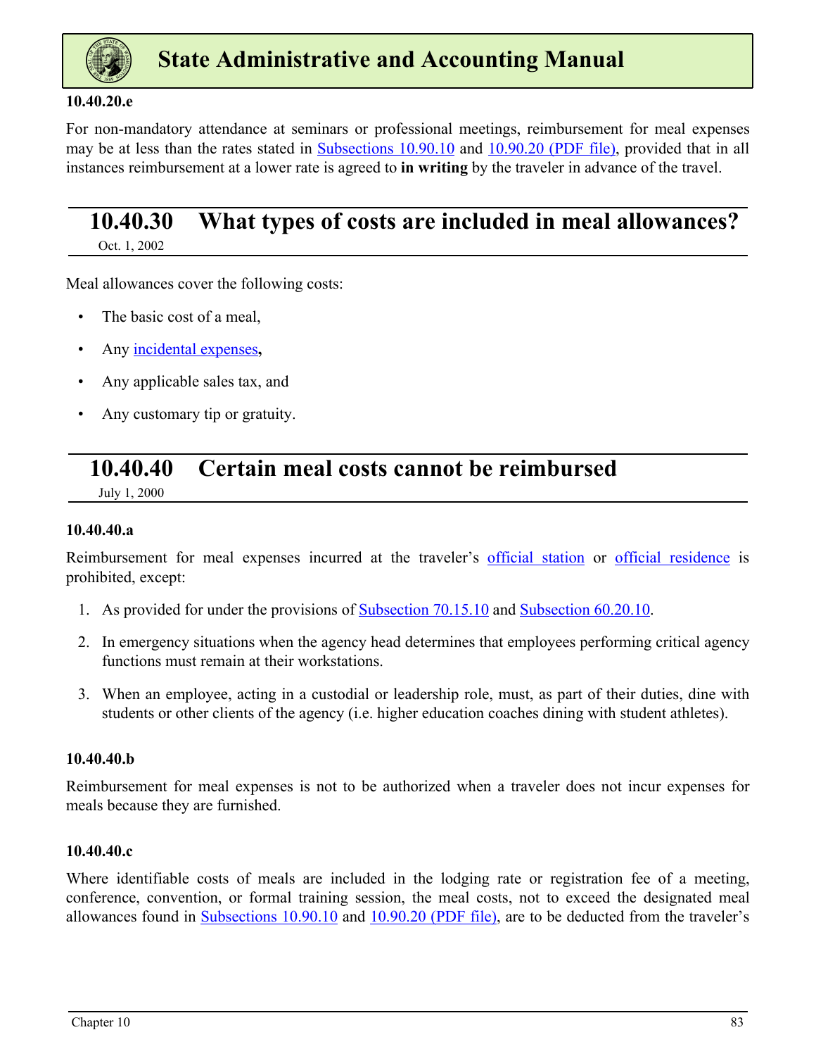#### 10.40.20.e

For non-mandatory attendance at seminars or professional meetings, reimbursement for meal expenses may be at less than the rates stated in Subsections 10.90.10 and 10.90.20 (PDF file), provided that in all instances reimbursement at a lower rate is agreed to **in writing** by the traveler in advance of the travel.

## 10.40.30 What types of costs are included in meal allowances?

Oct. 1, 2002

Meal allowances cover the following costs:

- The basic cost of a meal,
- Any incidental expenses**,**
- Any applicable sales tax, and
- Any customary tip or gratuity.

## 10.40.40 Certain meal costs cannot be reimbursed

July 1, 2000

#### 10.40.40.a

Reimbursement for meal expenses incurred at the traveler's official station or official residence is prohibited, except:

1. As provided for under the provisions of Subsection 70.15.10 and Subsection 60.20.10.
2. In emergency situations when the agency head determines that employees performing critical agency functions must remain at their workstations.
3. When an employee, acting in a custodial or leadership role, must, as part of their duties, dine with students or other clients of the agency (i.e. higher education coaches dining with student athletes).

#### 10.40.40.b

Reimbursement for meal expenses is not to be authorized when a traveler does not incur expenses for meals because they are furnished.

#### 10.40.40.c

Where identifiable costs of meals are included in the lodging rate or registration fee of a meeting, conference, convention, or formal training session, the meal costs, not to exceed the designated meal allowances found in Subsections 10.90.10 and 10.90.20 (PDF file), are to be deducted from the traveler's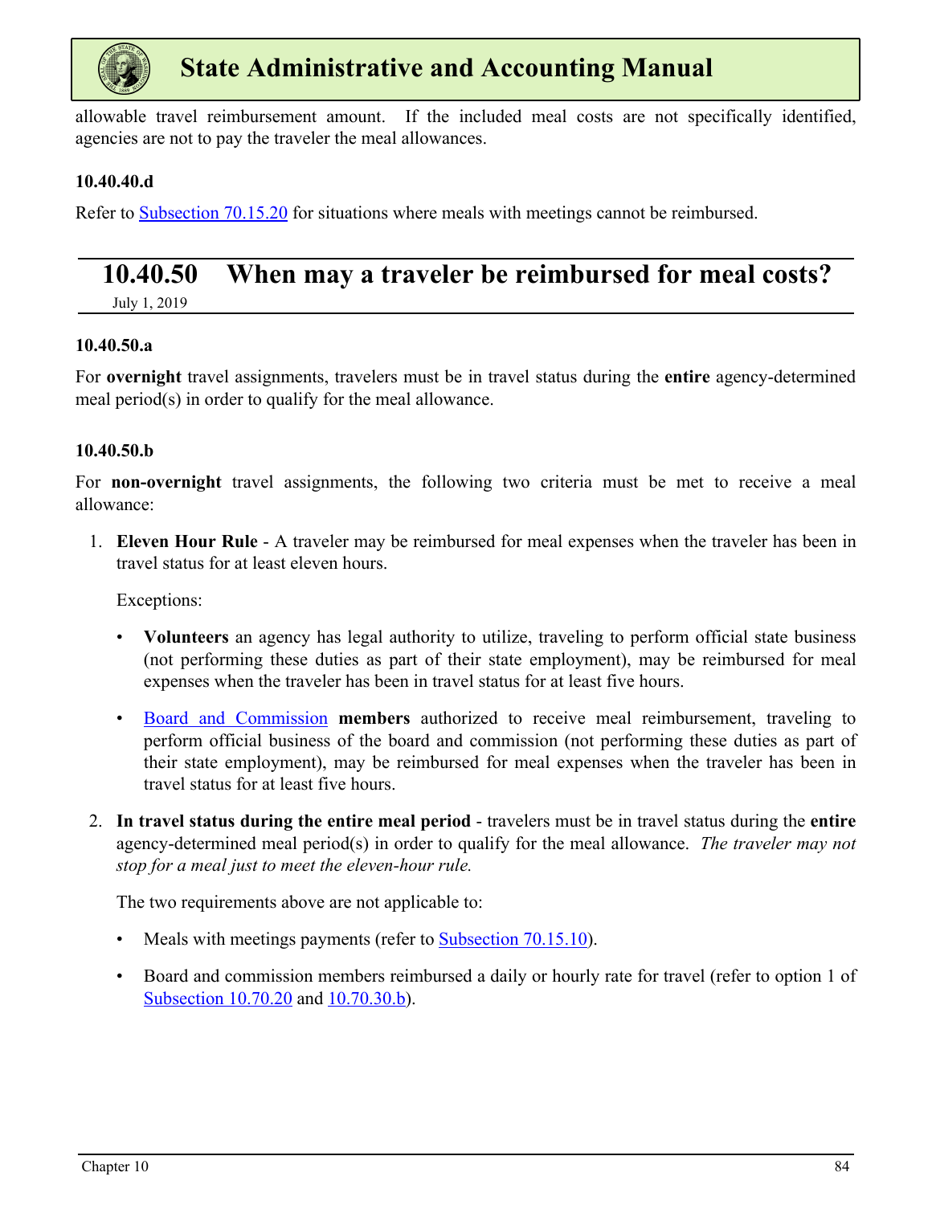allowable travel reimbursement amount. If the included meal costs are not specifically identified, agencies are not to pay the traveler the meal allowances.

#### 10.40.40.d

Refer to [Subsection 70.15.20](#) for situations where meals with meetings cannot be reimbursed.

## 10.40.50 When may a traveler be reimbursed for meal costs?

July 1, 2019

#### 10.40.50.a

For **overnight** travel assignments, travelers must be in travel status during the **entire** agency-determined meal period(s) in order to qualify for the meal allowance.

#### 10.40.50.b

For **non-overnight** travel assignments, the following two criteria must be met to receive a meal allowance:

1. **Eleven Hour Rule** - A traveler may be reimbursed for meal expenses when the traveler has been in travel status for at least eleven hours.

   Exceptions:

   - **Volunteers** an agency has legal authority to utilize, traveling to perform official state business (not performing these duties as part of their state employment), may be reimbursed for meal expenses when the traveler has been in travel status for at least five hours.

   - Board and Commission **members** authorized to receive meal reimbursement, traveling to perform official business of the board and commission (not performing these duties as part of their state employment), may be reimbursed for meal expenses when the traveler has been in travel status for at least five hours.

2. **In travel status during the entire meal period** - travelers must be in travel status during the **entire** agency-determined meal period(s) in order to qualify for the meal allowance. *The traveler may not stop for a meal just to meet the eleven-hour rule.*

   The two requirements above are not applicable to:

   - Meals with meetings payments (refer to Subsection 70.15.10).

   - Board and commission members reimbursed a daily or hourly rate for travel (refer to option 1 of Subsection 10.70.20 and 10.70.30.b).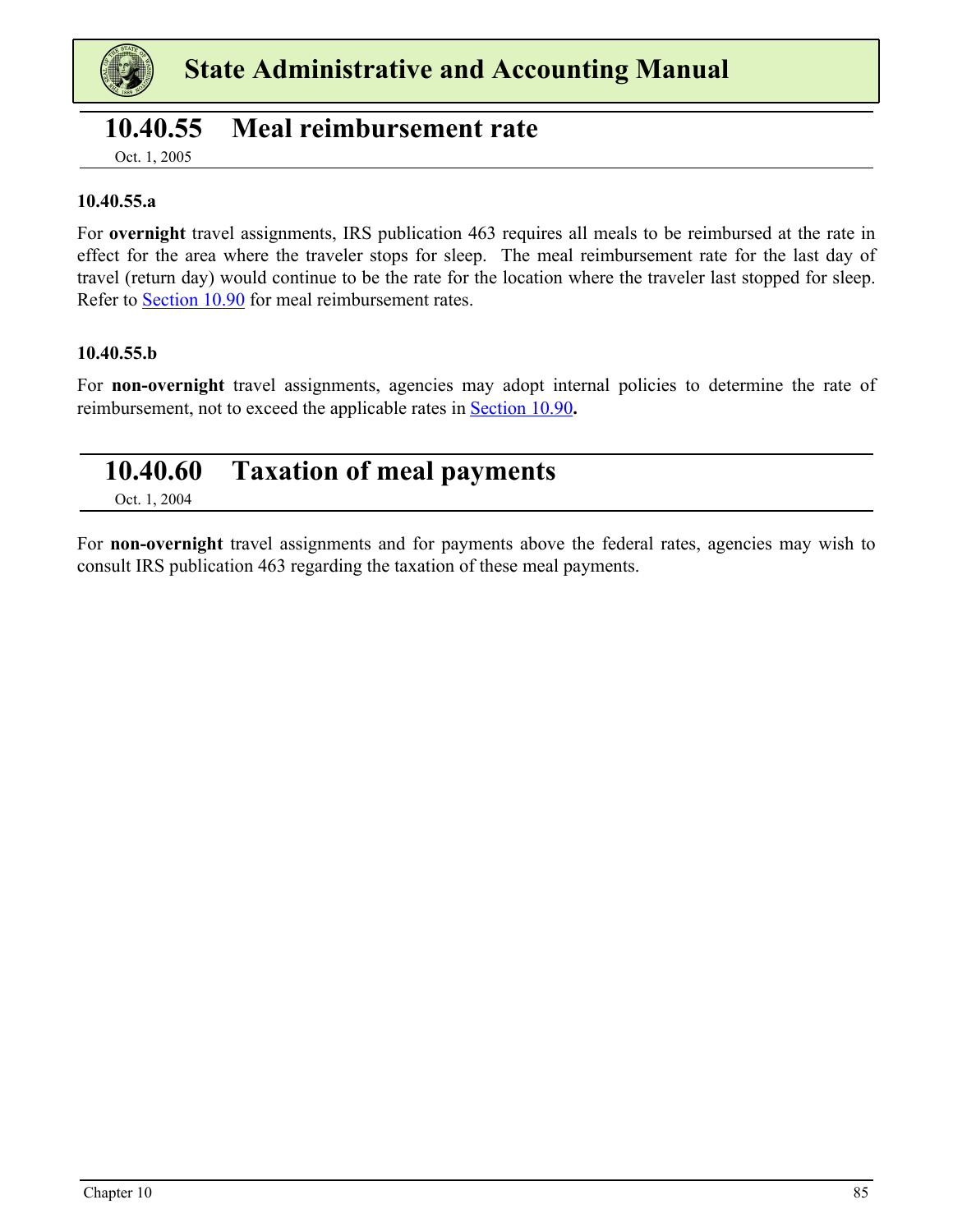## 10.40.55 Meal reimbursement rate

Oct. 1, 2005

### 10.40.55.a

For **overnight** travel assignments, IRS publication 463 requires all meals to be reimbursed at the rate in effect for the area where the traveler stops for sleep. The meal reimbursement rate for the last day of travel (return day) would continue to be the rate for the location where the traveler last stopped for sleep. Refer to Section 10.90 for meal reimbursement rates.

### 10.40.55.b

For **non-overnight** travel assignments, agencies may adopt internal policies to determine the rate of reimbursement, not to exceed the applicable rates in Section 10.90**.**

## 10.40.60 Taxation of meal payments

Oct. 1, 2004

For **non-overnight** travel assignments and for payments above the federal rates, agencies may wish to consult IRS publication 463 regarding the taxation of these meal payments.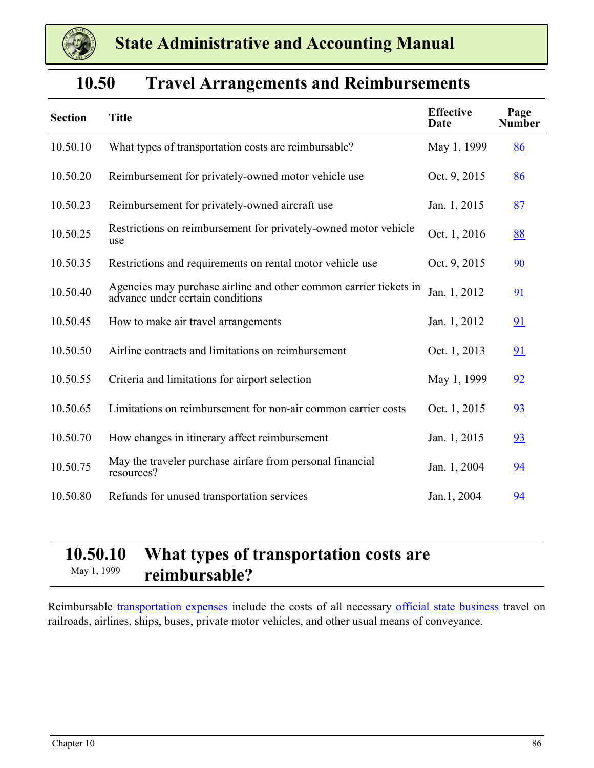## 10.50 Travel Arrangements and Reimbursements

| Section | Title | Effective Date | Page Number |
|---|---|---|---|
| 10.50.10 | What types of transportation costs are reimbursable? | May 1, 1999 | 86 |
| 10.50.20 | Reimbursement for privately-owned motor vehicle use | Oct. 9, 2015 | 86 |
| 10.50.23 | Reimbursement for privately-owned aircraft use | Jan. 1, 2015 | 87 |
| 10.50.25 | Restrictions on reimbursement for privately-owned motor vehicle use | Oct. 1, 2016 | 88 |
| 10.50.35 | Restrictions and requirements on rental motor vehicle use | Oct. 9, 2015 | 90 |
| 10.50.40 | Agencies may purchase airline and other common carrier tickets in advance under certain conditions | Jan. 1, 2012 | 91 |
| 10.50.45 | How to make air travel arrangements | Jan. 1, 2012 | 91 |
| 10.50.50 | Airline contracts and limitations on reimbursement | Oct. 1, 2013 | 91 |
| 10.50.55 | Criteria and limitations for airport selection | May 1, 1999 | 92 |
| 10.50.65 | Limitations on reimbursement for non-air common carrier costs | Oct. 1, 2015 | 93 |
| 10.50.70 | How changes in itinerary affect reimbursement | Jan. 1, 2015 | 93 |
| 10.50.75 | May the traveler purchase airfare from personal financial resources? | Jan. 1, 2004 | 94 |
| 10.50.80 | Refunds for unused transportation services | Jan.1, 2004 | 94 |

### 10.50.10 What types of transportation costs are reimbursable?

May 1, 1999

Reimbursable transportation expenses include the costs of all necessary official state business travel on railroads, airlines, ships, buses, private motor vehicles, and other usual means of conveyance.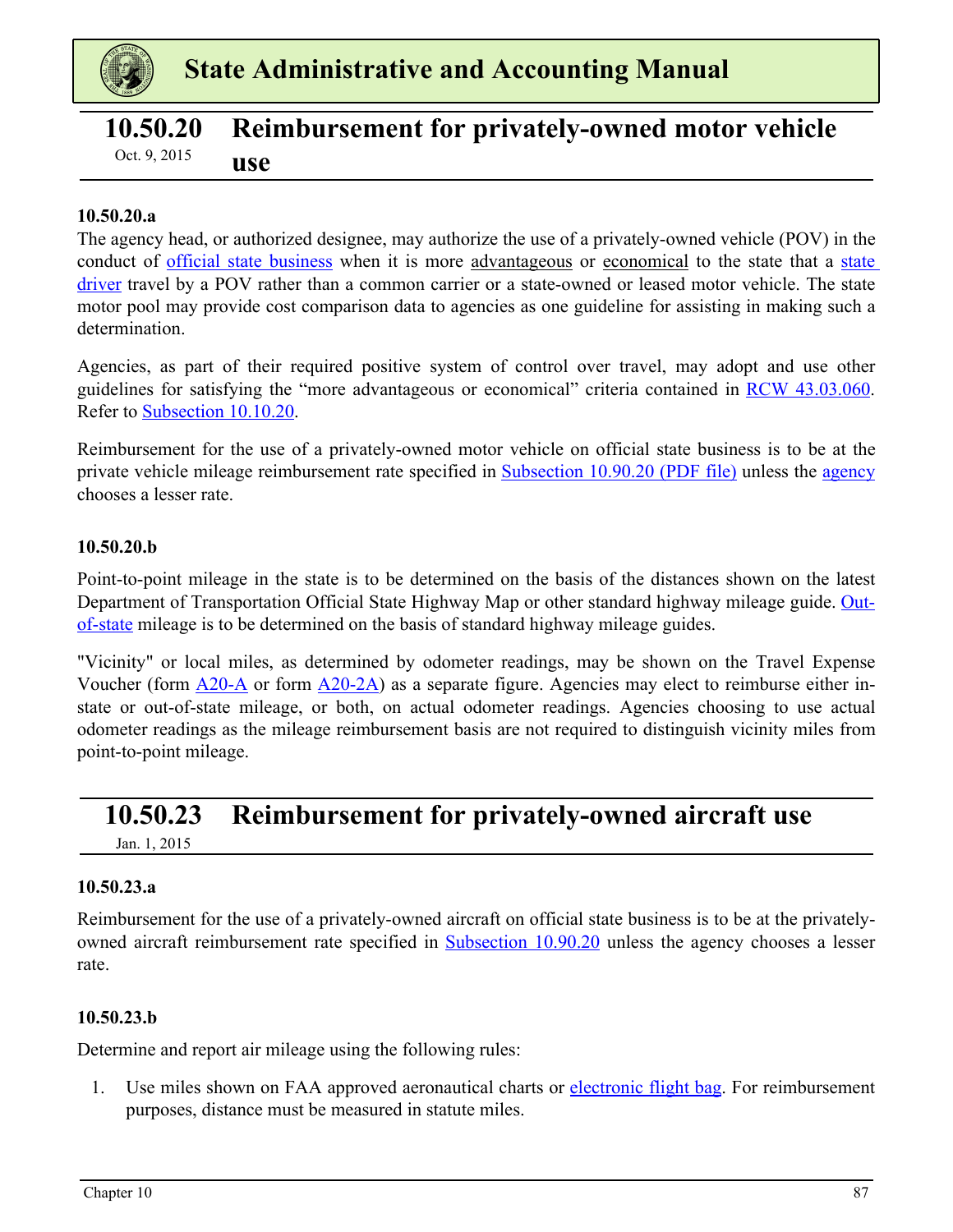## 10.50.20 Reimbursement for privately-owned motor vehicle use

Oct. 9, 2015

### 10.50.20.a

The agency head, or authorized designee, may authorize the use of a privately-owned vehicle (POV) in the conduct of official state business when it is more advantageous or economical to the state that a state driver travel by a POV rather than a common carrier or a state-owned or leased motor vehicle. The state motor pool may provide cost comparison data to agencies as one guideline for assisting in making such a determination.

Agencies, as part of their required positive system of control over travel, may adopt and use other guidelines for satisfying the "more advantageous or economical" criteria contained in RCW 43.03.060. Refer to Subsection 10.10.20.

Reimbursement for the use of a privately-owned motor vehicle on official state business is to be at the private vehicle mileage reimbursement rate specified in Subsection 10.90.20 (PDF file) unless the agency chooses a lesser rate.

### 10.50.20.b

Point-to-point mileage in the state is to be determined on the basis of the distances shown on the latest Department of Transportation Official State Highway Map or other standard highway mileage guide. Out-of-state mileage is to be determined on the basis of standard highway mileage guides.

"Vicinity" or local miles, as determined by odometer readings, may be shown on the Travel Expense Voucher (form A20-A or form A20-2A) as a separate figure. Agencies may elect to reimburse either in-state or out-of-state mileage, or both, on actual odometer readings. Agencies choosing to use actual odometer readings as the mileage reimbursement basis are not required to distinguish vicinity miles from point-to-point mileage.

## 10.50.23 Reimbursement for privately-owned aircraft use

Jan. 1, 2015

### 10.50.23.a

Reimbursement for the use of a privately-owned aircraft on official state business is to be at the privately-owned aircraft reimbursement rate specified in Subsection 10.90.20 unless the agency chooses a lesser rate.

### 10.50.23.b

Determine and report air mileage using the following rules:

1. Use miles shown on FAA approved aeronautical charts or electronic flight bag. For reimbursement purposes, distance must be measured in statute miles.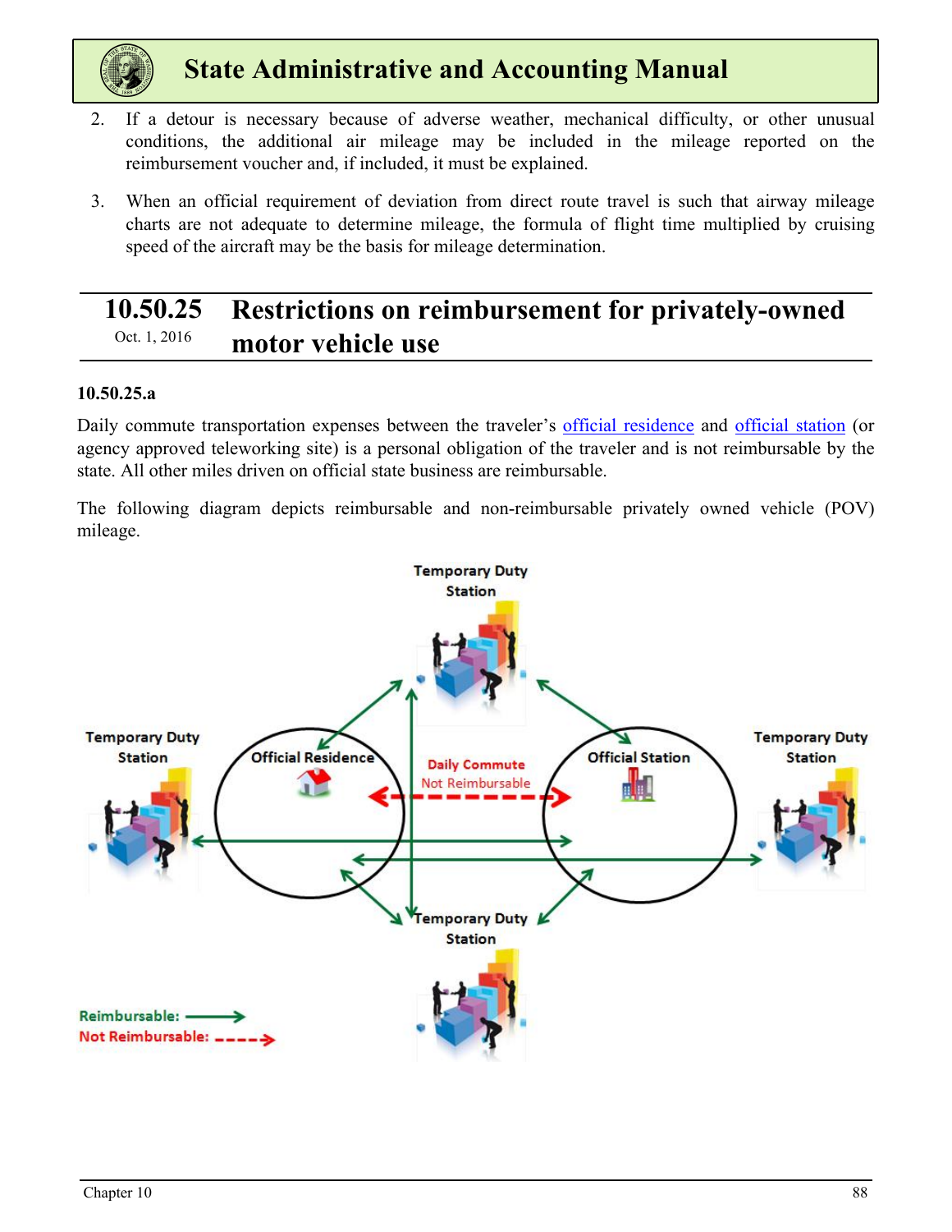2. If a detour is necessary because of adverse weather, mechanical difficulty, or other unusual conditions, the additional air mileage may be included in the mileage reported on the reimbursement voucher and, if included, it must be explained.

3. When an official requirement of deviation from direct route travel is such that airway mileage charts are not adequate to determine mileage, the formula of flight time multiplied by cruising speed of the aircraft may be the basis for mileage determination.

## 10.50.25 Restrictions on reimbursement for privately-owned motor vehicle use

Oct. 1, 2016

**10.50.25.a**

Daily commute transportation expenses between the traveler's official residence and official station (or agency approved teleworking site) is a personal obligation of the traveler and is not reimbursable by the state. All other miles driven on official state business are reimbursable.

The following diagram depicts reimbursable and non-reimbursable privately owned vehicle (POV) mileage.

Temporary Duty Station

Temporary Duty Station

Official Residence

Daily Commute
Not Reimbursable

Official Station

Temporary Duty Station

Temporary Duty Station

Reimbursable: ⟶
Not Reimbursable: - - - ->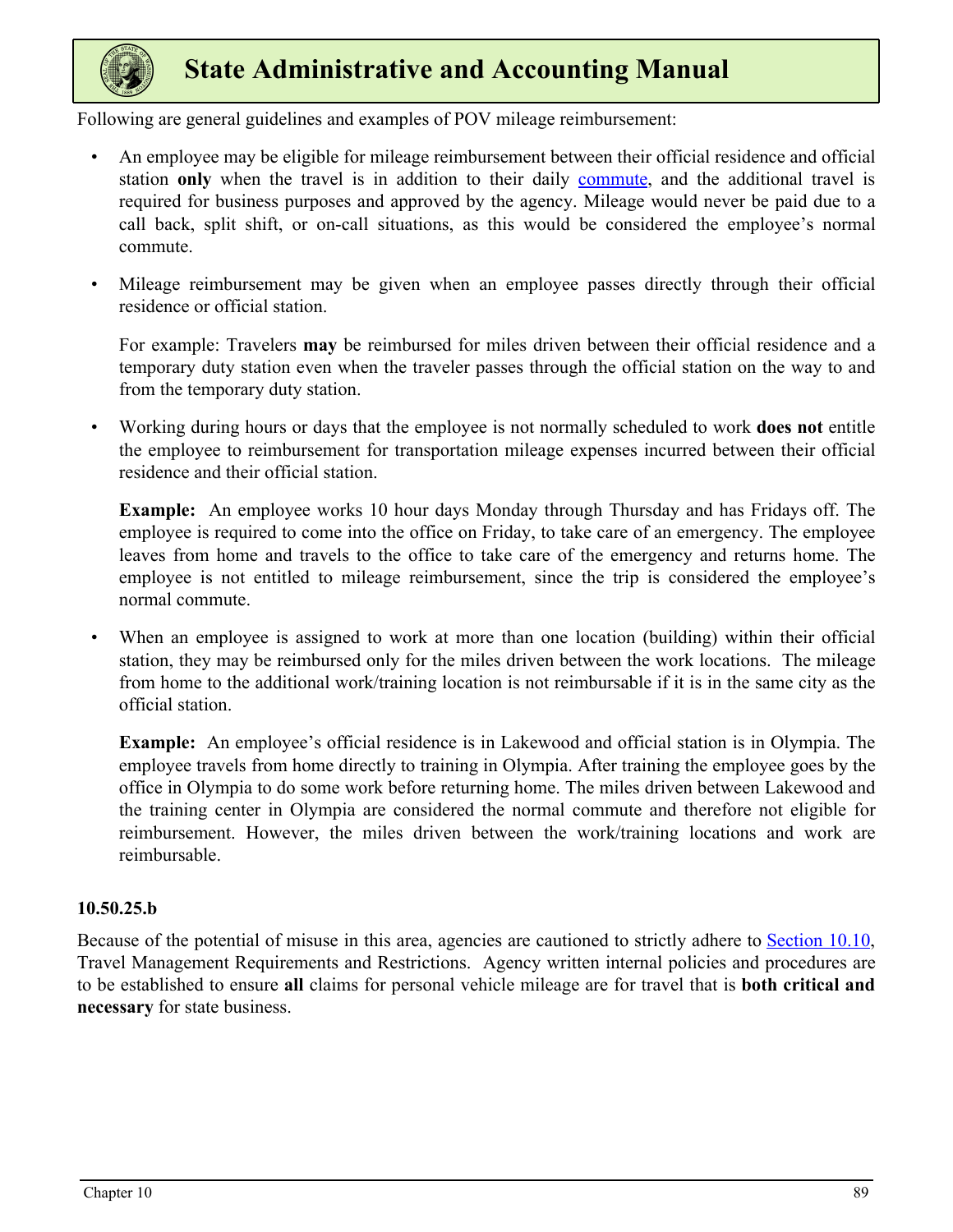Following are general guidelines and examples of POV mileage reimbursement:

- An employee may be eligible for mileage reimbursement between their official residence and official station **only** when the travel is in addition to their daily commute, and the additional travel is required for business purposes and approved by the agency. Mileage would never be paid due to a call back, split shift, or on-call situations, as this would be considered the employee's normal commute.

- Mileage reimbursement may be given when an employee passes directly through their official residence or official station.

  For example: Travelers **may** be reimbursed for miles driven between their official residence and a temporary duty station even when the traveler passes through the official station on the way to and from the temporary duty station.

- Working during hours or days that the employee is not normally scheduled to work **does not** entitle the employee to reimbursement for transportation mileage expenses incurred between their official residence and their official station.

  **Example:** An employee works 10 hour days Monday through Thursday and has Fridays off. The employee is required to come into the office on Friday, to take care of an emergency. The employee leaves from home and travels to the office to take care of the emergency and returns home. The employee is not entitled to mileage reimbursement, since the trip is considered the employee's normal commute.

- When an employee is assigned to work at more than one location (building) within their official station, they may be reimbursed only for the miles driven between the work locations. The mileage from home to the additional work/training location is not reimbursable if it is in the same city as the official station.

  **Example:** An employee's official residence is in Lakewood and official station is in Olympia. The employee travels from home directly to training in Olympia. After training the employee goes by the office in Olympia to do some work before returning home. The miles driven between Lakewood and the training center in Olympia are considered the normal commute and therefore not eligible for reimbursement. However, the miles driven between the work/training locations and work are reimbursable.

**10.50.25.b**

Because of the potential of misuse in this area, agencies are cautioned to strictly adhere to Section 10.10, Travel Management Requirements and Restrictions. Agency written internal policies and procedures are to be established to ensure **all** claims for personal vehicle mileage are for travel that is **both critical and necessary** for state business.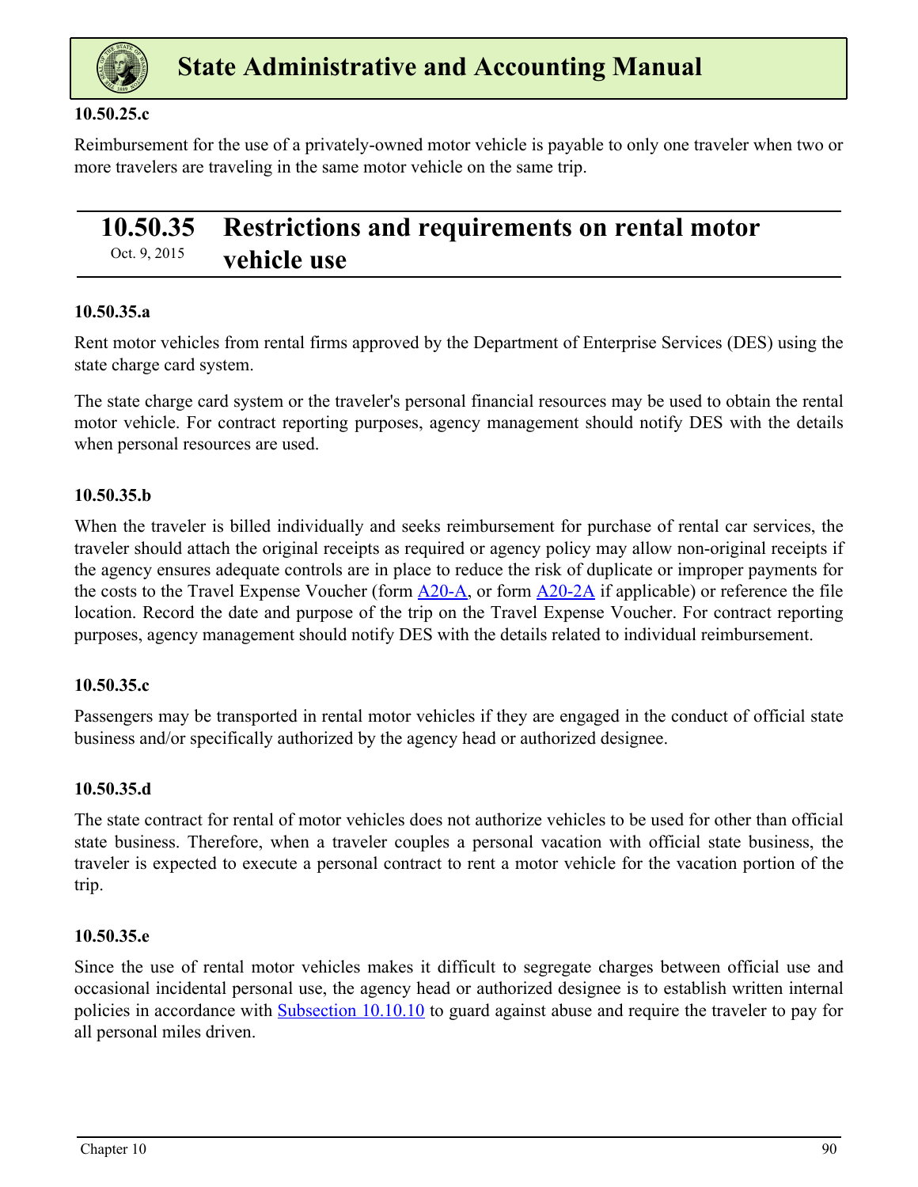#### 10.50.25.c

Reimbursement for the use of a privately-owned motor vehicle is payable to only one traveler when two or more travelers are traveling in the same motor vehicle on the same trip.

## 10.50.35 Restrictions and requirements on rental motor vehicle use

Oct. 9, 2015

#### 10.50.35.a

Rent motor vehicles from rental firms approved by the Department of Enterprise Services (DES) using the state charge card system.

The state charge card system or the traveler's personal financial resources may be used to obtain the rental motor vehicle. For contract reporting purposes, agency management should notify DES with the details when personal resources are used.

#### 10.50.35.b

When the traveler is billed individually and seeks reimbursement for purchase of rental car services, the traveler should attach the original receipts as required or agency policy may allow non-original receipts if the agency ensures adequate controls are in place to reduce the risk of duplicate or improper payments for the costs to the Travel Expense Voucher (form A20-A, or form A20-2A if applicable) or reference the file location. Record the date and purpose of the trip on the Travel Expense Voucher. For contract reporting purposes, agency management should notify DES with the details related to individual reimbursement.

#### 10.50.35.c

Passengers may be transported in rental motor vehicles if they are engaged in the conduct of official state business and/or specifically authorized by the agency head or authorized designee.

#### 10.50.35.d

The state contract for rental of motor vehicles does not authorize vehicles to be used for other than official state business. Therefore, when a traveler couples a personal vacation with official state business, the traveler is expected to execute a personal contract to rent a motor vehicle for the vacation portion of the trip.

#### 10.50.35.e

Since the use of rental motor vehicles makes it difficult to segregate charges between official use and occasional incidental personal use, the agency head or authorized designee is to establish written internal policies in accordance with Subsection 10.10.10 to guard against abuse and require the traveler to pay for all personal miles driven.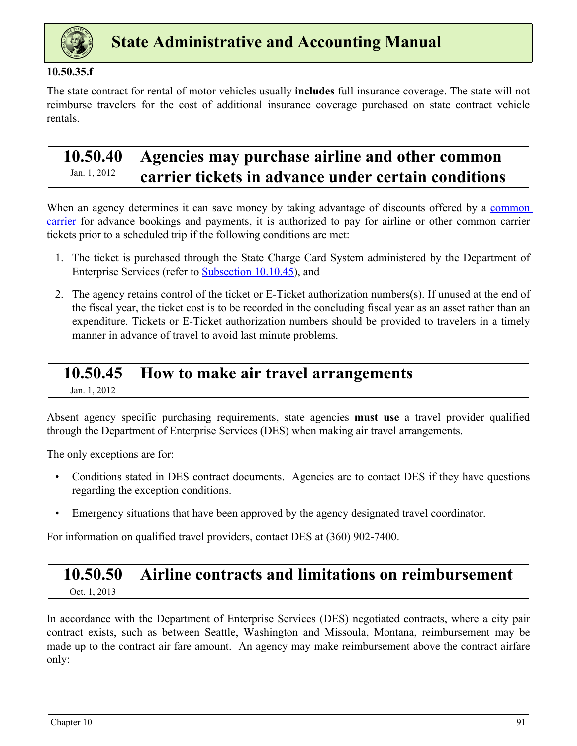**10.50.35.f**

The state contract for rental of motor vehicles usually **includes** full insurance coverage. The state will not reimburse travelers for the cost of additional insurance coverage purchased on state contract vehicle rentals.

## 10.50.40 Agencies may purchase airline and other common carrier tickets in advance under certain conditions

Jan. 1, 2012

When an agency determines it can save money by taking advantage of discounts offered by a common carrier for advance bookings and payments, it is authorized to pay for airline or other common carrier tickets prior to a scheduled trip if the following conditions are met:

1. The ticket is purchased through the State Charge Card System administered by the Department of Enterprise Services (refer to Subsection 10.10.45), and
2. The agency retains control of the ticket or E-Ticket authorization numbers(s). If unused at the end of the fiscal year, the ticket cost is to be recorded in the concluding fiscal year as an asset rather than an expenditure. Tickets or E-Ticket authorization numbers should be provided to travelers in a timely manner in advance of travel to avoid last minute problems.

## 10.50.45 How to make air travel arrangements

Jan. 1, 2012

Absent agency specific purchasing requirements, state agencies **must use** a travel provider qualified through the Department of Enterprise Services (DES) when making air travel arrangements.

The only exceptions are for:

- Conditions stated in DES contract documents. Agencies are to contact DES if they have questions regarding the exception conditions.
- Emergency situations that have been approved by the agency designated travel coordinator.

For information on qualified travel providers, contact DES at (360) 902-7400.

## 10.50.50 Airline contracts and limitations on reimbursement

Oct. 1, 2013

In accordance with the Department of Enterprise Services (DES) negotiated contracts, where a city pair contract exists, such as between Seattle, Washington and Missoula, Montana, reimbursement may be made up to the contract air fare amount. An agency may make reimbursement above the contract airfare only: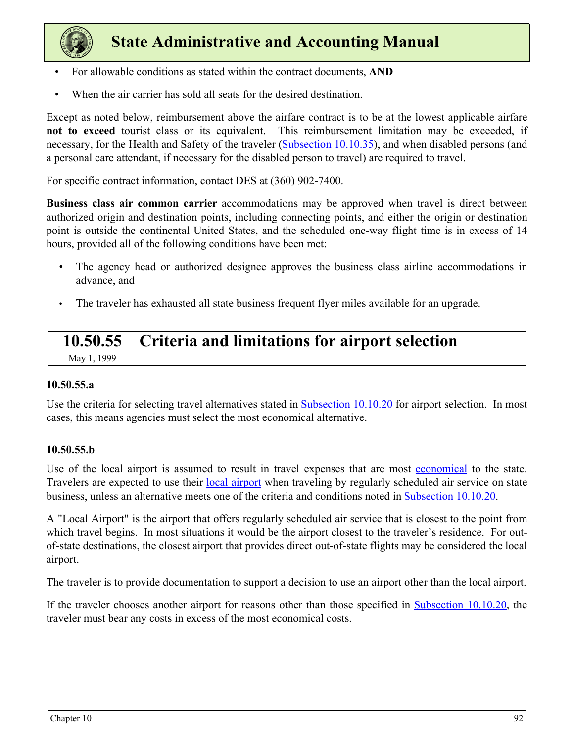- For allowable conditions as stated within the contract documents, **AND**
- When the air carrier has sold all seats for the desired destination.

Except as noted below, reimbursement above the airfare contract is to be at the lowest applicable airfare **not to exceed** tourist class or its equivalent. This reimbursement limitation may be exceeded, if necessary, for the Health and Safety of the traveler (Subsection 10.10.35), and when disabled persons (and a personal care attendant, if necessary for the disabled person to travel) are required to travel.

For specific contract information, contact DES at (360) 902-7400.

**Business class air common carrier** accommodations may be approved when travel is direct between authorized origin and destination points, including connecting points, and either the origin or destination point is outside the continental United States, and the scheduled one-way flight time is in excess of 14 hours, provided all of the following conditions have been met:

- The agency head or authorized designee approves the business class airline accommodations in advance, and
- The traveler has exhausted all state business frequent flyer miles available for an upgrade.

## 10.50.55 Criteria and limitations for airport selection

May 1, 1999

### 10.50.55.a

Use the criteria for selecting travel alternatives stated in Subsection 10.10.20 for airport selection. In most cases, this means agencies must select the most economical alternative.

### 10.50.55.b

Use of the local airport is assumed to result in travel expenses that are most economical to the state. Travelers are expected to use their local airport when traveling by regularly scheduled air service on state business, unless an alternative meets one of the criteria and conditions noted in Subsection 10.10.20.

A "Local Airport" is the airport that offers regularly scheduled air service that is closest to the point from which travel begins. In most situations it would be the airport closest to the traveler's residence. For out-of-state destinations, the closest airport that provides direct out-of-state flights may be considered the local airport.

The traveler is to provide documentation to support a decision to use an airport other than the local airport.

If the traveler chooses another airport for reasons other than those specified in Subsection 10.10.20, the traveler must bear any costs in excess of the most economical costs.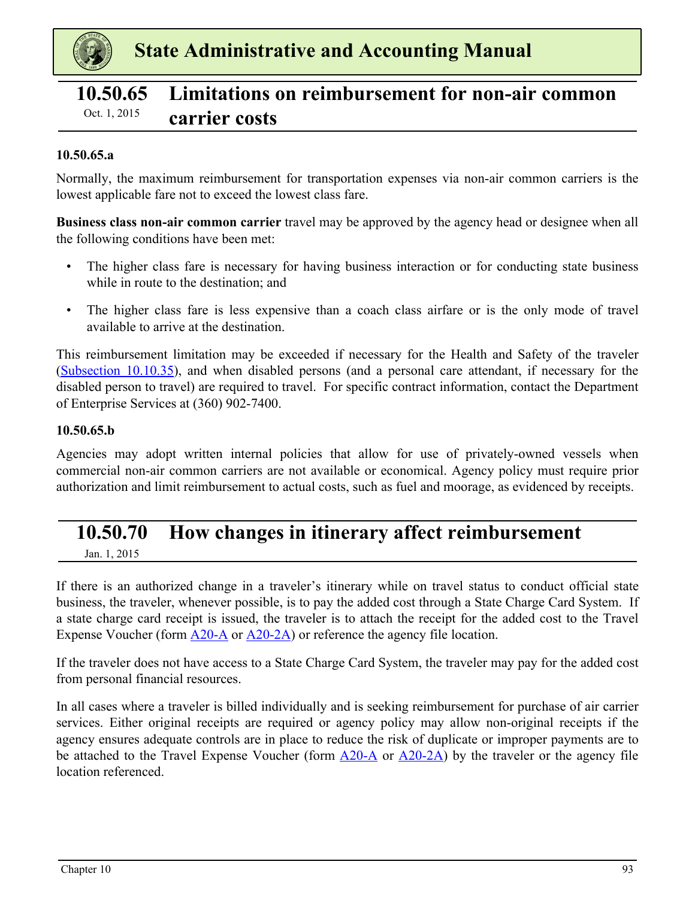## 10.50.65 Limitations on reimbursement for non-air common carrier costs

Oct. 1, 2015

### 10.50.65.a

Normally, the maximum reimbursement for transportation expenses via non-air common carriers is the lowest applicable fare not to exceed the lowest class fare.

**Business class non-air common carrier** travel may be approved by the agency head or designee when all the following conditions have been met:

- The higher class fare is necessary for having business interaction or for conducting state business while in route to the destination; and
- The higher class fare is less expensive than a coach class airfare or is the only mode of travel available to arrive at the destination.

This reimbursement limitation may be exceeded if necessary for the Health and Safety of the traveler (Subsection 10.10.35), and when disabled persons (and a personal care attendant, if necessary for the disabled person to travel) are required to travel. For specific contract information, contact the Department of Enterprise Services at (360) 902-7400.

### 10.50.65.b

Agencies may adopt written internal policies that allow for use of privately-owned vessels when commercial non-air common carriers are not available or economical. Agency policy must require prior authorization and limit reimbursement to actual costs, such as fuel and moorage, as evidenced by receipts.

## 10.50.70 How changes in itinerary affect reimbursement

Jan. 1, 2015

If there is an authorized change in a traveler's itinerary while on travel status to conduct official state business, the traveler, whenever possible, is to pay the added cost through a State Charge Card System. If a state charge card receipt is issued, the traveler is to attach the receipt for the added cost to the Travel Expense Voucher (form A20-A or A20-2A) or reference the agency file location.

If the traveler does not have access to a State Charge Card System, the traveler may pay for the added cost from personal financial resources.

In all cases where a traveler is billed individually and is seeking reimbursement for purchase of air carrier services. Either original receipts are required or agency policy may allow non-original receipts if the agency ensures adequate controls are in place to reduce the risk of duplicate or improper payments are to be attached to the Travel Expense Voucher (form A20-A or A20-2A) by the traveler or the agency file location referenced.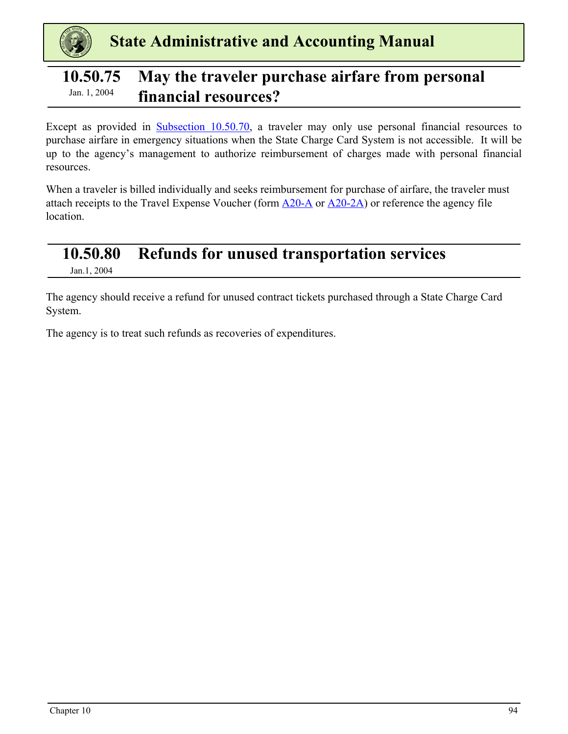## 10.50.75 May the traveler purchase airfare from personal financial resources?

Jan. 1, 2004

Except as provided in Subsection 10.50.70, a traveler may only use personal financial resources to purchase airfare in emergency situations when the State Charge Card System is not accessible. It will be up to the agency's management to authorize reimbursement of charges made with personal financial resources.

When a traveler is billed individually and seeks reimbursement for purchase of airfare, the traveler must attach receipts to the Travel Expense Voucher (form A20-A or A20-2A) or reference the agency file location.

## 10.50.80 Refunds for unused transportation services

Jan.1, 2004

The agency should receive a refund for unused contract tickets purchased through a State Charge Card System.

The agency is to treat such refunds as recoveries of expenditures.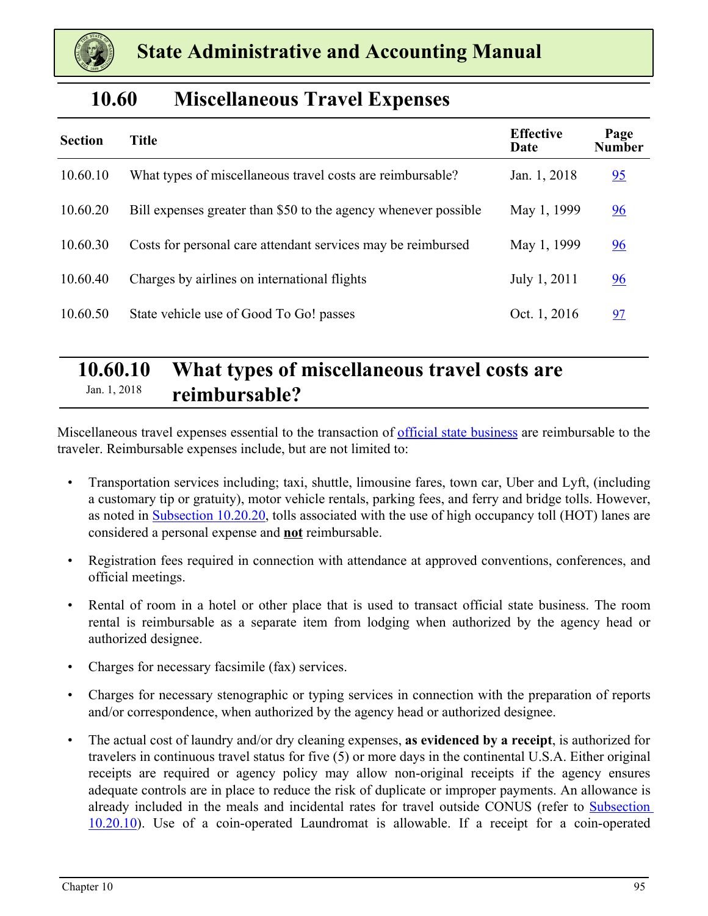# State Administrative and Accounting Manual

## 10.60 Miscellaneous Travel Expenses

| Section | Title | Effective Date | Page Number |
|---|---|---|---|
| 10.60.10 | What types of miscellaneous travel costs are reimbursable? | Jan. 1, 2018 | 95 |
| 10.60.20 | Bill expenses greater than $50 to the agency whenever possible | May 1, 1999 | 96 |
| 10.60.30 | Costs for personal care attendant services may be reimbursed | May 1, 1999 | 96 |
| 10.60.40 | Charges by airlines on international flights | July 1, 2011 | 96 |
| 10.60.50 | State vehicle use of Good To Go! passes | Oct. 1, 2016 | 97 |

### 10.60.10 What types of miscellaneous travel costs are reimbursable?

Jan. 1, 2018

Miscellaneous travel expenses essential to the transaction of official state business are reimbursable to the traveler. Reimbursable expenses include, but are not limited to:

- Transportation services including; taxi, shuttle, limousine fares, town car, Uber and Lyft, (including a customary tip or gratuity), motor vehicle rentals, parking fees, and ferry and bridge tolls. However, as noted in Subsection 10.20.20, tolls associated with the use of high occupancy toll (HOT) lanes are considered a personal expense and **not** reimbursable.
- Registration fees required in connection with attendance at approved conventions, conferences, and official meetings.
- Rental of room in a hotel or other place that is used to transact official state business. The room rental is reimbursable as a separate item from lodging when authorized by the agency head or authorized designee.
- Charges for necessary facsimile (fax) services.
- Charges for necessary stenographic or typing services in connection with the preparation of reports and/or correspondence, when authorized by the agency head or authorized designee.
- The actual cost of laundry and/or dry cleaning expenses, **as evidenced by a receipt**, is authorized for travelers in continuous travel status for five (5) or more days in the continental U.S.A. Either original receipts are required or agency policy may allow non-original receipts if the agency ensures adequate controls are in place to reduce the risk of duplicate or improper payments. An allowance is already included in the meals and incidental rates for travel outside CONUS (refer to Subsection 10.20.10). Use of a coin-operated Laundromat is allowable. If a receipt for a coin-operated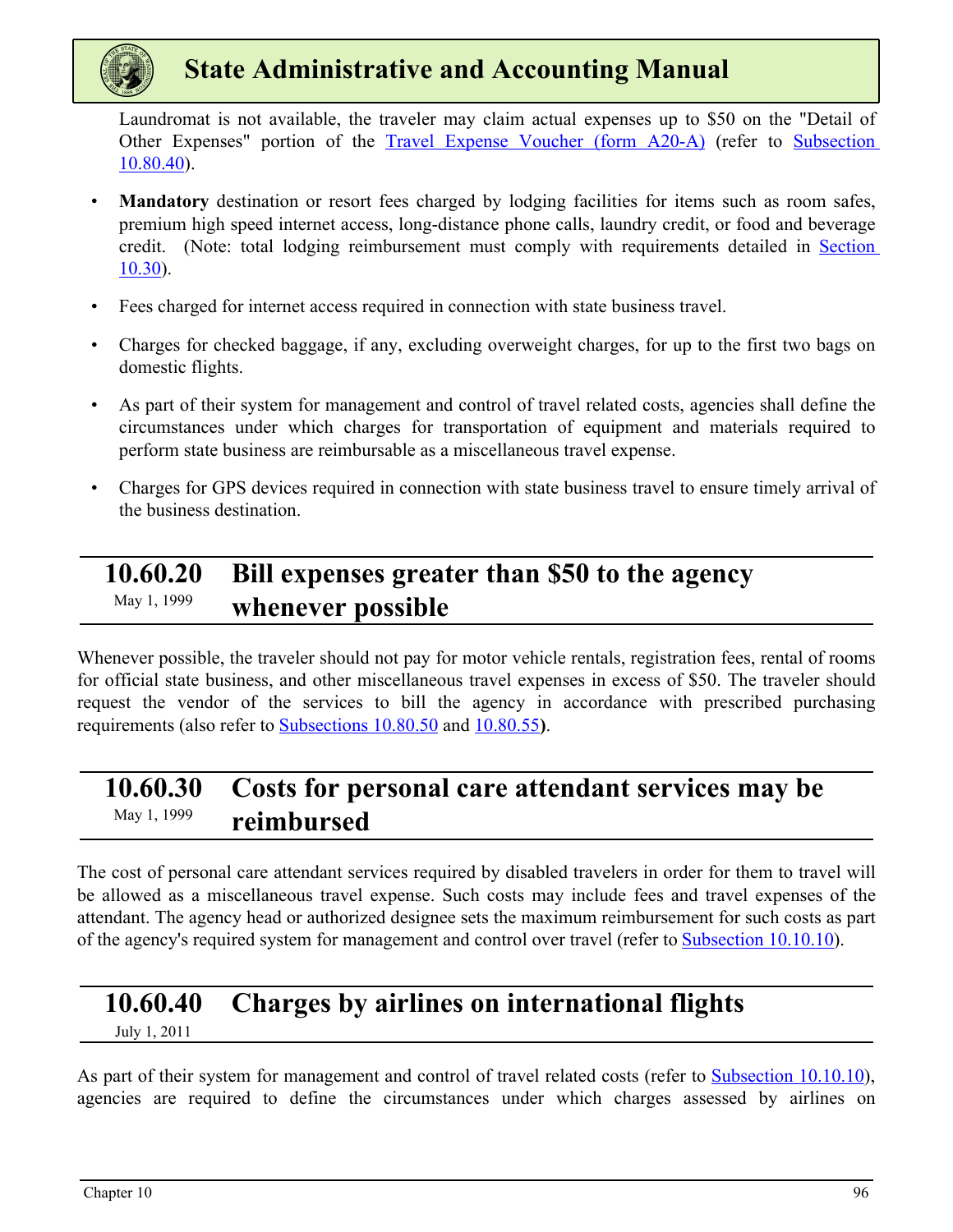Laundromat is not available, the traveler may claim actual expenses up to $50 on the "Detail of Other Expenses" portion of the Travel Expense Voucher (form A20-A) (refer to Subsection 10.80.40).

- **Mandatory** destination or resort fees charged by lodging facilities for items such as room safes, premium high speed internet access, long-distance phone calls, laundry credit, or food and beverage credit. (Note: total lodging reimbursement must comply with requirements detailed in Section 10.30).
- Fees charged for internet access required in connection with state business travel.
- Charges for checked baggage, if any, excluding overweight charges, for up to the first two bags on domestic flights.
- As part of their system for management and control of travel related costs, agencies shall define the circumstances under which charges for transportation of equipment and materials required to perform state business are reimbursable as a miscellaneous travel expense.
- Charges for GPS devices required in connection with state business travel to ensure timely arrival of the business destination.

## 10.60.20 Bill expenses greater than $50 to the agency whenever possible

May 1, 1999

Whenever possible, the traveler should not pay for motor vehicle rentals, registration fees, rental of rooms for official state business, and other miscellaneous travel expenses in excess of $50. The traveler should request the vendor of the services to bill the agency in accordance with prescribed purchasing requirements (also refer to Subsections 10.80.50 and 10.80.55**)**.

## 10.60.30 Costs for personal care attendant services may be reimbursed

May 1, 1999

The cost of personal care attendant services required by disabled travelers in order for them to travel will be allowed as a miscellaneous travel expense. Such costs may include fees and travel expenses of the attendant. The agency head or authorized designee sets the maximum reimbursement for such costs as part of the agency's required system for management and control over travel (refer to Subsection 10.10.10).

## 10.60.40 Charges by airlines on international flights

July 1, 2011

As part of their system for management and control of travel related costs (refer to Subsection 10.10.10), agencies are required to define the circumstances under which charges assessed by airlines on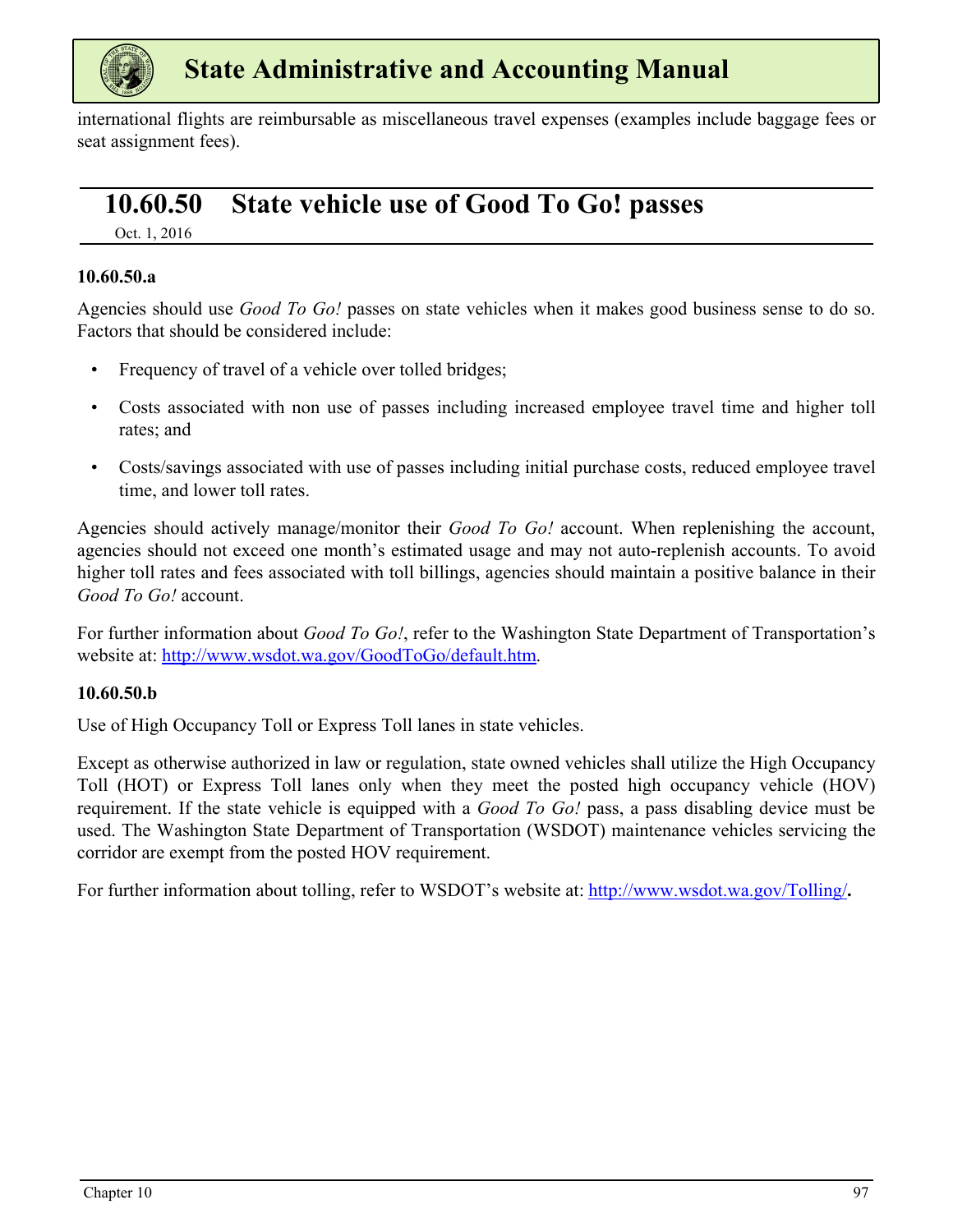international flights are reimbursable as miscellaneous travel expenses (examples include baggage fees or seat assignment fees).

## 10.60.50 State vehicle use of Good To Go! passes

Oct. 1, 2016

### 10.60.50.a

Agencies should use *Good To Go!* passes on state vehicles when it makes good business sense to do so. Factors that should be considered include:

- Frequency of travel of a vehicle over tolled bridges;
- Costs associated with non use of passes including increased employee travel time and higher toll rates; and
- Costs/savings associated with use of passes including initial purchase costs, reduced employee travel time, and lower toll rates.

Agencies should actively manage/monitor their *Good To Go!* account. When replenishing the account, agencies should not exceed one month's estimated usage and may not auto-replenish accounts. To avoid higher toll rates and fees associated with toll billings, agencies should maintain a positive balance in their *Good To Go!* account.

For further information about *Good To Go!*, refer to the Washington State Department of Transportation's website at: [http://www.wsdot.wa.gov/GoodToGo/default.htm](http://www.wsdot.wa.gov/GoodToGo/default.htm).

### 10.60.50.b

Use of High Occupancy Toll or Express Toll lanes in state vehicles.

Except as otherwise authorized in law or regulation, state owned vehicles shall utilize the High Occupancy Toll (HOT) or Express Toll lanes only when they meet the posted high occupancy vehicle (HOV) requirement. If the state vehicle is equipped with a *Good To Go!* pass, a pass disabling device must be used. The Washington State Department of Transportation (WSDOT) maintenance vehicles servicing the corridor are exempt from the posted HOV requirement.

For further information about tolling, refer to WSDOT's website at: [http://www.wsdot.wa.gov/Tolling/](http://www.wsdot.wa.gov/Tolling/).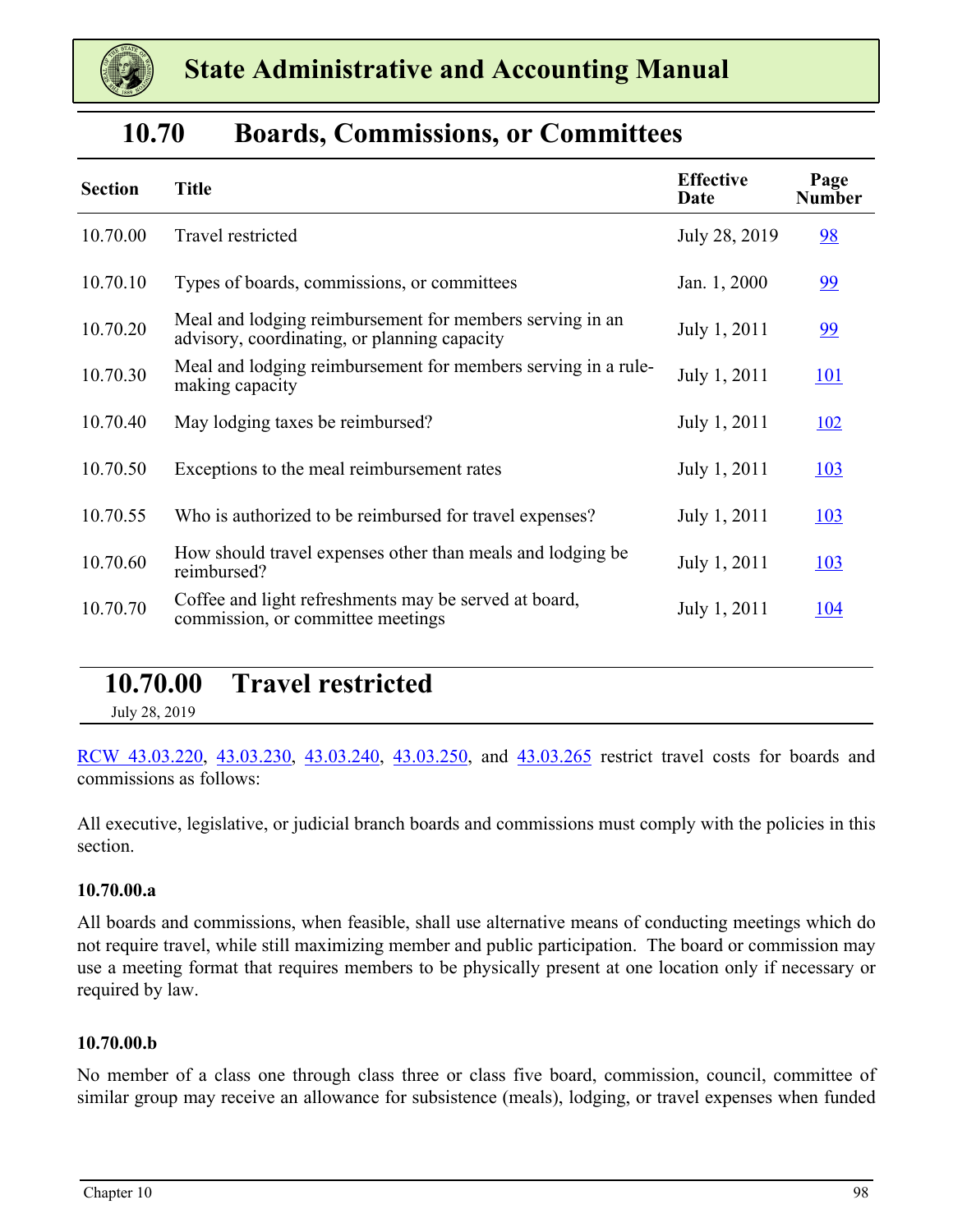# State Administrative and Accounting Manual

## 10.70 Boards, Commissions, or Committees

| Section | Title | Effective Date | Page Number |
|---|---|---|---|
| 10.70.00 | Travel restricted | July 28, 2019 | 98 |
| 10.70.10 | Types of boards, commissions, or committees | Jan. 1, 2000 | 99 |
| 10.70.20 | Meal and lodging reimbursement for members serving in an advisory, coordinating, or planning capacity | July 1, 2011 | 99 |
| 10.70.30 | Meal and lodging reimbursement for members serving in a rule-making capacity | July 1, 2011 | 101 |
| 10.70.40 | May lodging taxes be reimbursed? | July 1, 2011 | 102 |
| 10.70.50 | Exceptions to the meal reimbursement rates | July 1, 2011 | 103 |
| 10.70.55 | Who is authorized to be reimbursed for travel expenses? | July 1, 2011 | 103 |
| 10.70.60 | How should travel expenses other than meals and lodging be reimbursed? | July 1, 2011 | 103 |
| 10.70.70 | Coffee and light refreshments may be served at board, commission, or committee meetings | July 1, 2011 | 104 |

## 10.70.00 Travel restricted

July 28, 2019

RCW 43.03.220, 43.03.230, 43.03.240, 43.03.250, and 43.03.265 restrict travel costs for boards and commissions as follows:

All executive, legislative, or judicial branch boards and commissions must comply with the policies in this section.

**10.70.00.a**

All boards and commissions, when feasible, shall use alternative means of conducting meetings which do not require travel, while still maximizing member and public participation. The board or commission may use a meeting format that requires members to be physically present at one location only if necessary or required by law.

**10.70.00.b**

No member of a class one through class three or class five board, commission, council, committee of similar group may receive an allowance for subsistence (meals), lodging, or travel expenses when funded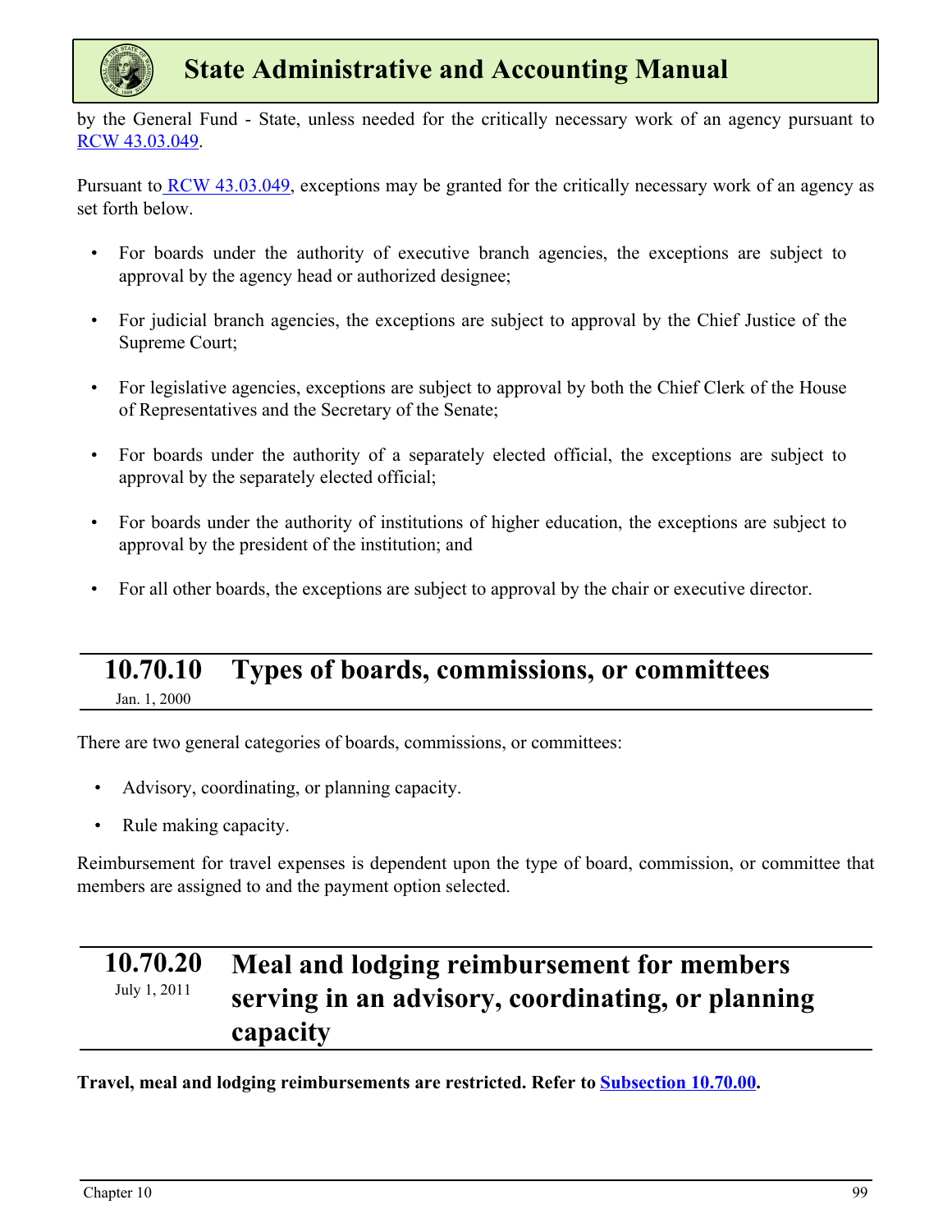by the General Fund - State, unless needed for the critically necessary work of an agency pursuant to RCW 43.03.049.

Pursuant to RCW 43.03.049, exceptions may be granted for the critically necessary work of an agency as set forth below.

- For boards under the authority of executive branch agencies, the exceptions are subject to approval by the agency head or authorized designee;
- For judicial branch agencies, the exceptions are subject to approval by the Chief Justice of the Supreme Court;
- For legislative agencies, exceptions are subject to approval by both the Chief Clerk of the House of Representatives and the Secretary of the Senate;
- For boards under the authority of a separately elected official, the exceptions are subject to approval by the separately elected official;
- For boards under the authority of institutions of higher education, the exceptions are subject to approval by the president of the institution; and
- For all other boards, the exceptions are subject to approval by the chair or executive director.

## 10.70.10 Types of boards, commissions, or committees

Jan. 1, 2000

There are two general categories of boards, commissions, or committees:

- Advisory, coordinating, or planning capacity.
- Rule making capacity.

Reimbursement for travel expenses is dependent upon the type of board, commission, or committee that members are assigned to and the payment option selected.

## 10.70.20 Meal and lodging reimbursement for members serving in an advisory, coordinating, or planning capacity

July 1, 2011

**Travel, meal and lodging reimbursements are restricted. Refer to Subsection 10.70.00.**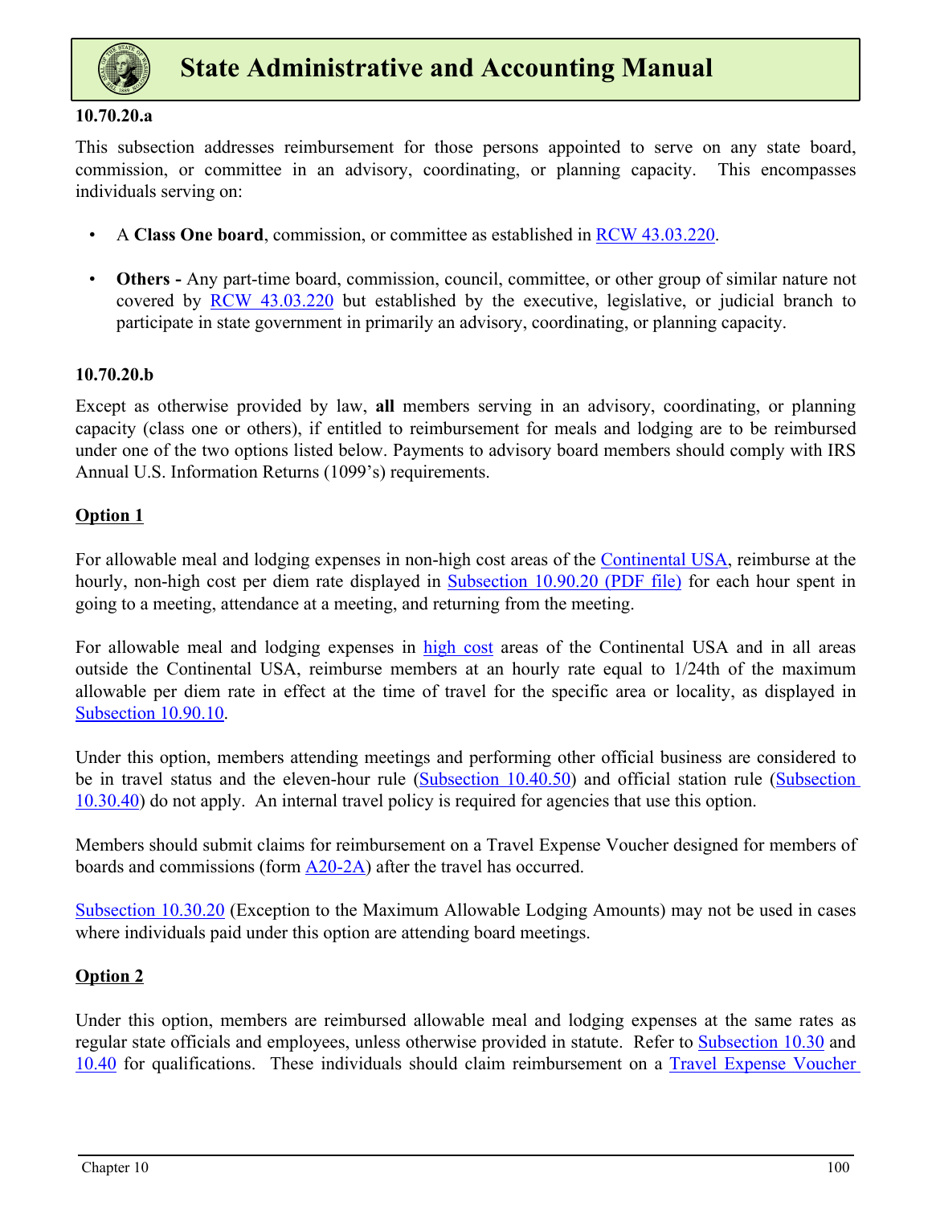### 10.70.20.a

This subsection addresses reimbursement for those persons appointed to serve on any state board, commission, or committee in an advisory, coordinating, or planning capacity. This encompasses individuals serving on:

- A **Class One board**, commission, or committee as established in RCW 43.03.220.
- **Others -** Any part-time board, commission, council, committee, or other group of similar nature not covered by RCW 43.03.220 but established by the executive, legislative, or judicial branch to participate in state government in primarily an advisory, coordinating, or planning capacity.

### 10.70.20.b

Except as otherwise provided by law, **all** members serving in an advisory, coordinating, or planning capacity (class one or others), if entitled to reimbursement for meals and lodging are to be reimbursed under one of the two options listed below. Payments to advisory board members should comply with IRS Annual U.S. Information Returns (1099's) requirements.

**Option 1**

For allowable meal and lodging expenses in non-high cost areas of the Continental USA, reimburse at the hourly, non-high cost per diem rate displayed in Subsection 10.90.20 (PDF file) for each hour spent in going to a meeting, attendance at a meeting, and returning from the meeting.

For allowable meal and lodging expenses in high cost areas of the Continental USA and in all areas outside the Continental USA, reimburse members at an hourly rate equal to 1/24th of the maximum allowable per diem rate in effect at the time of travel for the specific area or locality, as displayed in Subsection 10.90.10.

Under this option, members attending meetings and performing other official business are considered to be in travel status and the eleven-hour rule (Subsection 10.40.50) and official station rule (Subsection 10.30.40) do not apply. An internal travel policy is required for agencies that use this option.

Members should submit claims for reimbursement on a Travel Expense Voucher designed for members of boards and commissions (form A20-2A) after the travel has occurred.

Subsection 10.30.20 (Exception to the Maximum Allowable Lodging Amounts) may not be used in cases where individuals paid under this option are attending board meetings.

**Option 2**

Under this option, members are reimbursed allowable meal and lodging expenses at the same rates as regular state officials and employees, unless otherwise provided in statute. Refer to Subsection 10.30 and 10.40 for qualifications. These individuals should claim reimbursement on a Travel Expense Voucher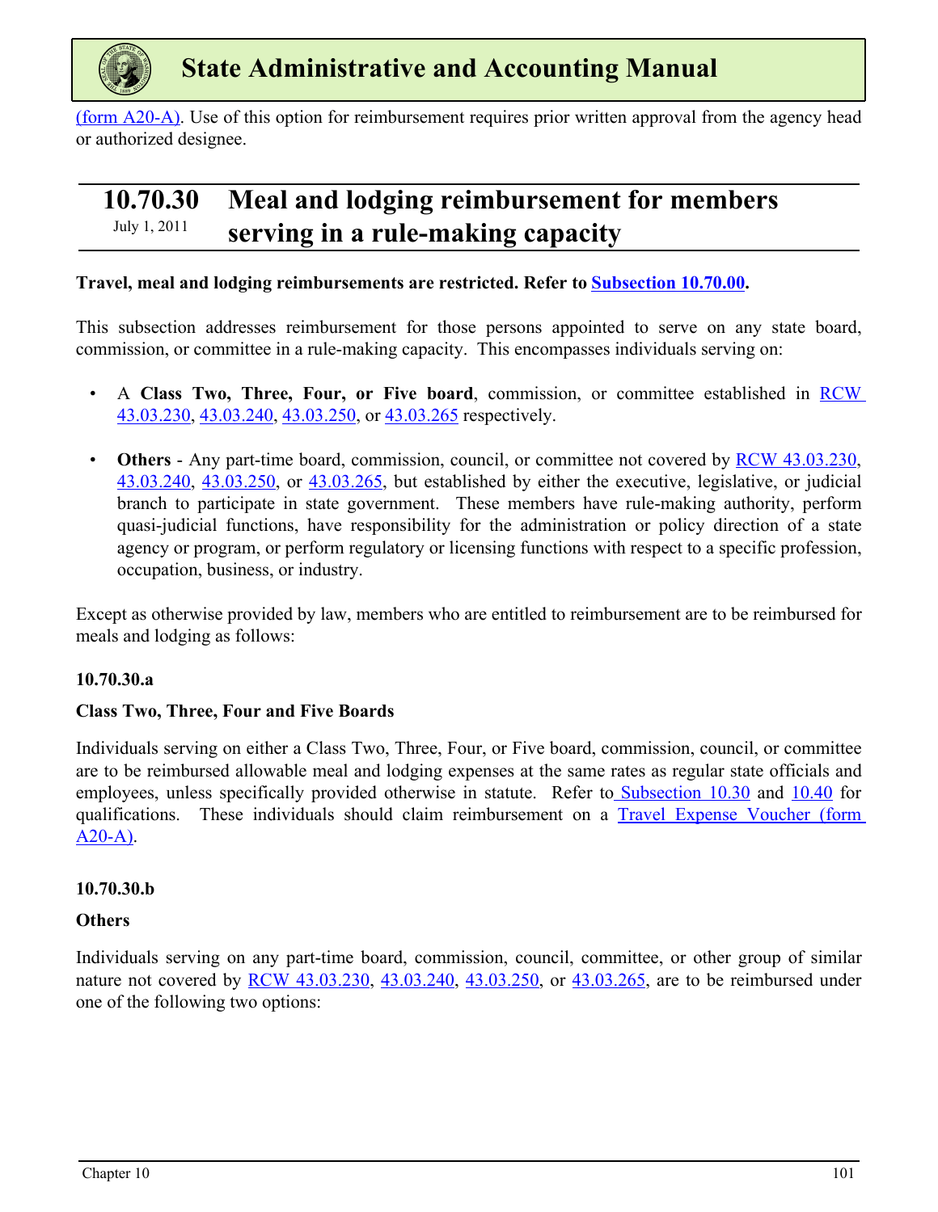(form A20-A). Use of this option for reimbursement requires prior written approval from the agency head or authorized designee.

## 10.70.30 Meal and lodging reimbursement for members serving in a rule-making capacity

July 1, 2011

**Travel, meal and lodging reimbursements are restricted. Refer to Subsection 10.70.00.**

This subsection addresses reimbursement for those persons appointed to serve on any state board, commission, or committee in a rule-making capacity. This encompasses individuals serving on:

- A **Class Two, Three, Four, or Five board**, commission, or committee established in RCW 43.03.230, 43.03.240, 43.03.250, or 43.03.265 respectively.
- **Others** - Any part-time board, commission, council, or committee not covered by RCW 43.03.230, 43.03.240, 43.03.250, or 43.03.265, but established by either the executive, legislative, or judicial branch to participate in state government. These members have rule-making authority, perform quasi-judicial functions, have responsibility for the administration or policy direction of a state agency or program, or perform regulatory or licensing functions with respect to a specific profession, occupation, business, or industry.

Except as otherwise provided by law, members who are entitled to reimbursement are to be reimbursed for meals and lodging as follows:

### 10.70.30.a

**Class Two, Three, Four and Five Boards**

Individuals serving on either a Class Two, Three, Four, or Five board, commission, council, or committee are to be reimbursed allowable meal and lodging expenses at the same rates as regular state officials and employees, unless specifically provided otherwise in statute. Refer to Subsection 10.30 and 10.40 for qualifications. These individuals should claim reimbursement on a Travel Expense Voucher (form A20-A).

### 10.70.30.b

**Others**

Individuals serving on any part-time board, commission, council, committee, or other group of similar nature not covered by RCW 43.03.230, 43.03.240, 43.03.250, or 43.03.265, are to be reimbursed under one of the following two options: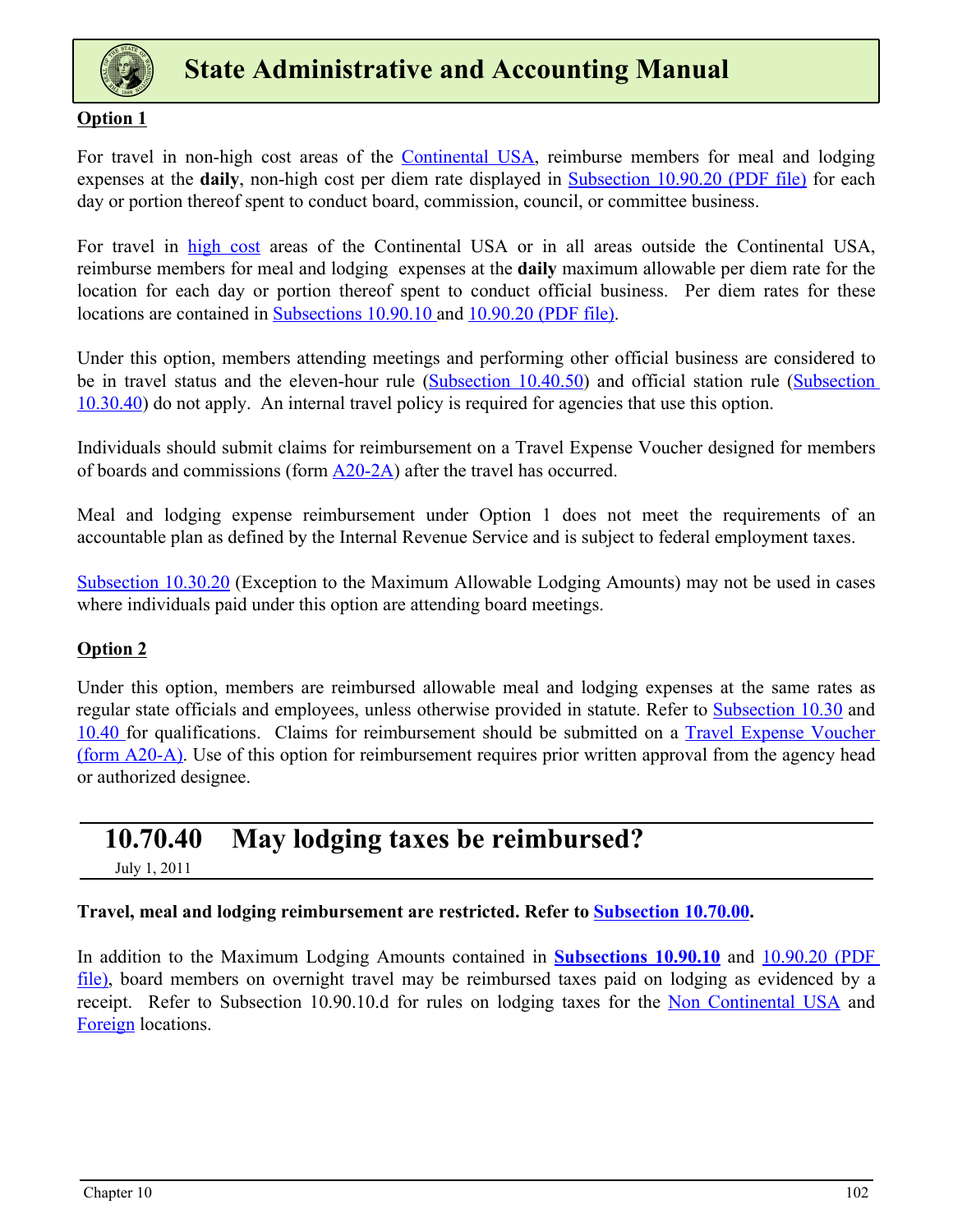**Option 1**

For travel in non-high cost areas of the Continental USA, reimburse members for meal and lodging expenses at the **daily**, non-high cost per diem rate displayed in Subsection 10.90.20 (PDF file) for each day or portion thereof spent to conduct board, commission, council, or committee business.

For travel in high cost areas of the Continental USA or in all areas outside the Continental USA, reimburse members for meal and lodging expenses at the **daily** maximum allowable per diem rate for the location for each day or portion thereof spent to conduct official business. Per diem rates for these locations are contained in Subsections 10.90.10 and 10.90.20 (PDF file).

Under this option, members attending meetings and performing other official business are considered to be in travel status and the eleven-hour rule (Subsection 10.40.50) and official station rule (Subsection 10.30.40) do not apply. An internal travel policy is required for agencies that use this option.

Individuals should submit claims for reimbursement on a Travel Expense Voucher designed for members of boards and commissions (form A20-2A) after the travel has occurred.

Meal and lodging expense reimbursement under Option 1 does not meet the requirements of an accountable plan as defined by the Internal Revenue Service and is subject to federal employment taxes.

Subsection 10.30.20 (Exception to the Maximum Allowable Lodging Amounts) may not be used in cases where individuals paid under this option are attending board meetings.

**Option 2**

Under this option, members are reimbursed allowable meal and lodging expenses at the same rates as regular state officials and employees, unless otherwise provided in statute. Refer to Subsection 10.30 and 10.40 for qualifications. Claims for reimbursement should be submitted on a Travel Expense Voucher (form A20-A). Use of this option for reimbursement requires prior written approval from the agency head or authorized designee.

## 10.70.40 May lodging taxes be reimbursed?

July 1, 2011

**Travel, meal and lodging reimbursement are restricted. Refer to Subsection 10.70.00.**

In addition to the Maximum Lodging Amounts contained in **Subsections 10.90.10** and 10.90.20 (PDF file), board members on overnight travel may be reimbursed taxes paid on lodging as evidenced by a receipt. Refer to Subsection 10.90.10.d for rules on lodging taxes for the Non Continental USA and Foreign locations.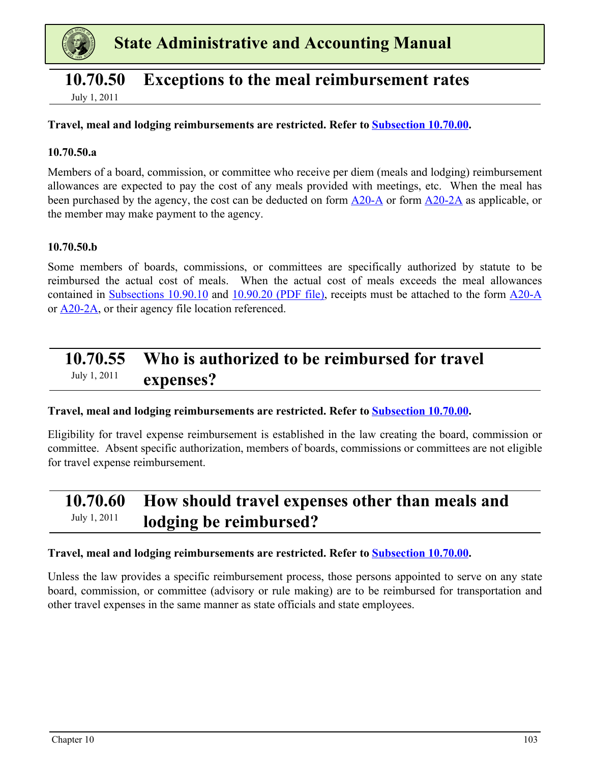## 10.70.50 Exceptions to the meal reimbursement rates

July 1, 2011

**Travel, meal and lodging reimbursements are restricted. Refer to Subsection 10.70.00.**

**10.70.50.a**

Members of a board, commission, or committee who receive per diem (meals and lodging) reimbursement allowances are expected to pay the cost of any meals provided with meetings, etc. When the meal has been purchased by the agency, the cost can be deducted on form A20-A or form A20-2A as applicable, or the member may make payment to the agency.

**10.70.50.b**

Some members of boards, commissions, or committees are specifically authorized by statute to be reimbursed the actual cost of meals. When the actual cost of meals exceeds the meal allowances contained in Subsections 10.90.10 and 10.90.20 (PDF file), receipts must be attached to the form A20-A or A20-2A, or their agency file location referenced.

## 10.70.55 Who is authorized to be reimbursed for travel expenses?

July 1, 2011

**Travel, meal and lodging reimbursements are restricted. Refer to Subsection 10.70.00.**

Eligibility for travel expense reimbursement is established in the law creating the board, commission or committee. Absent specific authorization, members of boards, commissions or committees are not eligible for travel expense reimbursement.

## 10.70.60 How should travel expenses other than meals and lodging be reimbursed?

July 1, 2011

**Travel, meal and lodging reimbursements are restricted. Refer to Subsection 10.70.00.**

Unless the law provides a specific reimbursement process, those persons appointed to serve on any state board, commission, or committee (advisory or rule making) are to be reimbursed for transportation and other travel expenses in the same manner as state officials and state employees.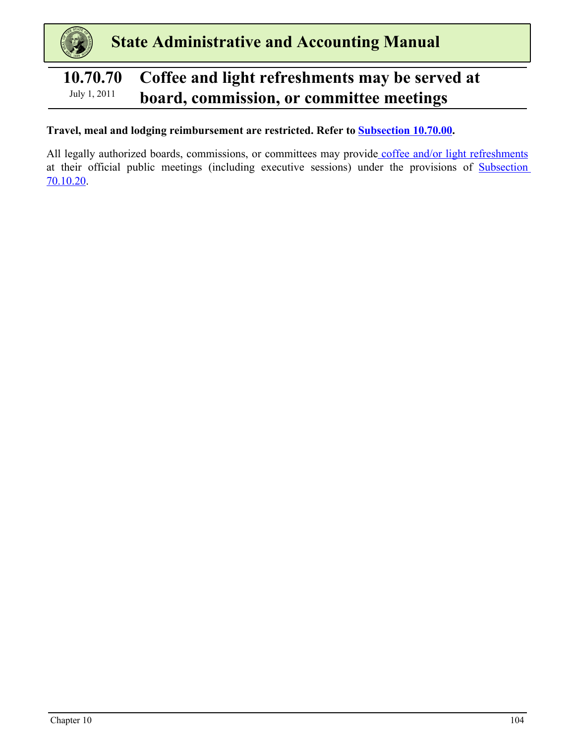## 10.70.70 Coffee and light refreshments may be served at board, commission, or committee meetings

July 1, 2011

**Travel, meal and lodging reimbursement are restricted. Refer to Subsection 10.70.00.**

All legally authorized boards, commissions, or committees may provide coffee and/or light refreshments at their official public meetings (including executive sessions) under the provisions of Subsection 70.10.20.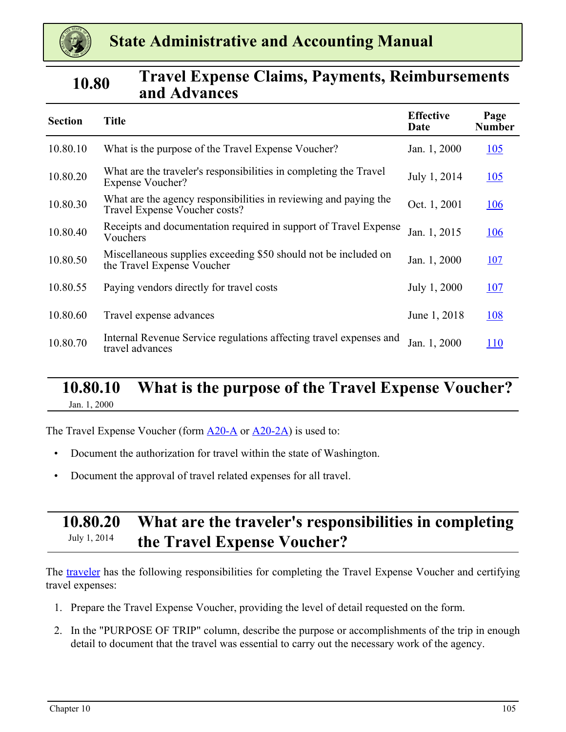# State Administrative and Accounting Manual

## 10.80 Travel Expense Claims, Payments, Reimbursements and Advances

| Section | Title | Effective Date | Page Number |
|---|---|---|---|
| 10.80.10 | What is the purpose of the Travel Expense Voucher? | Jan. 1, 2000 | 105 |
| 10.80.20 | What are the traveler's responsibilities in completing the Travel Expense Voucher? | July 1, 2014 | 105 |
| 10.80.30 | What are the agency responsibilities in reviewing and paying the Travel Expense Voucher costs? | Oct. 1, 2001 | 106 |
| 10.80.40 | Receipts and documentation required in support of Travel Expense Vouchers | Jan. 1, 2015 | 106 |
| 10.80.50 | Miscellaneous supplies exceeding $50 should not be included on the Travel Expense Voucher | Jan. 1, 2000 | 107 |
| 10.80.55 | Paying vendors directly for travel costs | July 1, 2000 | 107 |
| 10.80.60 | Travel expense advances | June 1, 2018 | 108 |
| 10.80.70 | Internal Revenue Service regulations affecting travel expenses and travel advances | Jan. 1, 2000 | 110 |

### 10.80.10 What is the purpose of the Travel Expense Voucher?

Jan. 1, 2000

The Travel Expense Voucher (form A20-A or A20-2A) is used to:

- Document the authorization for travel within the state of Washington.
- Document the approval of travel related expenses for all travel.

### 10.80.20 What are the traveler's responsibilities in completing the Travel Expense Voucher?

July 1, 2014

The traveler has the following responsibilities for completing the Travel Expense Voucher and certifying travel expenses:

1. Prepare the Travel Expense Voucher, providing the level of detail requested on the form.
2. In the "PURPOSE OF TRIP" column, describe the purpose or accomplishments of the trip in enough detail to document that the travel was essential to carry out the necessary work of the agency.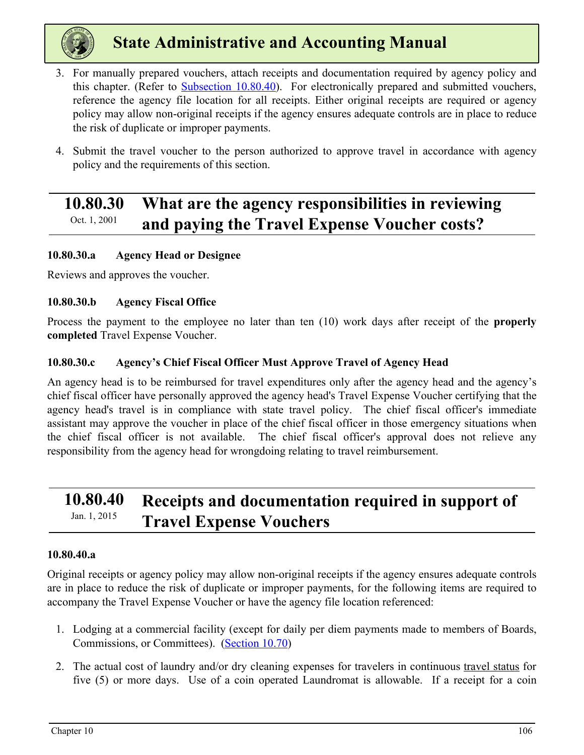3. For manually prepared vouchers, attach receipts and documentation required by agency policy and this chapter. (Refer to Subsection 10.80.40). For electronically prepared and submitted vouchers, reference the agency file location for all receipts. Either original receipts are required or agency policy may allow non-original receipts if the agency ensures adequate controls are in place to reduce the risk of duplicate or improper payments.

4. Submit the travel voucher to the person authorized to approve travel in accordance with agency policy and the requirements of this section.

## 10.80.30 What are the agency responsibilities in reviewing and paying the Travel Expense Voucher costs?

Oct. 1, 2001

### 10.80.30.a Agency Head or Designee

Reviews and approves the voucher.

### 10.80.30.b Agency Fiscal Office

Process the payment to the employee no later than ten (10) work days after receipt of the **properly completed** Travel Expense Voucher.

### 10.80.30.c Agency's Chief Fiscal Officer Must Approve Travel of Agency Head

An agency head is to be reimbursed for travel expenditures only after the agency head and the agency's chief fiscal officer have personally approved the agency head's Travel Expense Voucher certifying that the agency head's travel is in compliance with state travel policy. The chief fiscal officer's immediate assistant may approve the voucher in place of the chief fiscal officer in those emergency situations when the chief fiscal officer is not available. The chief fiscal officer's approval does not relieve any responsibility from the agency head for wrongdoing relating to travel reimbursement.

## 10.80.40 Receipts and documentation required in support of Travel Expense Vouchers

Jan. 1, 2015

### 10.80.40.a

Original receipts or agency policy may allow non-original receipts if the agency ensures adequate controls are in place to reduce the risk of duplicate or improper payments, for the following items are required to accompany the Travel Expense Voucher or have the agency file location referenced:

1. Lodging at a commercial facility (except for daily per diem payments made to members of Boards, Commissions, or Committees). (Section 10.70)

2. The actual cost of laundry and/or dry cleaning expenses for travelers in continuous travel status for five (5) or more days. Use of a coin operated Laundromat is allowable. If a receipt for a coin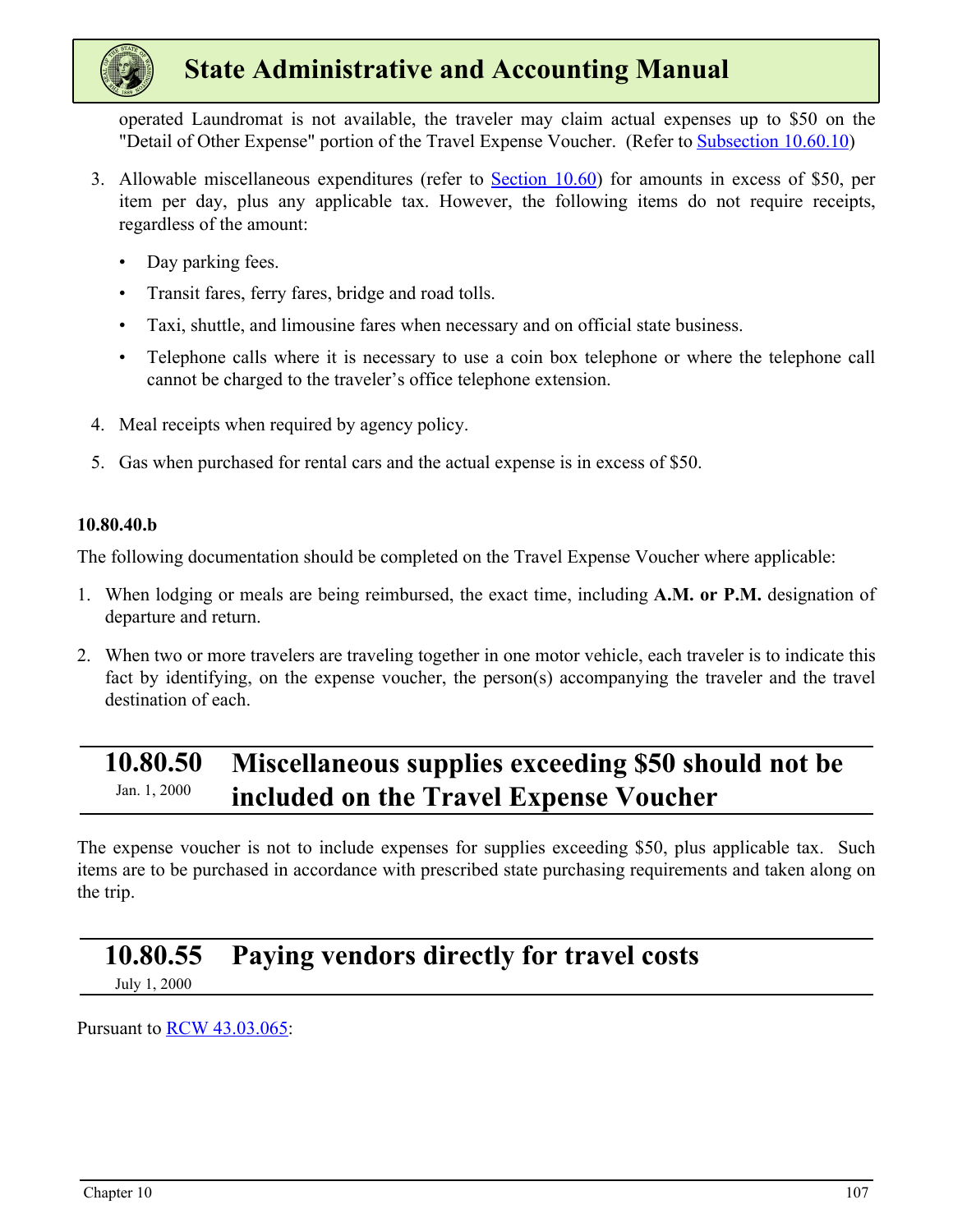operated Laundromat is not available, the traveler may claim actual expenses up to $50 on the "Detail of Other Expense" portion of the Travel Expense Voucher. (Refer to [Subsection 10.60.10](#))

3. Allowable miscellaneous expenditures (refer to [Section 10.60](#)) for amounts in excess of $50, per item per day, plus any applicable tax. However, the following items do not require receipts, regardless of the amount:

   - Day parking fees.
   - Transit fares, ferry fares, bridge and road tolls.
   - Taxi, shuttle, and limousine fares when necessary and on official state business.
   - Telephone calls where it is necessary to use a coin box telephone or where the telephone call cannot be charged to the traveler's office telephone extension.

4. Meal receipts when required by agency policy.

5. Gas when purchased for rental cars and the actual expense is in excess of $50.

#### 10.80.40.b

The following documentation should be completed on the Travel Expense Voucher where applicable:

1. When lodging or meals are being reimbursed, the exact time, including **A.M. or P.M.** designation of departure and return.

2. When two or more travelers are traveling together in one motor vehicle, each traveler is to indicate this fact by identifying, on the expense voucher, the person(s) accompanying the traveler and the travel destination of each.

## 10.80.50 Miscellaneous supplies exceeding $50 should not be included on the Travel Expense Voucher

Jan. 1, 2000

The expense voucher is not to include expenses for supplies exceeding $50, plus applicable tax. Such items are to be purchased in accordance with prescribed state purchasing requirements and taken along on the trip.

## 10.80.55 Paying vendors directly for travel costs

July 1, 2000

Pursuant to [RCW 43.03.065](#):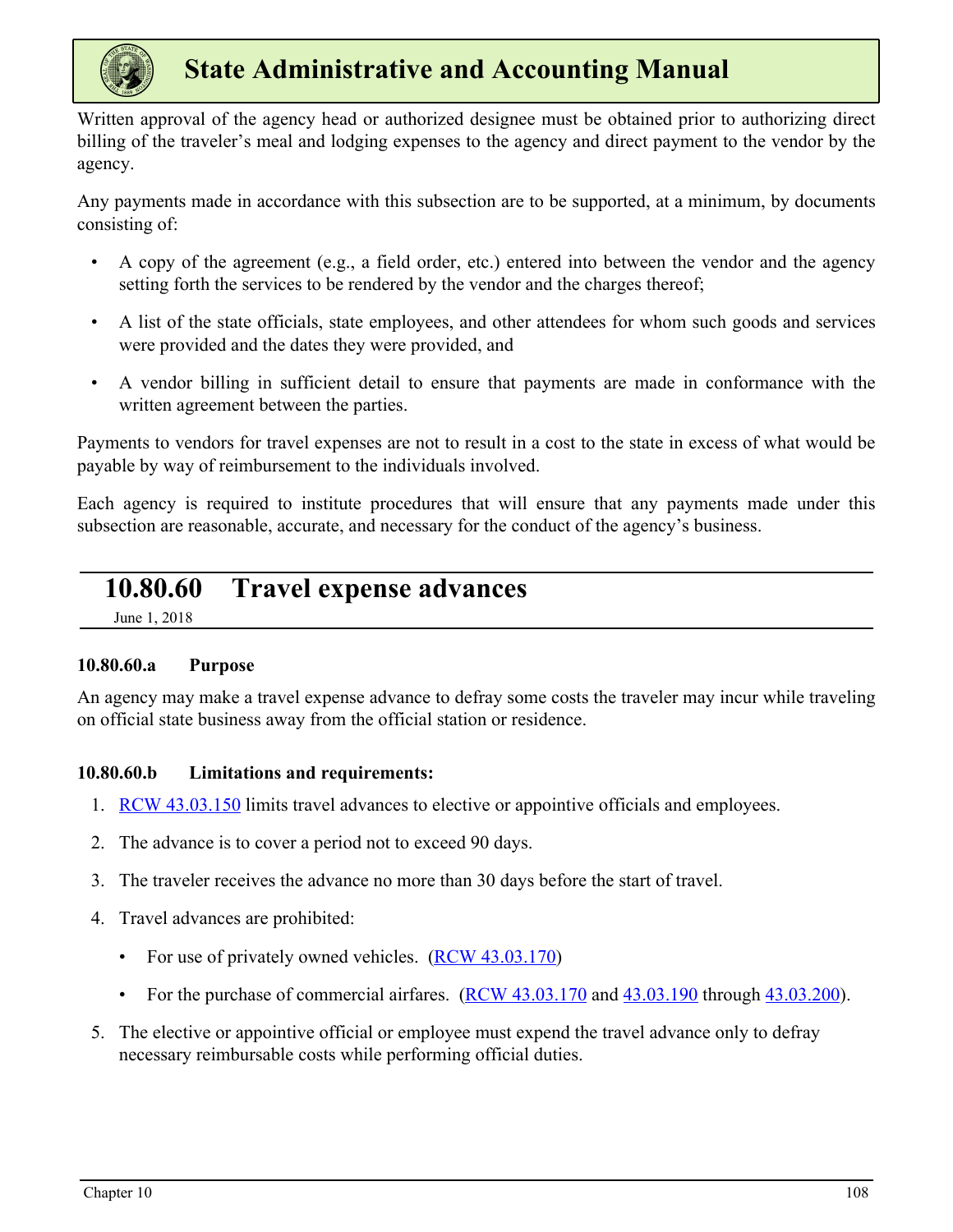Written approval of the agency head or authorized designee must be obtained prior to authorizing direct billing of the traveler's meal and lodging expenses to the agency and direct payment to the vendor by the agency.

Any payments made in accordance with this subsection are to be supported, at a minimum, by documents consisting of:

- A copy of the agreement (e.g., a field order, etc.) entered into between the vendor and the agency setting forth the services to be rendered by the vendor and the charges thereof;
- A list of the state officials, state employees, and other attendees for whom such goods and services were provided and the dates they were provided, and
- A vendor billing in sufficient detail to ensure that payments are made in conformance with the written agreement between the parties.

Payments to vendors for travel expenses are not to result in a cost to the state in excess of what would be payable by way of reimbursement to the individuals involved.

Each agency is required to institute procedures that will ensure that any payments made under this subsection are reasonable, accurate, and necessary for the conduct of the agency's business.

## 10.80.60 Travel expense advances

June 1, 2018

### 10.80.60.a Purpose

An agency may make a travel expense advance to defray some costs the traveler may incur while traveling on official state business away from the official station or residence.

### 10.80.60.b Limitations and requirements:

1. RCW 43.03.150 limits travel advances to elective or appointive officials and employees.
2. The advance is to cover a period not to exceed 90 days.
3. The traveler receives the advance no more than 30 days before the start of travel.
4. Travel advances are prohibited:
   - For use of privately owned vehicles. (RCW 43.03.170)
   - For the purchase of commercial airfares. (RCW 43.03.170 and 43.03.190 through 43.03.200).
5. The elective or appointive official or employee must expend the travel advance only to defray necessary reimbursable costs while performing official duties.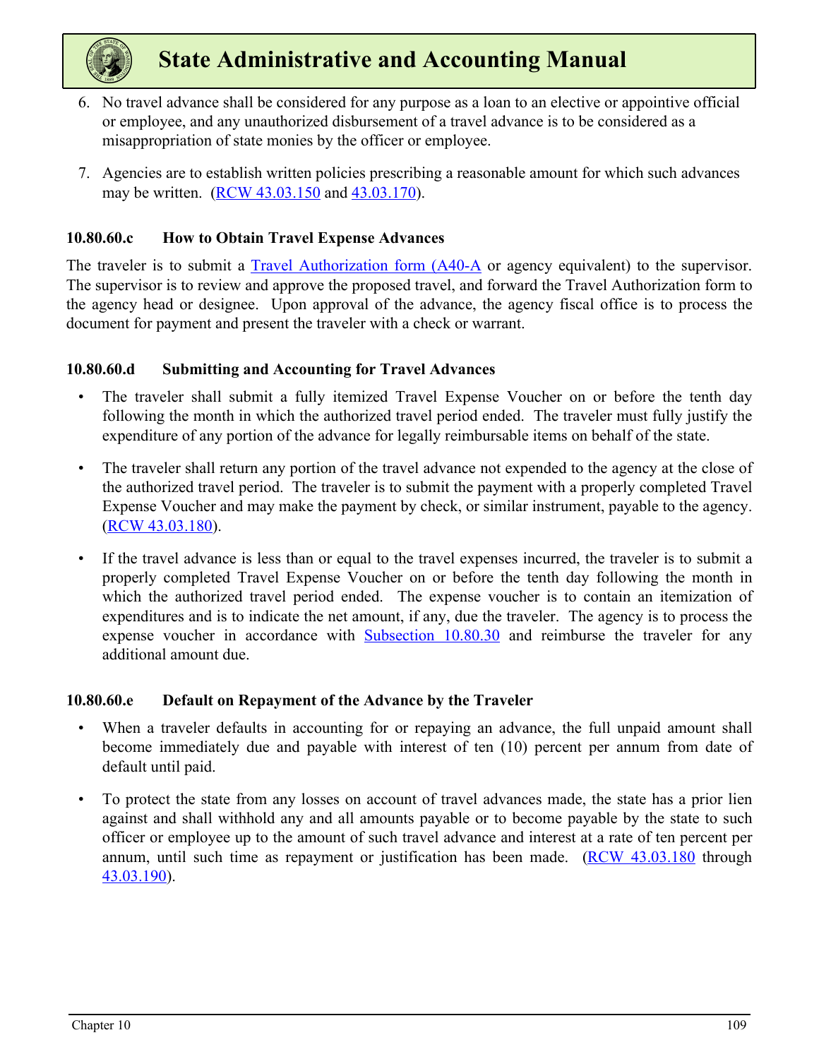6. No travel advance shall be considered for any purpose as a loan to an elective or appointive official or employee, and any unauthorized disbursement of a travel advance is to be considered as a misappropriation of state monies by the officer or employee.

7. Agencies are to establish written policies prescribing a reasonable amount for which such advances may be written. (RCW 43.03.150 and 43.03.170).

### 10.80.60.c How to Obtain Travel Expense Advances

The traveler is to submit a Travel Authorization form (A40-A or agency equivalent) to the supervisor. The supervisor is to review and approve the proposed travel, and forward the Travel Authorization form to the agency head or designee. Upon approval of the advance, the agency fiscal office is to process the document for payment and present the traveler with a check or warrant.

### 10.80.60.d Submitting and Accounting for Travel Advances

- The traveler shall submit a fully itemized Travel Expense Voucher on or before the tenth day following the month in which the authorized travel period ended. The traveler must fully justify the expenditure of any portion of the advance for legally reimbursable items on behalf of the state.

- The traveler shall return any portion of the travel advance not expended to the agency at the close of the authorized travel period. The traveler is to submit the payment with a properly completed Travel Expense Voucher and may make the payment by check, or similar instrument, payable to the agency. (RCW 43.03.180).

- If the travel advance is less than or equal to the travel expenses incurred, the traveler is to submit a properly completed Travel Expense Voucher on or before the tenth day following the month in which the authorized travel period ended. The expense voucher is to contain an itemization of expenditures and is to indicate the net amount, if any, due the traveler. The agency is to process the expense voucher in accordance with Subsection 10.80.30 and reimburse the traveler for any additional amount due.

### 10.80.60.e Default on Repayment of the Advance by the Traveler

- When a traveler defaults in accounting for or repaying an advance, the full unpaid amount shall become immediately due and payable with interest of ten (10) percent per annum from date of default until paid.

- To protect the state from any losses on account of travel advances made, the state has a prior lien against and shall withhold any and all amounts payable or to become payable by the state to such officer or employee up to the amount of such travel advance and interest at a rate of ten percent per annum, until such time as repayment or justification has been made. (RCW 43.03.180 through 43.03.190).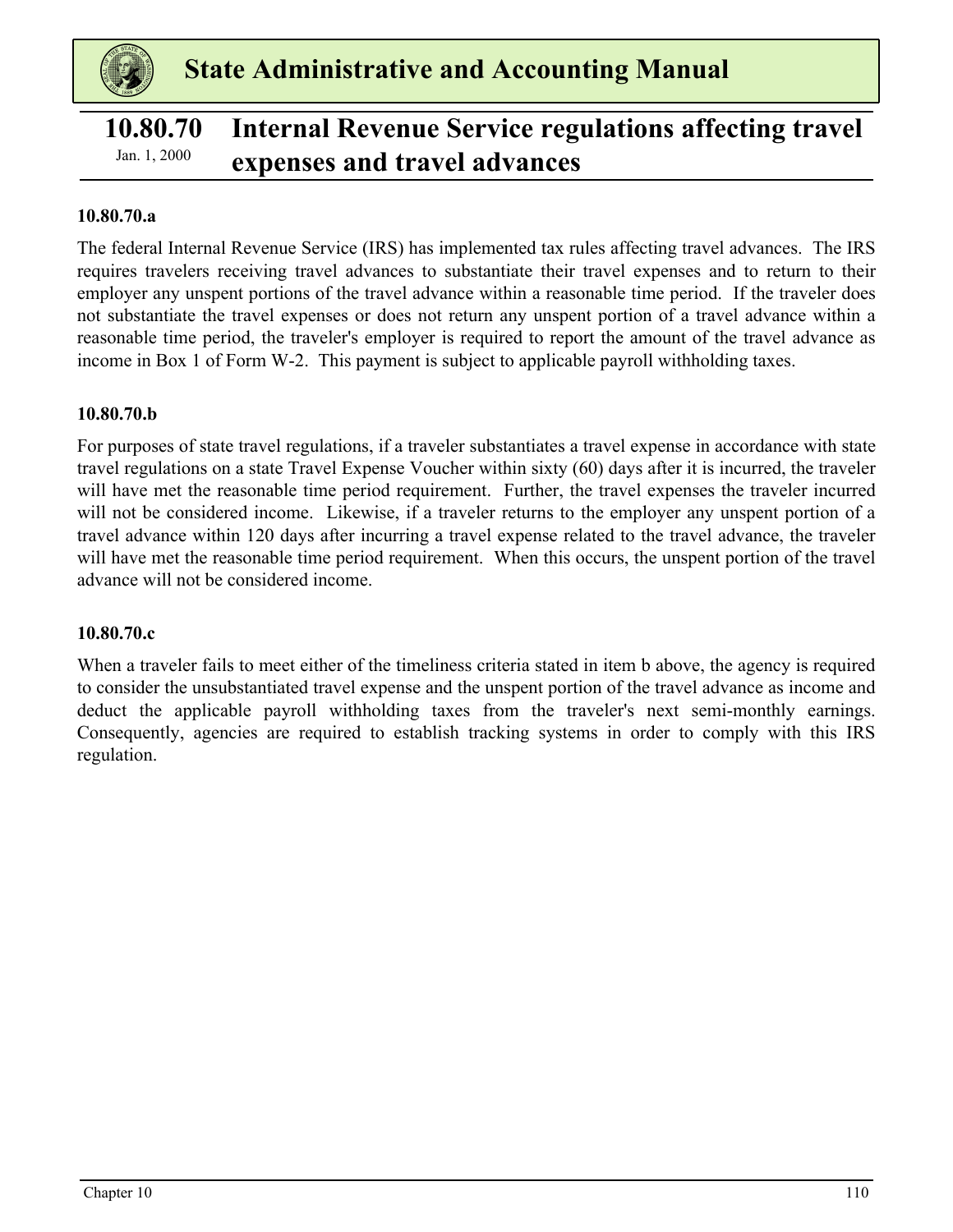## 10.80.70 Internal Revenue Service regulations affecting travel expenses and travel advances

Jan. 1, 2000

### 10.80.70.a

The federal Internal Revenue Service (IRS) has implemented tax rules affecting travel advances. The IRS requires travelers receiving travel advances to substantiate their travel expenses and to return to their employer any unspent portions of the travel advance within a reasonable time period. If the traveler does not substantiate the travel expenses or does not return any unspent portion of a travel advance within a reasonable time period, the traveler's employer is required to report the amount of the travel advance as income in Box 1 of Form W-2. This payment is subject to applicable payroll withholding taxes.

### 10.80.70.b

For purposes of state travel regulations, if a traveler substantiates a travel expense in accordance with state travel regulations on a state Travel Expense Voucher within sixty (60) days after it is incurred, the traveler will have met the reasonable time period requirement. Further, the travel expenses the traveler incurred will not be considered income. Likewise, if a traveler returns to the employer any unspent portion of a travel advance within 120 days after incurring a travel expense related to the travel advance, the traveler will have met the reasonable time period requirement. When this occurs, the unspent portion of the travel advance will not be considered income.

### 10.80.70.c

When a traveler fails to meet either of the timeliness criteria stated in item b above, the agency is required to consider the unsubstantiated travel expense and the unspent portion of the travel advance as income and deduct the applicable payroll withholding taxes from the traveler's next semi-monthly earnings. Consequently, agencies are required to establish tracking systems in order to comply with this IRS regulation.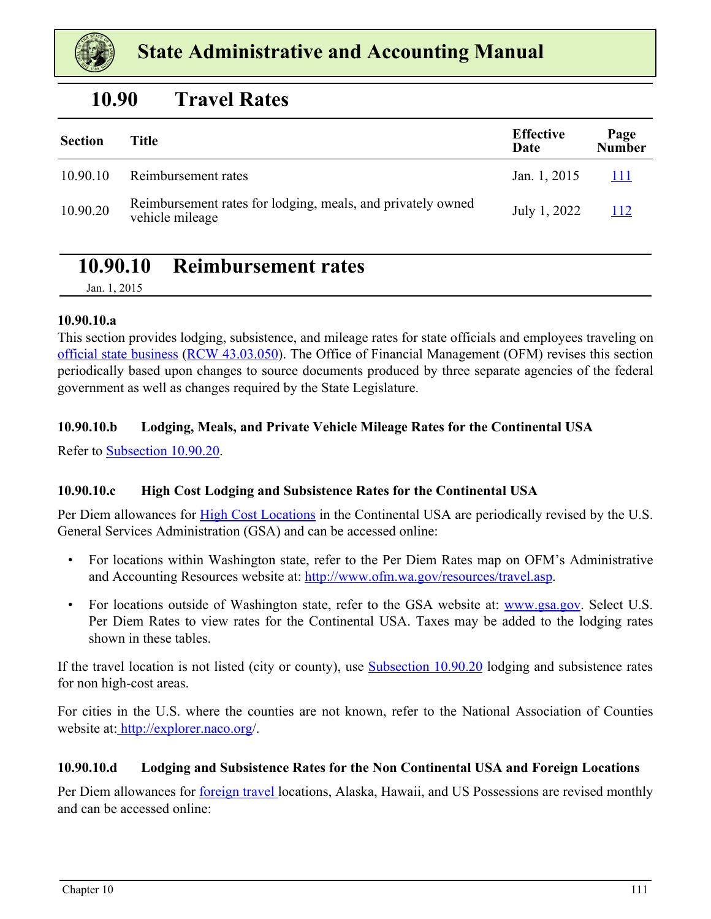# State Administrative and Accounting Manual

## 10.90 Travel Rates

| Section | Title | Effective Date | Page Number |
|---|---|---|---|
| 10.90.10 | Reimbursement rates | Jan. 1, 2015 | 111 |
| 10.90.20 | Reimbursement rates for lodging, meals, and privately owned vehicle mileage | July 1, 2022 | 112 |

## 10.90.10 Reimbursement rates

Jan. 1, 2015

**10.90.10.a**

This section provides lodging, subsistence, and mileage rates for state officials and employees traveling on official state business (RCW 43.03.050). The Office of Financial Management (OFM) revises this section periodically based upon changes to source documents produced by three separate agencies of the federal government as well as changes required by the State Legislature.

**10.90.10.b Lodging, Meals, and Private Vehicle Mileage Rates for the Continental USA**

Refer to Subsection 10.90.20.

**10.90.10.c High Cost Lodging and Subsistence Rates for the Continental USA**

Per Diem allowances for High Cost Locations in the Continental USA are periodically revised by the U.S. General Services Administration (GSA) and can be accessed online:

- For locations within Washington state, refer to the Per Diem Rates map on OFM's Administrative and Accounting Resources website at: http://www.ofm.wa.gov/resources/travel.asp.
- For locations outside of Washington state, refer to the GSA website at: www.gsa.gov. Select U.S. Per Diem Rates to view rates for the Continental USA. Taxes may be added to the lodging rates shown in these tables.

If the travel location is not listed (city or county), use Subsection 10.90.20 lodging and subsistence rates for non high-cost areas.

For cities in the U.S. where the counties are not known, refer to the National Association of Counties website at: http://explorer.naco.org/.

**10.90.10.d Lodging and Subsistence Rates for the Non Continental USA and Foreign Locations**

Per Diem allowances for foreign travel locations, Alaska, Hawaii, and US Possessions are revised monthly and can be accessed online: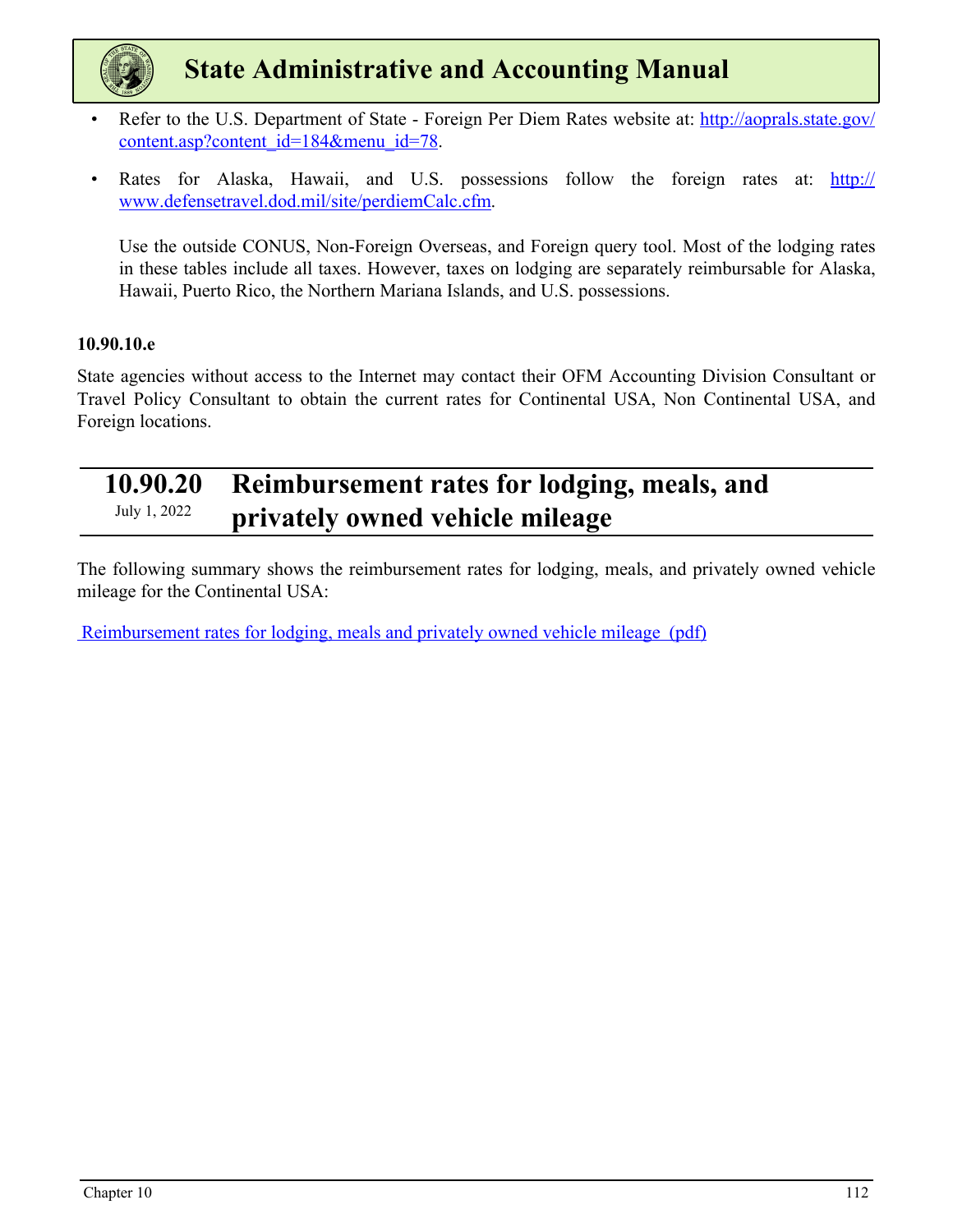- Refer to the U.S. Department of State - Foreign Per Diem Rates website at: [http://aoprals.state.gov/content.asp?content_id=184&menu_id=78](http://aoprals.state.gov/content.asp?content_id=184&menu_id=78).
- Rates for Alaska, Hawaii, and U.S. possessions follow the foreign rates at: [http://www.defensetravel.dod.mil/site/perdiemCalc.cfm](http://www.defensetravel.dod.mil/site/perdiemCalc.cfm).

  Use the outside CONUS, Non-Foreign Overseas, and Foreign query tool. Most of the lodging rates in these tables include all taxes. However, taxes on lodging are separately reimbursable for Alaska, Hawaii, Puerto Rico, the Northern Mariana Islands, and U.S. possessions.

**10.90.10.e**

State agencies without access to the Internet may contact their OFM Accounting Division Consultant or Travel Policy Consultant to obtain the current rates for Continental USA, Non Continental USA, and Foreign locations.

## 10.90.20 Reimbursement rates for lodging, meals, and privately owned vehicle mileage

July 1, 2022

The following summary shows the reimbursement rates for lodging, meals, and privately owned vehicle mileage for the Continental USA:

Reimbursement rates for lodging, meals and privately owned vehicle mileage (pdf)